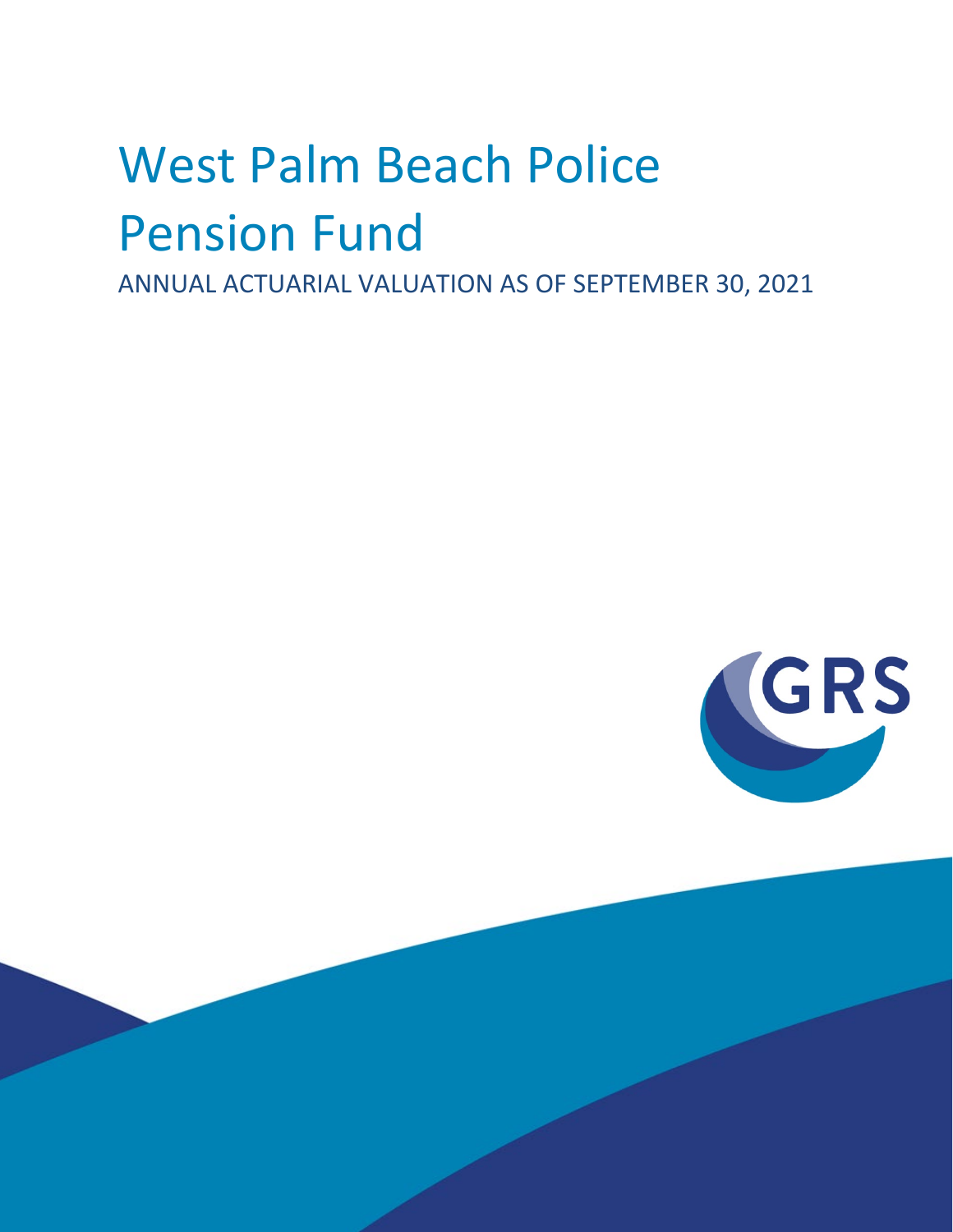# West Palm Beach Police Pension Fund

ANNUAL ACTUARIAL VALUATION AS OF SEPTEMBER 30, 2021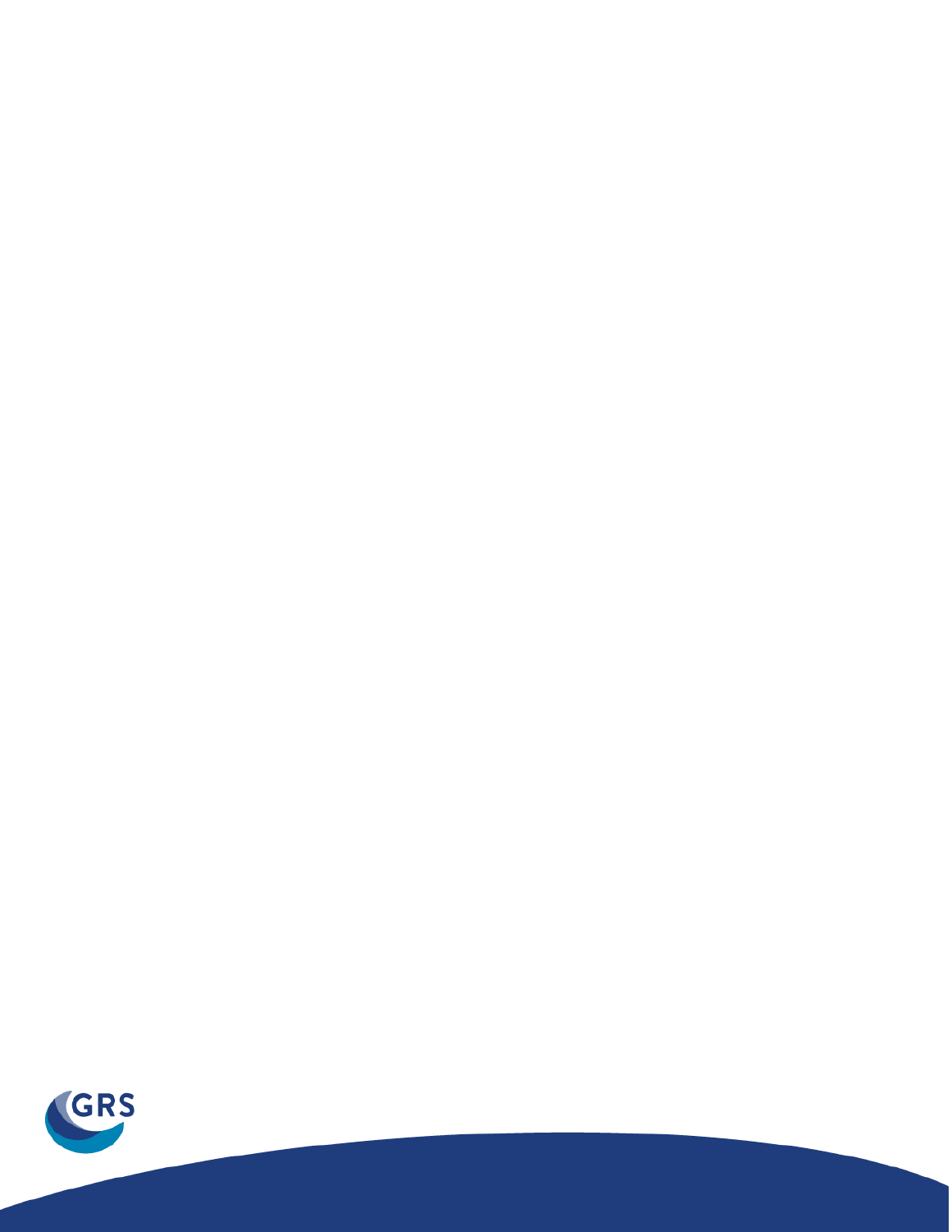GRS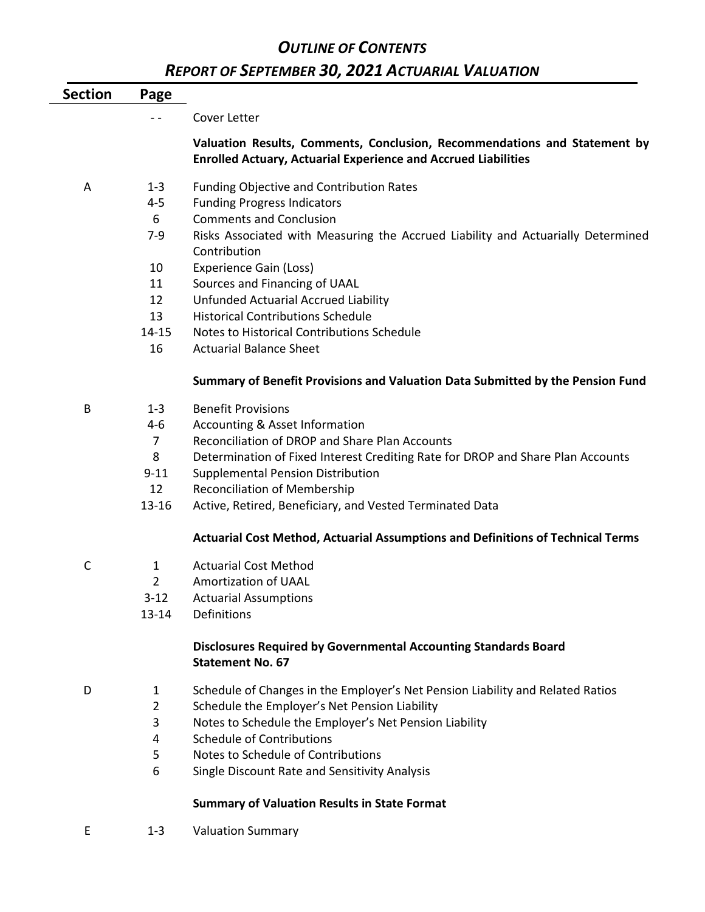# *OUTLINE OF CONTENTS*

## *REPORT OF SEPTEMBER 30, 2021 ACTUARIAL VALUATION*

| Section | Page | |
|---|---|---|
| | - - | Cover Letter |
| | | **Valuation Results, Comments, Conclusion, Recommendations and Statement by Enrolled Actuary, Actuarial Experience and Accrued Liabilities** |
| A | 1-3 | Funding Objective and Contribution Rates |
| | 4-5 | Funding Progress Indicators |
| | 6 | Comments and Conclusion |
| | 7-9 | Risks Associated with Measuring the Accrued Liability and Actuarially Determined Contribution |
| | 10 | Experience Gain (Loss) |
| | 11 | Sources and Financing of UAAL |
| | 12 | Unfunded Actuarial Accrued Liability |
| | 13 | Historical Contributions Schedule |
| | 14-15 | Notes to Historical Contributions Schedule |
| | 16 | Actuarial Balance Sheet |
| | | **Summary of Benefit Provisions and Valuation Data Submitted by the Pension Fund** |
| B | 1-3 | Benefit Provisions |
| | 4-6 | Accounting & Asset Information |
| | 7 | Reconciliation of DROP and Share Plan Accounts |
| | 8 | Determination of Fixed Interest Crediting Rate for DROP and Share Plan Accounts |
| | 9-11 | Supplemental Pension Distribution |
| | 12 | Reconciliation of Membership |
| | 13-16 | Active, Retired, Beneficiary, and Vested Terminated Data |
| | | **Actuarial Cost Method, Actuarial Assumptions and Definitions of Technical Terms** |
| C | 1 | Actuarial Cost Method |
| | 2 | Amortization of UAAL |
| | 3-12 | Actuarial Assumptions |
| | 13-14 | Definitions |
| | | **Disclosures Required by Governmental Accounting Standards Board Statement No. 67** |
| D | 1 | Schedule of Changes in the Employer's Net Pension Liability and Related Ratios |
| | 2 | Schedule the Employer's Net Pension Liability |
| | 3 | Notes to Schedule the Employer's Net Pension Liability |
| | 4 | Schedule of Contributions |
| | 5 | Notes to Schedule of Contributions |
| | 6 | Single Discount Rate and Sensitivity Analysis |
| | | **Summary of Valuation Results in State Format** |
| E | 1-3 | Valuation Summary |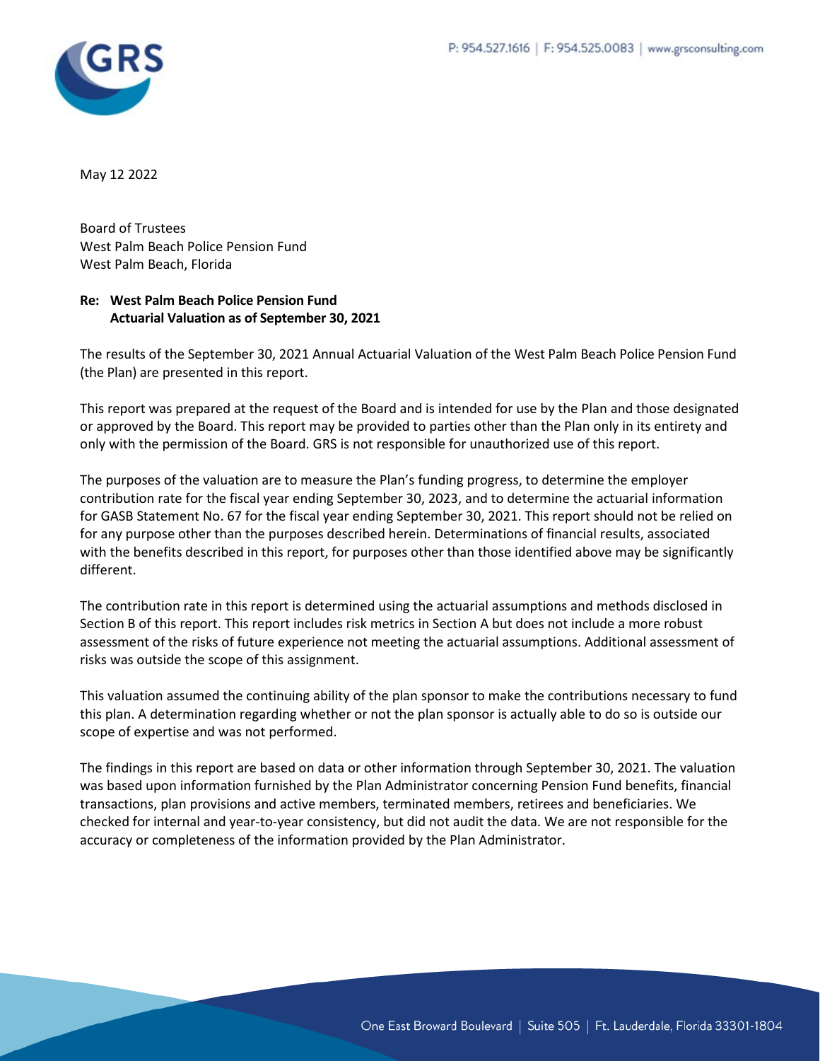May 12 2022

Board of Trustees
West Palm Beach Police Pension Fund
West Palm Beach, Florida

**Re: West Palm Beach Police Pension Fund**
**Actuarial Valuation as of September 30, 2021**

The results of the September 30, 2021 Annual Actuarial Valuation of the West Palm Beach Police Pension Fund (the Plan) are presented in this report.

This report was prepared at the request of the Board and is intended for use by the Plan and those designated or approved by the Board. This report may be provided to parties other than the Plan only in its entirety and only with the permission of the Board. GRS is not responsible for unauthorized use of this report.

The purposes of the valuation are to measure the Plan's funding progress, to determine the employer contribution rate for the fiscal year ending September 30, 2023, and to determine the actuarial information for GASB Statement No. 67 for the fiscal year ending September 30, 2021. This report should not be relied on for any purpose other than the purposes described herein. Determinations of financial results, associated with the benefits described in this report, for purposes other than those identified above may be significantly different.

The contribution rate in this report is determined using the actuarial assumptions and methods disclosed in Section B of this report. This report includes risk metrics in Section A but does not include a more robust assessment of the risks of future experience not meeting the actuarial assumptions. Additional assessment of risks was outside the scope of this assignment.

This valuation assumed the continuing ability of the plan sponsor to make the contributions necessary to fund this plan. A determination regarding whether or not the plan sponsor is actually able to do so is outside our scope of expertise and was not performed.

The findings in this report are based on data or other information through September 30, 2021. The valuation was based upon information furnished by the Plan Administrator concerning Pension Fund benefits, financial transactions, plan provisions and active members, terminated members, retirees and beneficiaries. We checked for internal and year-to-year consistency, but did not audit the data. We are not responsible for the accuracy or completeness of the information provided by the Plan Administrator.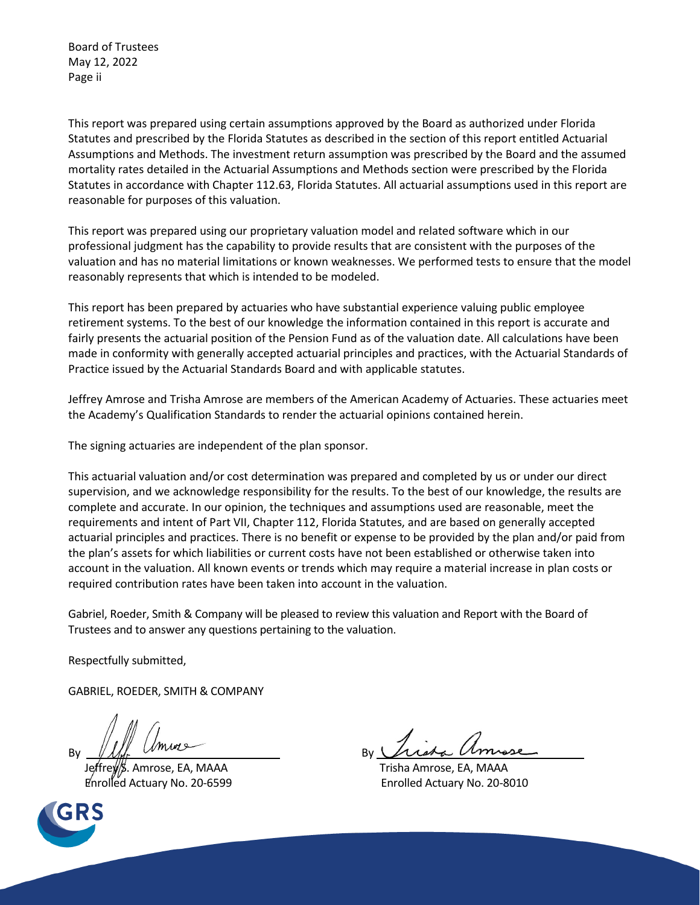This report was prepared using certain assumptions approved by the Board as authorized under Florida Statutes and prescribed by the Florida Statutes as described in the section of this report entitled Actuarial Assumptions and Methods. The investment return assumption was prescribed by the Board and the assumed mortality rates detailed in the Actuarial Assumptions and Methods section were prescribed by the Florida Statutes in accordance with Chapter 112.63, Florida Statutes. All actuarial assumptions used in this report are reasonable for purposes of this valuation.

This report was prepared using our proprietary valuation model and related software which in our professional judgment has the capability to provide results that are consistent with the purposes of the valuation and has no material limitations or known weaknesses. We performed tests to ensure that the model reasonably represents that which is intended to be modeled.

This report has been prepared by actuaries who have substantial experience valuing public employee retirement systems. To the best of our knowledge the information contained in this report is accurate and fairly presents the actuarial position of the Pension Fund as of the valuation date. All calculations have been made in conformity with generally accepted actuarial principles and practices, with the Actuarial Standards of Practice issued by the Actuarial Standards Board and with applicable statutes.

Jeffrey Amrose and Trisha Amrose are members of the American Academy of Actuaries. These actuaries meet the Academy's Qualification Standards to render the actuarial opinions contained herein.

The signing actuaries are independent of the plan sponsor.

This actuarial valuation and/or cost determination was prepared and completed by us or under our direct supervision, and we acknowledge responsibility for the results. To the best of our knowledge, the results are complete and accurate. In our opinion, the techniques and assumptions used are reasonable, meet the requirements and intent of Part VII, Chapter 112, Florida Statutes, and are based on generally accepted actuarial principles and practices. There is no benefit or expense to be provided by the plan and/or paid from the plan's assets for which liabilities or current costs have not been established or otherwise taken into account in the valuation. All known events or trends which may require a material increase in plan costs or required contribution rates have been taken into account in the valuation.

Gabriel, Roeder, Smith & Company will be pleased to review this valuation and Report with the Board of Trustees and to answer any questions pertaining to the valuation.

Respectfully submitted,

GABRIEL, ROEDER, SMITH & COMPANY

By ______________________________
Jeffrey S. Amrose, EA, MAAA
Enrolled Actuary No. 20-6599

By ______________________________
Trisha Amrose, EA, MAAA
Enrolled Actuary No. 20-8010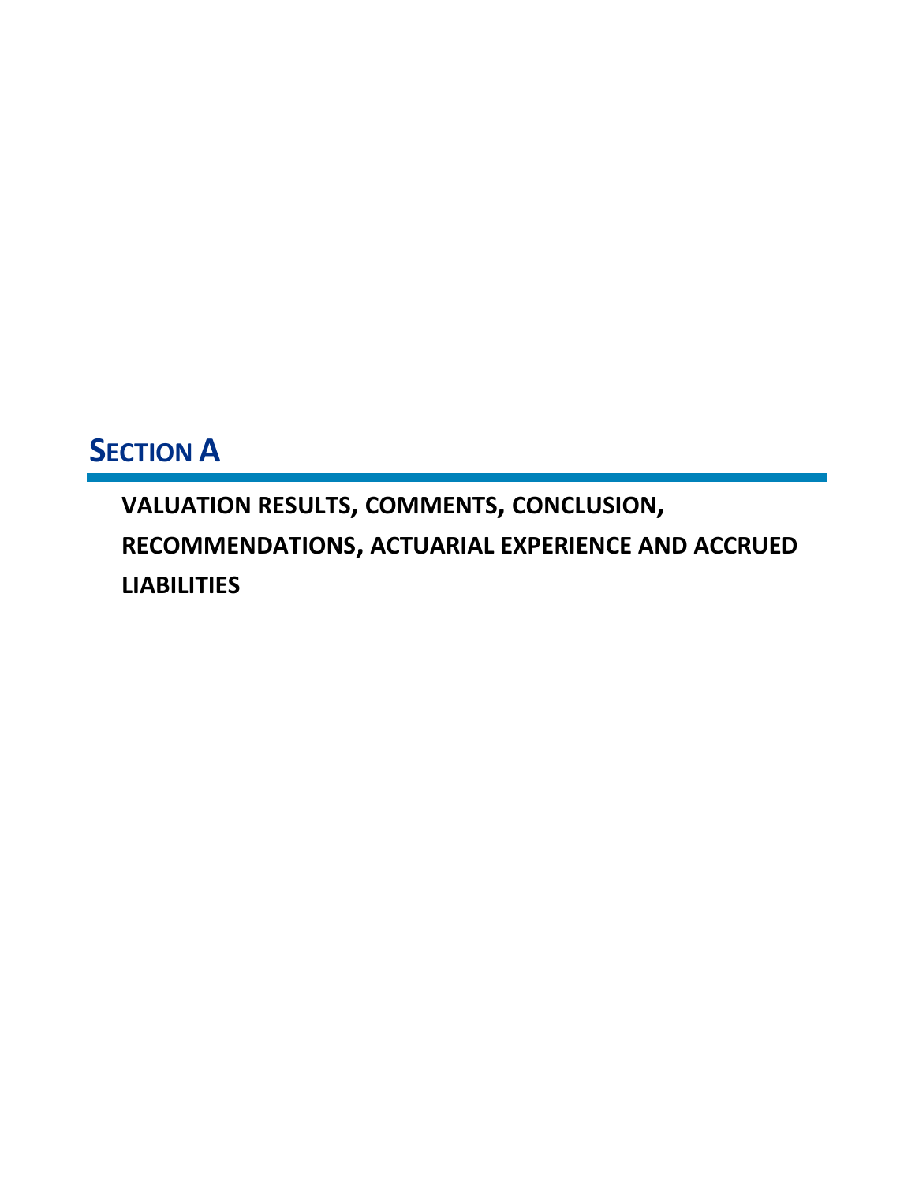# SECTION A

**VALUATION RESULTS, COMMENTS, CONCLUSION, RECOMMENDATIONS, ACTUARIAL EXPERIENCE AND ACCRUED LIABILITIES**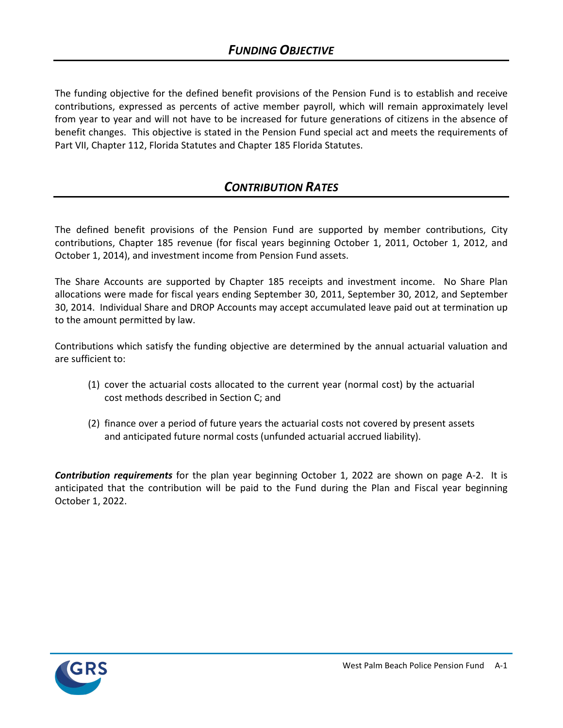## *FUNDING OBJECTIVE*

The funding objective for the defined benefit provisions of the Pension Fund is to establish and receive contributions, expressed as percents of active member payroll, which will remain approximately level from year to year and will not have to be increased for future generations of citizens in the absence of benefit changes. This objective is stated in the Pension Fund special act and meets the requirements of Part VII, Chapter 112, Florida Statutes and Chapter 185 Florida Statutes.

## *CONTRIBUTION RATES*

The defined benefit provisions of the Pension Fund are supported by member contributions, City contributions, Chapter 185 revenue (for fiscal years beginning October 1, 2011, October 1, 2012, and October 1, 2014), and investment income from Pension Fund assets.

The Share Accounts are supported by Chapter 185 receipts and investment income. No Share Plan allocations were made for fiscal years ending September 30, 2011, September 30, 2012, and September 30, 2014. Individual Share and DROP Accounts may accept accumulated leave paid out at termination up to the amount permitted by law.

Contributions which satisfy the funding objective are determined by the annual actuarial valuation and are sufficient to:

(1) cover the actuarial costs allocated to the current year (normal cost) by the actuarial cost methods described in Section C; and

(2) finance over a period of future years the actuarial costs not covered by present assets and anticipated future normal costs (unfunded actuarial accrued liability).

***Contribution requirements*** for the plan year beginning October 1, 2022 are shown on page A-2. It is anticipated that the contribution will be paid to the Fund during the Plan and Fiscal year beginning October 1, 2022.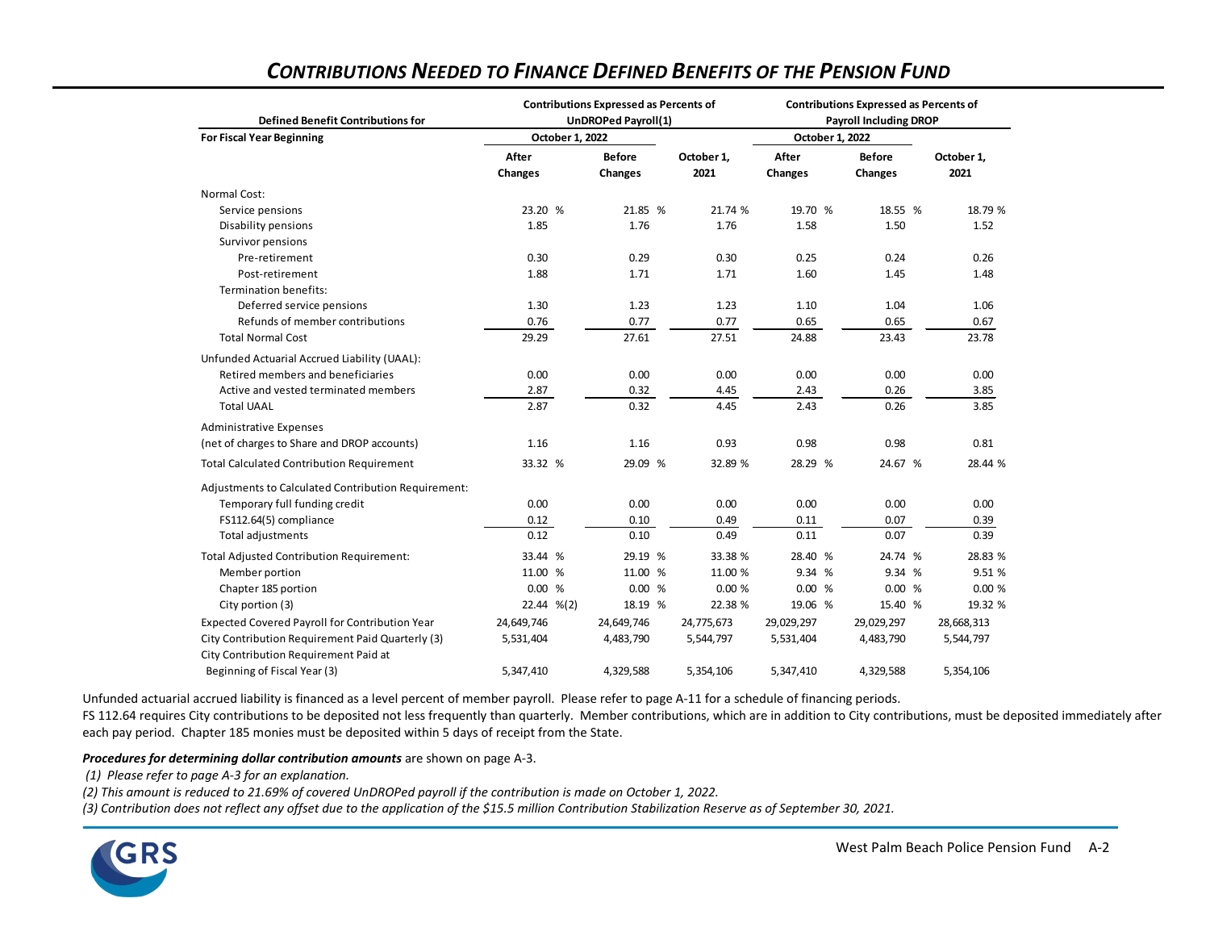# *CONTRIBUTIONS NEEDED TO FINANCE DEFINED BENEFITS OF THE PENSION FUND*

| Defined Benefit Contributions for | Contributions Expressed as Percents of UnDROPed Payroll(1) | | | Contributions Expressed as Percents of Payroll Including DROP | | |
|---|---|---|---|---|---|---|
| **For Fiscal Year Beginning** | **October 1, 2022** | | | **October 1, 2022** | | |
| | **After Changes** | **Before Changes** | **October 1, 2021** | **After Changes** | **Before Changes** | **October 1, 2021** |
| Normal Cost: | | | | | | |
| Service pensions | 23.20 % | 21.85 % | 21.74 % | 19.70 % | 18.55 % | 18.79 % |
| Disability pensions | 1.85 | 1.76 | 1.76 | 1.58 | 1.50 | 1.52 |
| Survivor pensions | | | | | | |
| Pre-retirement | 0.30 | 0.29 | 0.30 | 0.25 | 0.24 | 0.26 |
| Post-retirement | 1.88 | 1.71 | 1.71 | 1.60 | 1.45 | 1.48 |
| Termination benefits: | | | | | | |
| Deferred service pensions | 1.30 | 1.23 | 1.23 | 1.10 | 1.04 | 1.06 |
| Refunds of member contributions | 0.76 | 0.77 | 0.77 | 0.65 | 0.65 | 0.67 |
| Total Normal Cost | 29.29 | 27.61 | 27.51 | 24.88 | 23.43 | 23.78 |
| Unfunded Actuarial Accrued Liability (UAAL): | | | | | | |
| Retired members and beneficiaries | 0.00 | 0.00 | 0.00 | 0.00 | 0.00 | 0.00 |
| Active and vested terminated members | 2.87 | 0.32 | 4.45 | 2.43 | 0.26 | 3.85 |
| Total UAAL | 2.87 | 0.32 | 4.45 | 2.43 | 0.26 | 3.85 |
| Administrative Expenses (net of charges to Share and DROP accounts) | 1.16 | 1.16 | 0.93 | 0.98 | 0.98 | 0.81 |
| Total Calculated Contribution Requirement | 33.32 % | 29.09 % | 32.89 % | 28.29 % | 24.67 % | 28.44 % |
| Adjustments to Calculated Contribution Requirement: | | | | | | |
| Temporary full funding credit | 0.00 | 0.00 | 0.00 | 0.00 | 0.00 | 0.00 |
| FS112.64(5) compliance | 0.12 | 0.10 | 0.49 | 0.11 | 0.07 | 0.39 |
| Total adjustments | 0.12 | 0.10 | 0.49 | 0.11 | 0.07 | 0.39 |
| Total Adjusted Contribution Requirement: | 33.44 % | 29.19 % | 33.38 % | 28.40 % | 24.74 % | 28.83 % |
| Member portion | 11.00 % | 11.00 % | 11.00 % | 9.34 % | 9.34 % | 9.51 % |
| Chapter 185 portion | 0.00 % | 0.00 % | 0.00 % | 0.00 % | 0.00 % | 0.00 % |
| City portion (3) | 22.44 %(2) | 18.19 % | 22.38 % | 19.06 % | 15.40 % | 19.32 % |
| Expected Covered Payroll for Contribution Year | 24,649,746 | 24,649,746 | 24,775,673 | 29,029,297 | 29,029,297 | 28,668,313 |
| City Contribution Requirement Paid Quarterly (3) | 5,531,404 | 4,483,790 | 5,544,797 | 5,531,404 | 4,483,790 | 5,544,797 |
| City Contribution Requirement Paid at Beginning of Fiscal Year (3) | 5,347,410 | 4,329,588 | 5,354,106 | 5,347,410 | 4,329,588 | 5,354,106 |

Unfunded actuarial accrued liability is financed as a level percent of member payroll. Please refer to page A-11 for a schedule of financing periods.

FS 112.64 requires City contributions to be deposited not less frequently than quarterly. Member contributions, which are in addition to City contributions, must be deposited immediately after each pay period. Chapter 185 monies must be deposited within 5 days of receipt from the State.

***Procedures for determining dollar contribution amounts*** are shown on page A-3.

*(1) Please refer to page A-3 for an explanation.*

*(2) This amount is reduced to 21.69% of covered UnDROPed payroll if the contribution is made on October 1, 2022.*

*(3) Contribution does not reflect any offset due to the application of the $15.5 million Contribution Stabilization Reserve as of September 30, 2021.*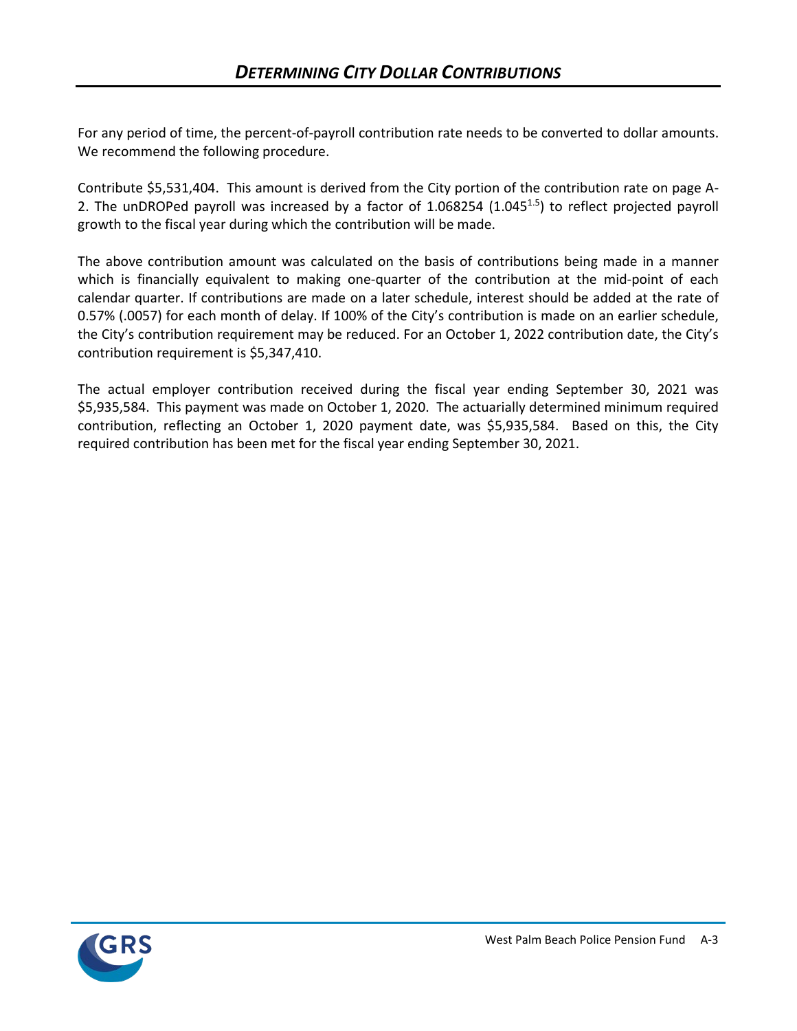# *DETERMINING CITY DOLLAR CONTRIBUTIONS*

For any period of time, the percent-of-payroll contribution rate needs to be converted to dollar amounts. We recommend the following procedure.

Contribute $5,531,404. This amount is derived from the City portion of the contribution rate on page A-2. The unDROPed payroll was increased by a factor of 1.068254 ($1.045^{1.5}$) to reflect projected payroll growth to the fiscal year during which the contribution will be made.

The above contribution amount was calculated on the basis of contributions being made in a manner which is financially equivalent to making one-quarter of the contribution at the mid-point of each calendar quarter. If contributions are made on a later schedule, interest should be added at the rate of 0.57% (.0057) for each month of delay. If 100% of the City's contribution is made on an earlier schedule, the City's contribution requirement may be reduced. For an October 1, 2022 contribution date, the City's contribution requirement is $5,347,410.

The actual employer contribution received during the fiscal year ending September 30, 2021 was $5,935,584. This payment was made on October 1, 2020. The actuarially determined minimum required contribution, reflecting an October 1, 2020 payment date, was $5,935,584. Based on this, the City required contribution has been met for the fiscal year ending September 30, 2021.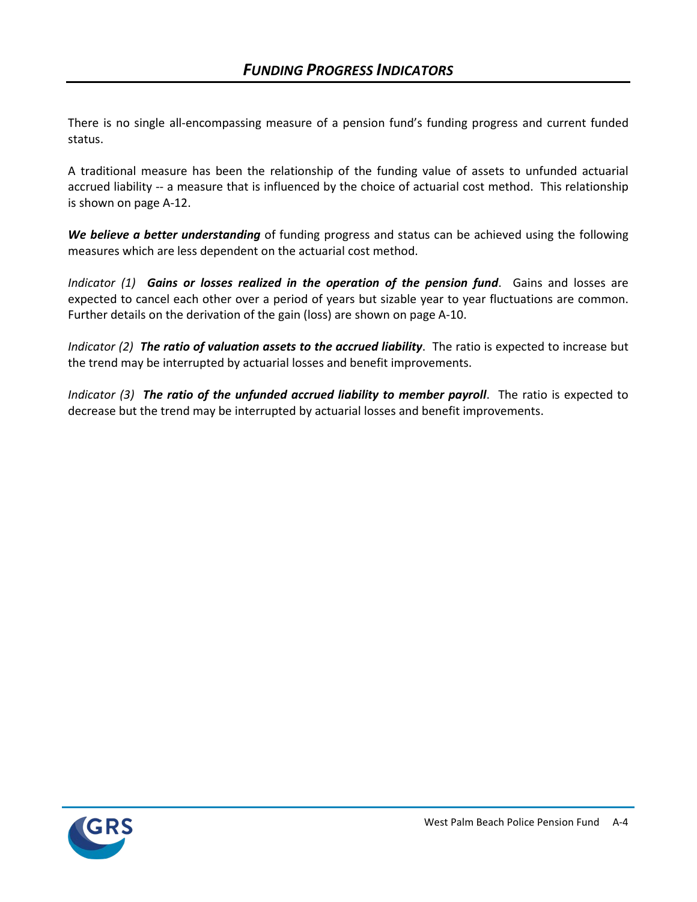# *FUNDING PROGRESS INDICATORS*

There is no single all-encompassing measure of a pension fund's funding progress and current funded status.

A traditional measure has been the relationship of the funding value of assets to unfunded actuarial accrued liability -- a measure that is influenced by the choice of actuarial cost method. This relationship is shown on page A-12.

***We believe a better understanding*** of funding progress and status can be achieved using the following measures which are less dependent on the actuarial cost method.

*Indicator (1)* ***Gains or losses realized in the operation of the pension fund***. Gains and losses are expected to cancel each other over a period of years but sizable year to year fluctuations are common. Further details on the derivation of the gain (loss) are shown on page A-10.

*Indicator (2)* ***The ratio of valuation assets to the accrued liability***. The ratio is expected to increase but the trend may be interrupted by actuarial losses and benefit improvements.

*Indicator (3)* ***The ratio of the unfunded accrued liability to member payroll***. The ratio is expected to decrease but the trend may be interrupted by actuarial losses and benefit improvements.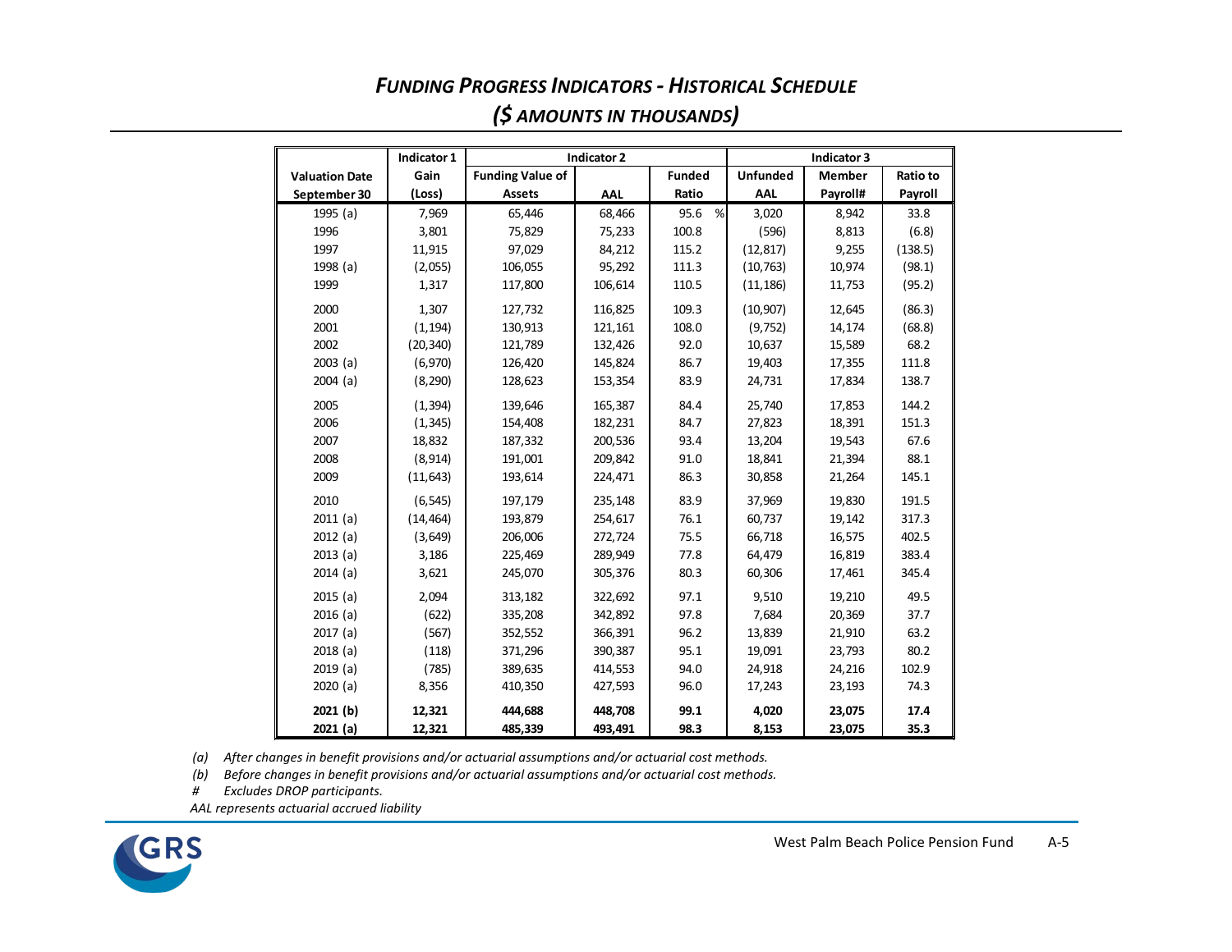# *FUNDING PROGRESS INDICATORS - HISTORICAL SCHEDULE*
## *($ AMOUNTS IN THOUSANDS)*

| | Indicator 1 | Indicator 2 | | | Indicator 3 | | |
|---|---|---|---|---|---|---|---|
| Valuation Date September 30 | Gain (Loss) | Funding Value of Assets | AAL | Funded Ratio | Unfunded AAL | Member Payroll# | Ratio to Payroll |
| 1995 (a) | 7,969 | 65,446 | 68,466 | 95.6 % | 3,020 | 8,942 | 33.8 |
| 1996 | 3,801 | 75,829 | 75,233 | 100.8 | (596) | 8,813 | (6.8) |
| 1997 | 11,915 | 97,029 | 84,212 | 115.2 | (12,817) | 9,255 | (138.5) |
| 1998 (a) | (2,055) | 106,055 | 95,292 | 111.3 | (10,763) | 10,974 | (98.1) |
| 1999 | 1,317 | 117,800 | 106,614 | 110.5 | (11,186) | 11,753 | (95.2) |
| 2000 | 1,307 | 127,732 | 116,825 | 109.3 | (10,907) | 12,645 | (86.3) |
| 2001 | (1,194) | 130,913 | 121,161 | 108.0 | (9,752) | 14,174 | (68.8) |
| 2002 | (20,340) | 121,789 | 132,426 | 92.0 | 10,637 | 15,589 | 68.2 |
| 2003 (a) | (6,970) | 126,420 | 145,824 | 86.7 | 19,403 | 17,355 | 111.8 |
| 2004 (a) | (8,290) | 128,623 | 153,354 | 83.9 | 24,731 | 17,834 | 138.7 |
| 2005 | (1,394) | 139,646 | 165,387 | 84.4 | 25,740 | 17,853 | 144.2 |
| 2006 | (1,345) | 154,408 | 182,231 | 84.7 | 27,823 | 18,391 | 151.3 |
| 2007 | 18,832 | 187,332 | 200,536 | 93.4 | 13,204 | 19,543 | 67.6 |
| 2008 | (8,914) | 191,001 | 209,842 | 91.0 | 18,841 | 21,394 | 88.1 |
| 2009 | (11,643) | 193,614 | 224,471 | 86.3 | 30,858 | 21,264 | 145.1 |
| 2010 | (6,545) | 197,179 | 235,148 | 83.9 | 37,969 | 19,830 | 191.5 |
| 2011 (a) | (14,464) | 193,879 | 254,617 | 76.1 | 60,737 | 19,142 | 317.3 |
| 2012 (a) | (3,649) | 206,006 | 272,724 | 75.5 | 66,718 | 16,575 | 402.5 |
| 2013 (a) | 3,186 | 225,469 | 289,949 | 77.8 | 64,479 | 16,819 | 383.4 |
| 2014 (a) | 3,621 | 245,070 | 305,376 | 80.3 | 60,306 | 17,461 | 345.4 |
| 2015 (a) | 2,094 | 313,182 | 322,692 | 97.1 | 9,510 | 19,210 | 49.5 |
| 2016 (a) | (622) | 335,208 | 342,892 | 97.8 | 7,684 | 20,369 | 37.7 |
| 2017 (a) | (567) | 352,552 | 366,391 | 96.2 | 13,839 | 21,910 | 63.2 |
| 2018 (a) | (118) | 371,296 | 390,387 | 95.1 | 19,091 | 23,793 | 80.2 |
| 2019 (a) | (785) | 389,635 | 414,553 | 94.0 | 24,918 | 24,216 | 102.9 |
| 2020 (a) | 8,356 | 410,350 | 427,593 | 96.0 | 17,243 | 23,193 | 74.3 |
| **2021 (b)** | **12,321** | **444,688** | **448,708** | **99.1** | **4,020** | **23,075** | **17.4** |
| **2021 (a)** | **12,321** | **485,339** | **493,491** | **98.3** | **8,153** | **23,075** | **35.3** |

*(a) After changes in benefit provisions and/or actuarial assumptions and/or actuarial cost methods.*
*(b) Before changes in benefit provisions and/or actuarial assumptions and/or actuarial cost methods.*
*# Excludes DROP participants.*
*AAL represents actuarial accrued liability*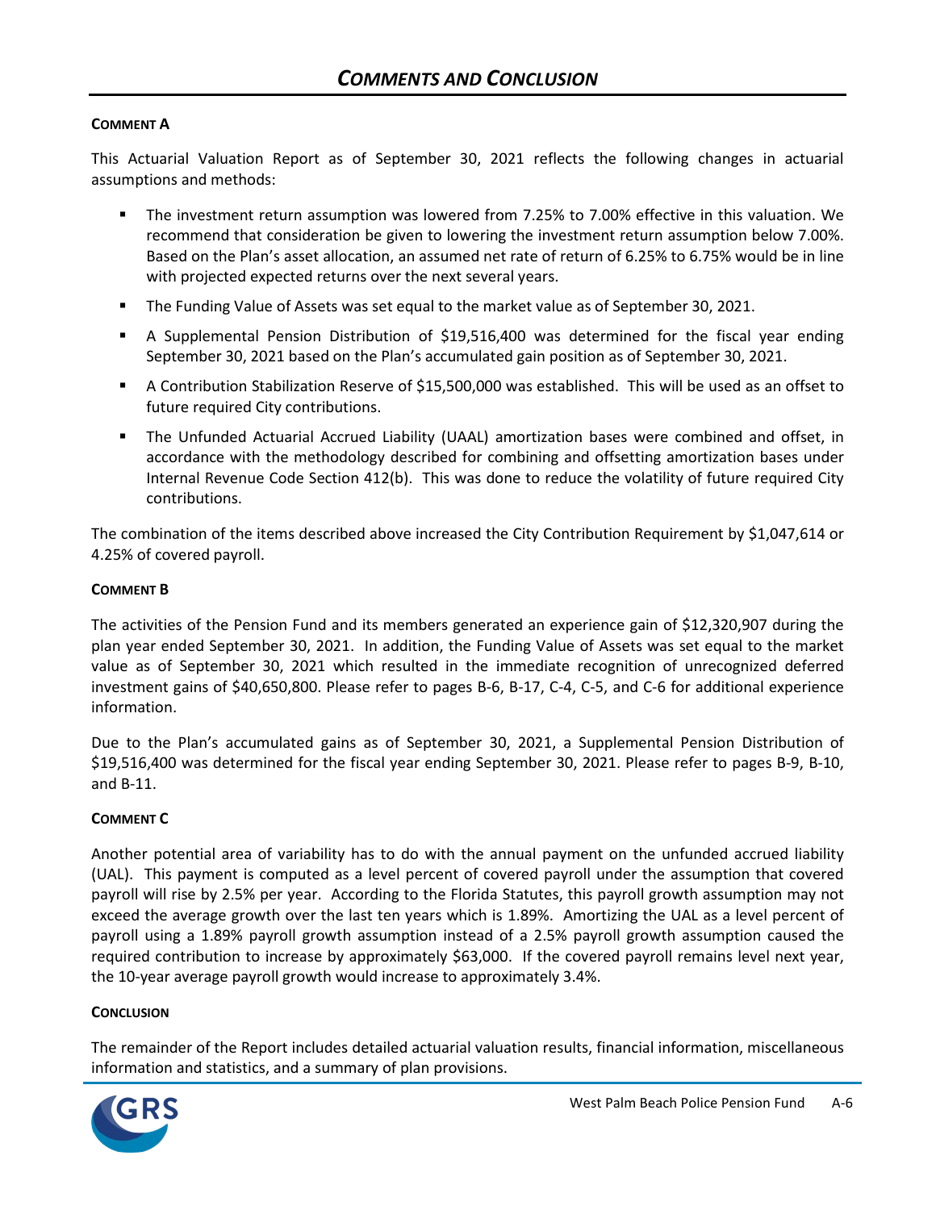# COMMENTS AND CONCLUSION

**COMMENT A**

This Actuarial Valuation Report as of September 30, 2021 reflects the following changes in actuarial assumptions and methods:

- The investment return assumption was lowered from 7.25% to 7.00% effective in this valuation. We recommend that consideration be given to lowering the investment return assumption below 7.00%. Based on the Plan's asset allocation, an assumed net rate of return of 6.25% to 6.75% would be in line with projected expected returns over the next several years.
- The Funding Value of Assets was set equal to the market value as of September 30, 2021.
- A Supplemental Pension Distribution of $19,516,400 was determined for the fiscal year ending September 30, 2021 based on the Plan's accumulated gain position as of September 30, 2021.
- A Contribution Stabilization Reserve of $15,500,000 was established. This will be used as an offset to future required City contributions.
- The Unfunded Actuarial Accrued Liability (UAAL) amortization bases were combined and offset, in accordance with the methodology described for combining and offsetting amortization bases under Internal Revenue Code Section 412(b). This was done to reduce the volatility of future required City contributions.

The combination of the items described above increased the City Contribution Requirement by $1,047,614 or 4.25% of covered payroll.

**COMMENT B**

The activities of the Pension Fund and its members generated an experience gain of $12,320,907 during the plan year ended September 30, 2021. In addition, the Funding Value of Assets was set equal to the market value as of September 30, 2021 which resulted in the immediate recognition of unrecognized deferred investment gains of $40,650,800. Please refer to pages B-6, B-17, C-4, C-5, and C-6 for additional experience information.

Due to the Plan's accumulated gains as of September 30, 2021, a Supplemental Pension Distribution of $19,516,400 was determined for the fiscal year ending September 30, 2021. Please refer to pages B-9, B-10, and B-11.

**COMMENT C**

Another potential area of variability has to do with the annual payment on the unfunded accrued liability (UAL). This payment is computed as a level percent of covered payroll under the assumption that covered payroll will rise by 2.5% per year. According to the Florida Statutes, this payroll growth assumption may not exceed the average growth over the last ten years which is 1.89%. Amortizing the UAL as a level percent of payroll using a 1.89% payroll growth assumption instead of a 2.5% payroll growth assumption caused the required contribution to increase by approximately $63,000. If the covered payroll remains level next year, the 10-year average payroll growth would increase to approximately 3.4%.

**CONCLUSION**

The remainder of the Report includes detailed actuarial valuation results, financial information, miscellaneous information and statistics, and a summary of plan provisions.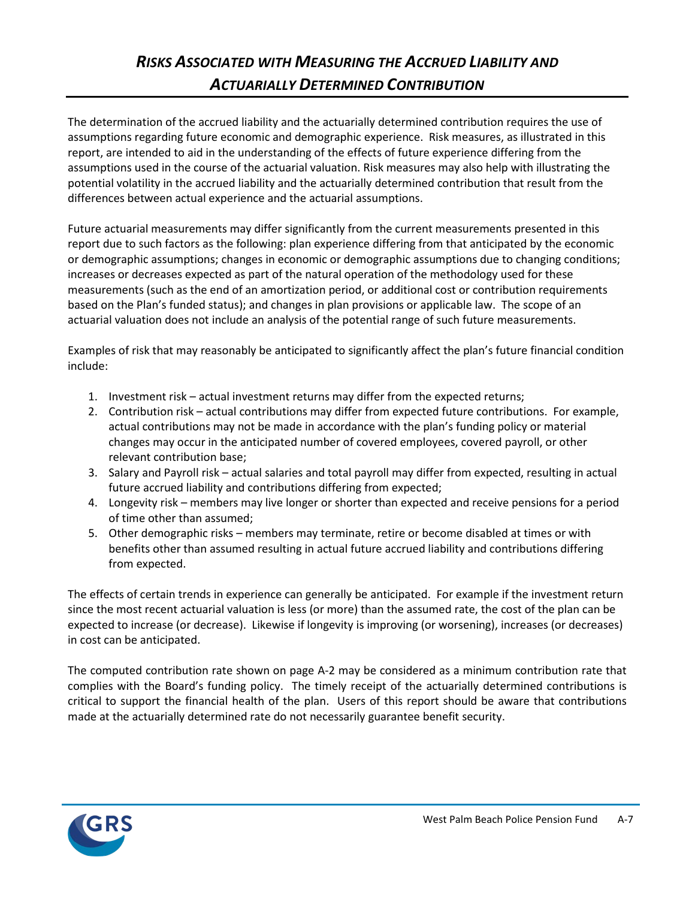# *Risks Associated with Measuring the Accrued Liability and Actuarially Determined Contribution*

The determination of the accrued liability and the actuarially determined contribution requires the use of assumptions regarding future economic and demographic experience. Risk measures, as illustrated in this report, are intended to aid in the understanding of the effects of future experience differing from the assumptions used in the course of the actuarial valuation. Risk measures may also help with illustrating the potential volatility in the accrued liability and the actuarially determined contribution that result from the differences between actual experience and the actuarial assumptions.

Future actuarial measurements may differ significantly from the current measurements presented in this report due to such factors as the following: plan experience differing from that anticipated by the economic or demographic assumptions; changes in economic or demographic assumptions due to changing conditions; increases or decreases expected as part of the natural operation of the methodology used for these measurements (such as the end of an amortization period, or additional cost or contribution requirements based on the Plan's funded status); and changes in plan provisions or applicable law. The scope of an actuarial valuation does not include an analysis of the potential range of such future measurements.

Examples of risk that may reasonably be anticipated to significantly affect the plan's future financial condition include:

1. Investment risk – actual investment returns may differ from the expected returns;
2. Contribution risk – actual contributions may differ from expected future contributions. For example, actual contributions may not be made in accordance with the plan's funding policy or material changes may occur in the anticipated number of covered employees, covered payroll, or other relevant contribution base;
3. Salary and Payroll risk – actual salaries and total payroll may differ from expected, resulting in actual future accrued liability and contributions differing from expected;
4. Longevity risk – members may live longer or shorter than expected and receive pensions for a period of time other than assumed;
5. Other demographic risks – members may terminate, retire or become disabled at times or with benefits other than assumed resulting in actual future accrued liability and contributions differing from expected.

The effects of certain trends in experience can generally be anticipated. For example if the investment return since the most recent actuarial valuation is less (or more) than the assumed rate, the cost of the plan can be expected to increase (or decrease). Likewise if longevity is improving (or worsening), increases (or decreases) in cost can be anticipated.

The computed contribution rate shown on page A-2 may be considered as a minimum contribution rate that complies with the Board's funding policy. The timely receipt of the actuarially determined contributions is critical to support the financial health of the plan. Users of this report should be aware that contributions made at the actuarially determined rate do not necessarily guarantee benefit security.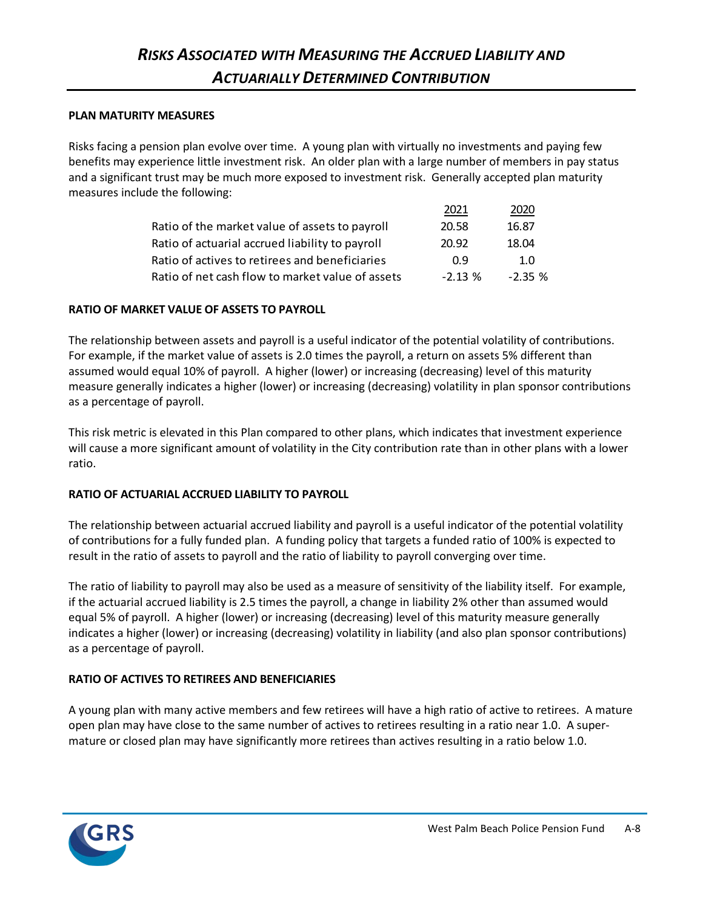# *RISKS ASSOCIATED WITH MEASURING THE ACCRUED LIABILITY AND ACTUARIALLY DETERMINED CONTRIBUTION*

**PLAN MATURITY MEASURES**

Risks facing a pension plan evolve over time. A young plan with virtually no investments and paying few benefits may experience little investment risk. An older plan with a large number of members in pay status and a significant trust may be much more exposed to investment risk. Generally accepted plan maturity measures include the following:

| | 2021 | 2020 |
|---|---|---|
| Ratio of the market value of assets to payroll | 20.58 | 16.87 |
| Ratio of actuarial accrued liability to payroll | 20.92 | 18.04 |
| Ratio of actives to retirees and beneficiaries | 0.9 | 1.0 |
| Ratio of net cash flow to market value of assets | -2.13 % | -2.35 % |

**RATIO OF MARKET VALUE OF ASSETS TO PAYROLL**

The relationship between assets and payroll is a useful indicator of the potential volatility of contributions. For example, if the market value of assets is 2.0 times the payroll, a return on assets 5% different than assumed would equal 10% of payroll. A higher (lower) or increasing (decreasing) level of this maturity measure generally indicates a higher (lower) or increasing (decreasing) volatility in plan sponsor contributions as a percentage of payroll.

This risk metric is elevated in this Plan compared to other plans, which indicates that investment experience will cause a more significant amount of volatility in the City contribution rate than in other plans with a lower ratio.

**RATIO OF ACTUARIAL ACCRUED LIABILITY TO PAYROLL**

The relationship between actuarial accrued liability and payroll is a useful indicator of the potential volatility of contributions for a fully funded plan. A funding policy that targets a funded ratio of 100% is expected to result in the ratio of assets to payroll and the ratio of liability to payroll converging over time.

The ratio of liability to payroll may also be used as a measure of sensitivity of the liability itself. For example, if the actuarial accrued liability is 2.5 times the payroll, a change in liability 2% other than assumed would equal 5% of payroll. A higher (lower) or increasing (decreasing) level of this maturity measure generally indicates a higher (lower) or increasing (decreasing) volatility in liability (and also plan sponsor contributions) as a percentage of payroll.

**RATIO OF ACTIVES TO RETIREES AND BENEFICIARIES**

A young plan with many active members and few retirees will have a high ratio of active to retirees. A mature open plan may have close to the same number of actives to retirees resulting in a ratio near 1.0. A super-mature or closed plan may have significantly more retirees than actives resulting in a ratio below 1.0.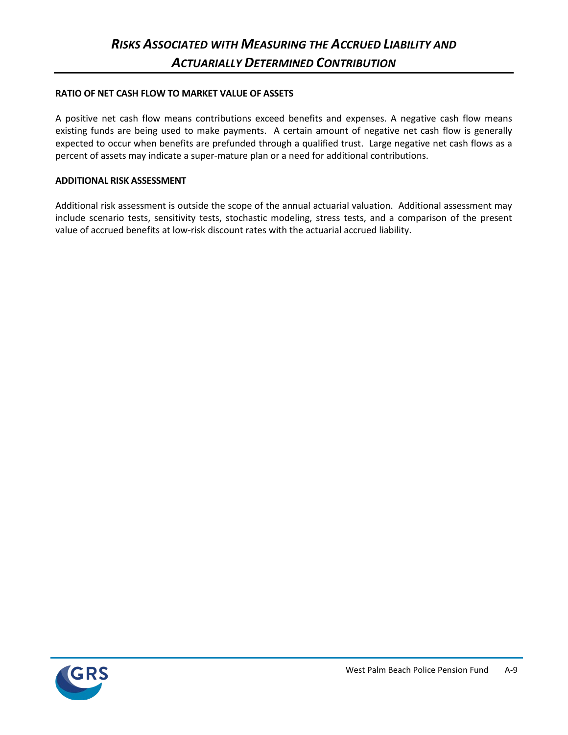# *Risks Associated with Measuring the Accrued Liability and Actuarially Determined Contribution*

**RATIO OF NET CASH FLOW TO MARKET VALUE OF ASSETS**

A positive net cash flow means contributions exceed benefits and expenses. A negative cash flow means existing funds are being used to make payments. A certain amount of negative net cash flow is generally expected to occur when benefits are prefunded through a qualified trust. Large negative net cash flows as a percent of assets may indicate a super-mature plan or a need for additional contributions.

**ADDITIONAL RISK ASSESSMENT**

Additional risk assessment is outside the scope of the annual actuarial valuation. Additional assessment may include scenario tests, sensitivity tests, stochastic modeling, stress tests, and a comparison of the present value of accrued benefits at low-risk discount rates with the actuarial accrued liability.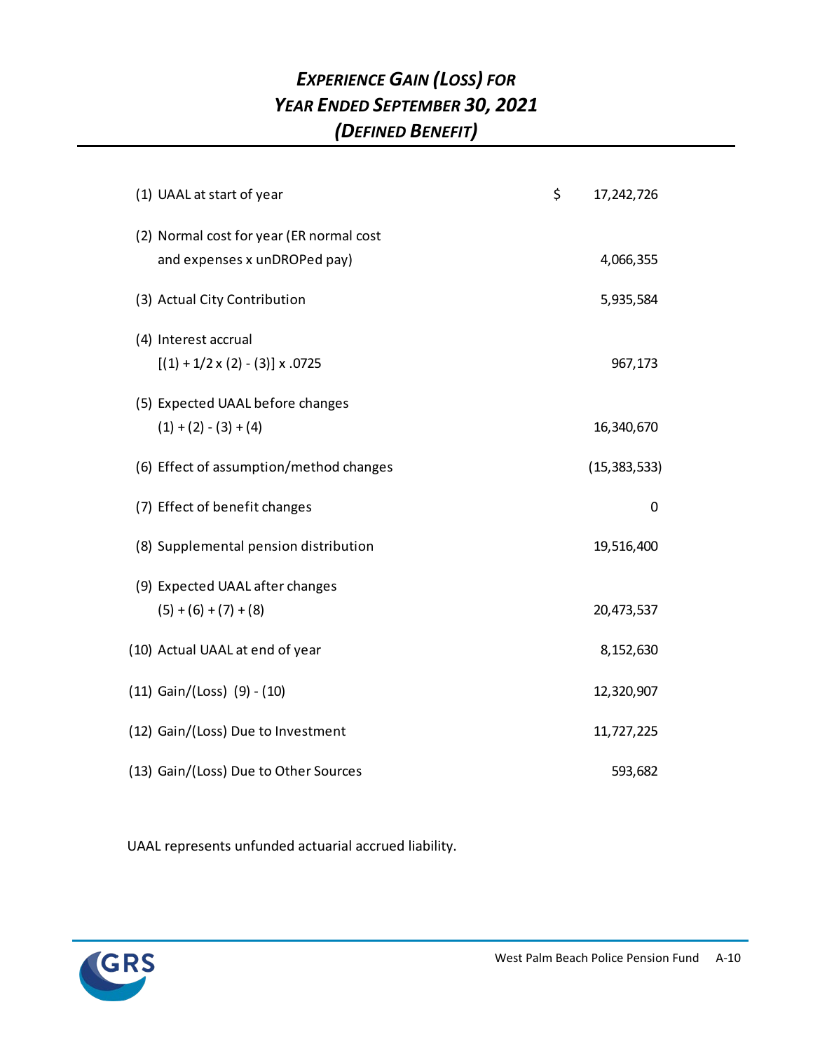# *Experience Gain (Loss) for Year Ended September 30, 2021 (Defined Benefit)*

| Item | Amount |
|---|---|
| (1) UAAL at start of year | $ 17,242,726 |
| (2) Normal cost for year (ER normal cost and expenses x unDROPed pay) | 4,066,355 |
| (3) Actual City Contribution | 5,935,584 |
| (4) Interest accrual [(1) + 1/2 x (2) - (3)] x .0725 | 967,173 |
| (5) Expected UAAL before changes (1) + (2) - (3) + (4) | 16,340,670 |
| (6) Effect of assumption/method changes | (15,383,533) |
| (7) Effect of benefit changes | 0 |
| (8) Supplemental pension distribution | 19,516,400 |
| (9) Expected UAAL after changes (5) + (6) + (7) + (8) | 20,473,537 |
| (10) Actual UAAL at end of year | 8,152,630 |
| (11) Gain/(Loss) (9) - (10) | 12,320,907 |
| (12) Gain/(Loss) Due to Investment | 11,727,225 |
| (13) Gain/(Loss) Due to Other Sources | 593,682 |

UAAL represents unfunded actuarial accrued liability.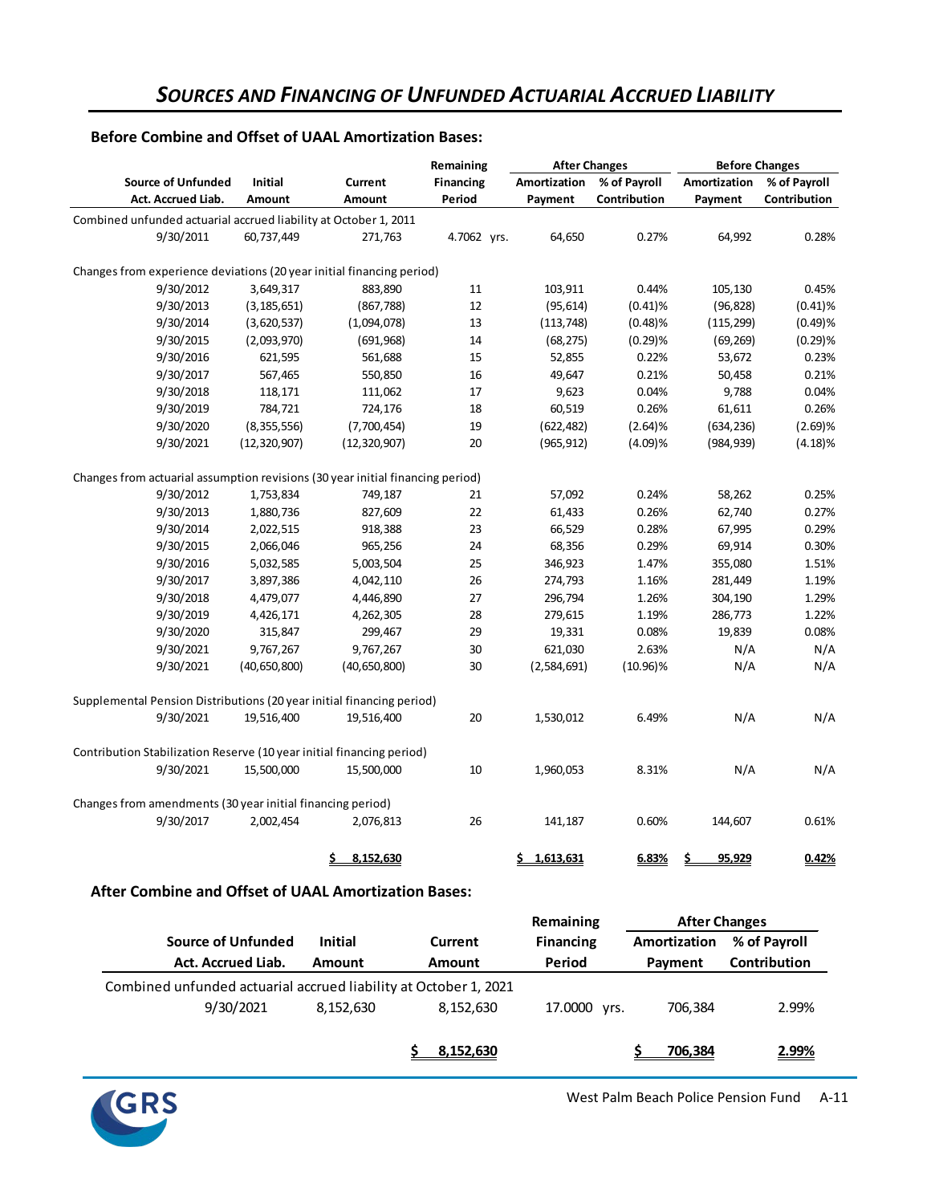## *Sources and Financing of Unfunded Actuarial Accrued Liability*

### Before Combine and Offset of UAAL Amortization Bases:

| Source of Unfunded Act. Accrued Liab. | Initial Amount | Current Amount | Remaining Financing Period | After Changes Amortization Payment | After Changes % of Payroll Contribution | Before Changes Amortization Payment | Before Changes % of Payroll Contribution |
|---|---|---|---|---|---|---|---|
| Combined unfunded actuarial accrued liability at October 1, 2011 | | | | | | | |
| 9/30/2011 | 60,737,449 | 271,763 | 4.7062 yrs. | 64,650 | 0.27% | 64,992 | 0.28% |
| Changes from experience deviations (20 year initial financing period) | | | | | | | |
| 9/30/2012 | 3,649,317 | 883,890 | 11 | 103,911 | 0.44% | 105,130 | 0.45% |
| 9/30/2013 | (3,185,651) | (867,788) | 12 | (95,614) | (0.41)% | (96,828) | (0.41)% |
| 9/30/2014 | (3,620,537) | (1,094,078) | 13 | (113,748) | (0.48)% | (115,299) | (0.49)% |
| 9/30/2015 | (2,093,970) | (691,968) | 14 | (68,275) | (0.29)% | (69,269) | (0.29)% |
| 9/30/2016 | 621,595 | 561,688 | 15 | 52,855 | 0.22% | 53,672 | 0.23% |
| 9/30/2017 | 567,465 | 550,850 | 16 | 49,647 | 0.21% | 50,458 | 0.21% |
| 9/30/2018 | 118,171 | 111,062 | 17 | 9,623 | 0.04% | 9,788 | 0.04% |
| 9/30/2019 | 784,721 | 724,176 | 18 | 60,519 | 0.26% | 61,611 | 0.26% |
| 9/30/2020 | (8,355,556) | (7,700,454) | 19 | (622,482) | (2.64)% | (634,236) | (2.69)% |
| 9/30/2021 | (12,320,907) | (12,320,907) | 20 | (965,912) | (4.09)% | (984,939) | (4.18)% |
| Changes from actuarial assumption revisions (30 year initial financing period) | | | | | | | |
| 9/30/2012 | 1,753,834 | 749,187 | 21 | 57,092 | 0.24% | 58,262 | 0.25% |
| 9/30/2013 | 1,880,736 | 827,609 | 22 | 61,433 | 0.26% | 62,740 | 0.27% |
| 9/30/2014 | 2,022,515 | 918,388 | 23 | 66,529 | 0.28% | 67,995 | 0.29% |
| 9/30/2015 | 2,066,046 | 965,256 | 24 | 68,356 | 0.29% | 69,914 | 0.30% |
| 9/30/2016 | 5,032,585 | 5,003,504 | 25 | 346,923 | 1.47% | 355,080 | 1.51% |
| 9/30/2017 | 3,897,386 | 4,042,110 | 26 | 274,793 | 1.16% | 281,449 | 1.19% |
| 9/30/2018 | 4,479,077 | 4,446,890 | 27 | 296,794 | 1.26% | 304,190 | 1.29% |
| 9/30/2019 | 4,426,171 | 4,262,305 | 28 | 279,615 | 1.19% | 286,773 | 1.22% |
| 9/30/2020 | 315,847 | 299,467 | 29 | 19,331 | 0.08% | 19,839 | 0.08% |
| 9/30/2021 | 9,767,267 | 9,767,267 | 30 | 621,030 | 2.63% | N/A | N/A |
| 9/30/2021 | (40,650,800) | (40,650,800) | 30 | (2,584,691) | (10.96)% | N/A | N/A |
| Supplemental Pension Distributions (20 year initial financing period) | | | | | | | |
| 9/30/2021 | 19,516,400 | 19,516,400 | 20 | 1,530,012 | 6.49% | N/A | N/A |
| Contribution Stabilization Reserve (10 year initial financing period) | | | | | | | |
| 9/30/2021 | 15,500,000 | 15,500,000 | 10 | 1,960,053 | 8.31% | N/A | N/A |
| Changes from amendments (30 year initial financing period) | | | | | | | |
| 9/30/2017 | 2,002,454 | 2,076,813 | 26 | 141,187 | 0.60% | 144,607 | 0.61% |
| | | $ 8,152,630 | | $ 1,613,631 | 6.83% | $ 95,929 | 0.42% |

### After Combine and Offset of UAAL Amortization Bases:

| Source of Unfunded Act. Accrued Liab. | Initial Amount | Current Amount | Remaining Financing Period | After Changes Amortization Payment | After Changes % of Payroll Contribution |
|---|---|---|---|---|---|
| Combined unfunded actuarial accrued liability at October 1, 2021 | | | | | |
| 9/30/2021 | 8,152,630 | 8,152,630 | 17.0000 yrs. | 706,384 | 2.99% |
| | | $ 8,152,630 | | $ 706,384 | 2.99% |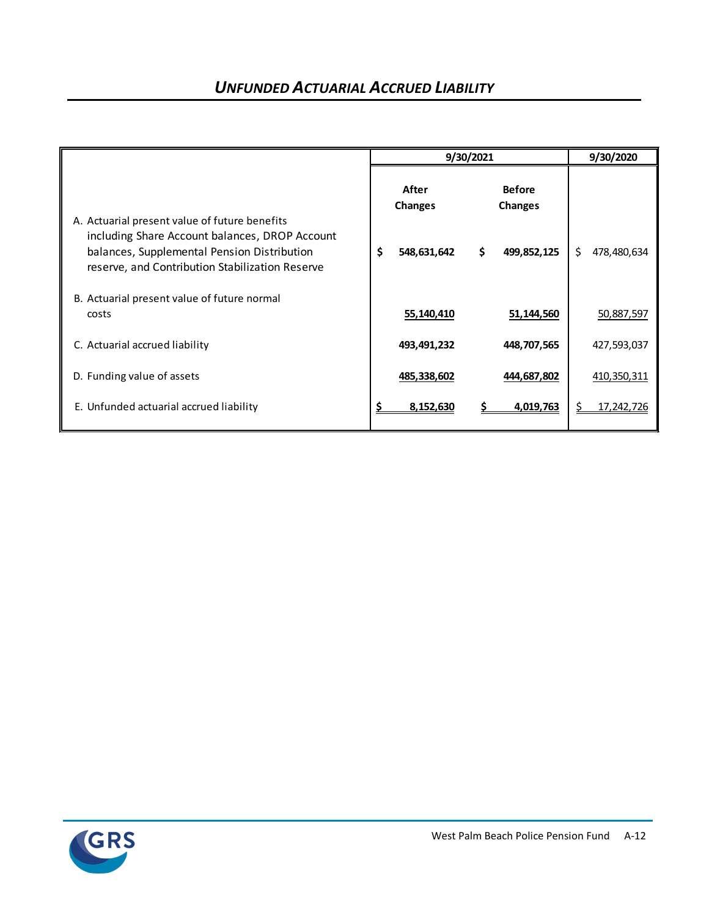## *UNFUNDED ACTUARIAL ACCRUED LIABILITY*

| | 9/30/2021 | | 9/30/2020 |
|---|---|---|---|
| | **After Changes** | **Before Changes** | |
| A. Actuarial present value of future benefits including Share Account balances, DROP Account balances, Supplemental Pension Distribution reserve, and Contribution Stabilization Reserve | **$ 548,631,642** | **$ 499,852,125** | $ 478,480,634 |
| B. Actuarial present value of future normal costs | **55,140,410** | **51,144,560** | 50,887,597 |
| C. Actuarial accrued liability | **493,491,232** | **448,707,565** | 427,593,037 |
| D. Funding value of assets | **485,338,602** | **444,687,802** | 410,350,311 |
| E. Unfunded actuarial accrued liability | **$ 8,152,630** | **$ 4,019,763** | $ 17,242,726 |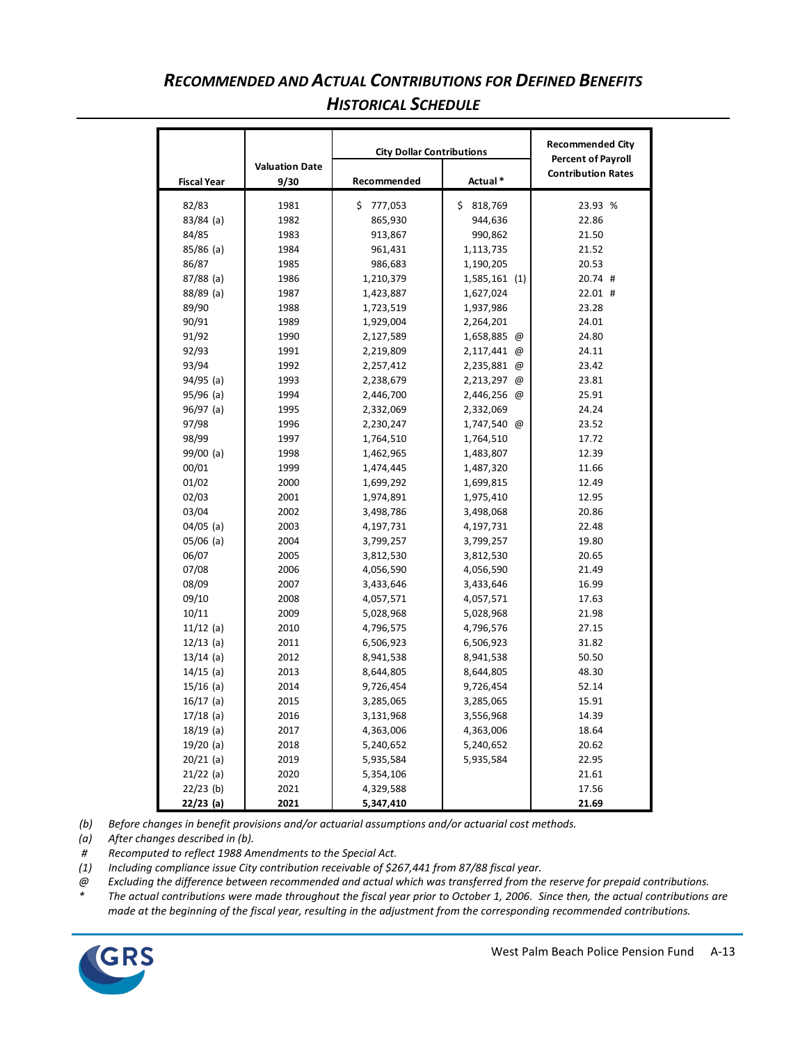## *RECOMMENDED AND ACTUAL CONTRIBUTIONS FOR DEFINED BENEFITS*
## *HISTORICAL SCHEDULE*

| Fiscal Year | Valuation Date 9/30 | City Dollar Contributions | | Recommended City Percent of Payroll Contribution Rates |
|---|---|---|---|---|
| | | Recommended | Actual * | |
| 82/83 | 1981 | $ 777,053 | $ 818,769 | 23.93 % |
| 83/84 (a) | 1982 | 865,930 | 944,636 | 22.86 |
| 84/85 | 1983 | 913,867 | 990,862 | 21.50 |
| 85/86 (a) | 1984 | 961,431 | 1,113,735 | 21.52 |
| 86/87 | 1985 | 986,683 | 1,190,205 | 20.53 |
| 87/88 (a) | 1986 | 1,210,379 | 1,585,161 (1) | 20.74 # |
| 88/89 (a) | 1987 | 1,423,887 | 1,627,024 | 22.01 # |
| 89/90 | 1988 | 1,723,519 | 1,937,986 | 23.28 |
| 90/91 | 1989 | 1,929,004 | 2,264,201 | 24.01 |
| 91/92 | 1990 | 2,127,589 | 1,658,885 @ | 24.80 |
| 92/93 | 1991 | 2,219,809 | 2,117,441 @ | 24.11 |
| 93/94 | 1992 | 2,257,412 | 2,235,881 @ | 23.42 |
| 94/95 (a) | 1993 | 2,238,679 | 2,213,297 @ | 23.81 |
| 95/96 (a) | 1994 | 2,446,700 | 2,446,256 @ | 25.91 |
| 96/97 (a) | 1995 | 2,332,069 | 2,332,069 | 24.24 |
| 97/98 | 1996 | 2,230,247 | 1,747,540 @ | 23.52 |
| 98/99 | 1997 | 1,764,510 | 1,764,510 | 17.72 |
| 99/00 (a) | 1998 | 1,462,965 | 1,483,807 | 12.39 |
| 00/01 | 1999 | 1,474,445 | 1,487,320 | 11.66 |
| 01/02 | 2000 | 1,699,292 | 1,699,815 | 12.49 |
| 02/03 | 2001 | 1,974,891 | 1,975,410 | 12.95 |
| 03/04 | 2002 | 3,498,786 | 3,498,068 | 20.86 |
| 04/05 (a) | 2003 | 4,197,731 | 4,197,731 | 22.48 |
| 05/06 (a) | 2004 | 3,799,257 | 3,799,257 | 19.80 |
| 06/07 | 2005 | 3,812,530 | 3,812,530 | 20.65 |
| 07/08 | 2006 | 4,056,590 | 4,056,590 | 21.49 |
| 08/09 | 2007 | 3,433,646 | 3,433,646 | 16.99 |
| 09/10 | 2008 | 4,057,571 | 4,057,571 | 17.63 |
| 10/11 | 2009 | 5,028,968 | 5,028,968 | 21.98 |
| 11/12 (a) | 2010 | 4,796,575 | 4,796,576 | 27.15 |
| 12/13 (a) | 2011 | 6,506,923 | 6,506,923 | 31.82 |
| 13/14 (a) | 2012 | 8,941,538 | 8,941,538 | 50.50 |
| 14/15 (a) | 2013 | 8,644,805 | 8,644,805 | 48.30 |
| 15/16 (a) | 2014 | 9,726,454 | 9,726,454 | 52.14 |
| 16/17 (a) | 2015 | 3,285,065 | 3,285,065 | 15.91 |
| 17/18 (a) | 2016 | 3,131,968 | 3,556,968 | 14.39 |
| 18/19 (a) | 2017 | 4,363,006 | 4,363,006 | 18.64 |
| 19/20 (a) | 2018 | 5,240,652 | 5,240,652 | 20.62 |
| 20/21 (a) | 2019 | 5,935,584 | 5,935,584 | 22.95 |
| 21/22 (a) | 2020 | 5,354,106 | | 21.61 |
| 22/23 (b) | 2021 | 4,329,588 | | 17.56 |
| **22/23 (a)** | **2021** | **5,347,410** | | **21.69** |

*(b) Before changes in benefit provisions and/or actuarial assumptions and/or actuarial cost methods.*
*(a) After changes described in (b).*
*# Recomputed to reflect 1988 Amendments to the Special Act.*
*(1) Including compliance issue City contribution receivable of $267,441 from 87/88 fiscal year.*
*@ Excluding the difference between recommended and actual which was transferred from the reserve for prepaid contributions.*
*\* The actual contributions were made throughout the fiscal year prior to October 1, 2006. Since then, the actual contributions are made at the beginning of the fiscal year, resulting in the adjustment from the corresponding recommended contributions.*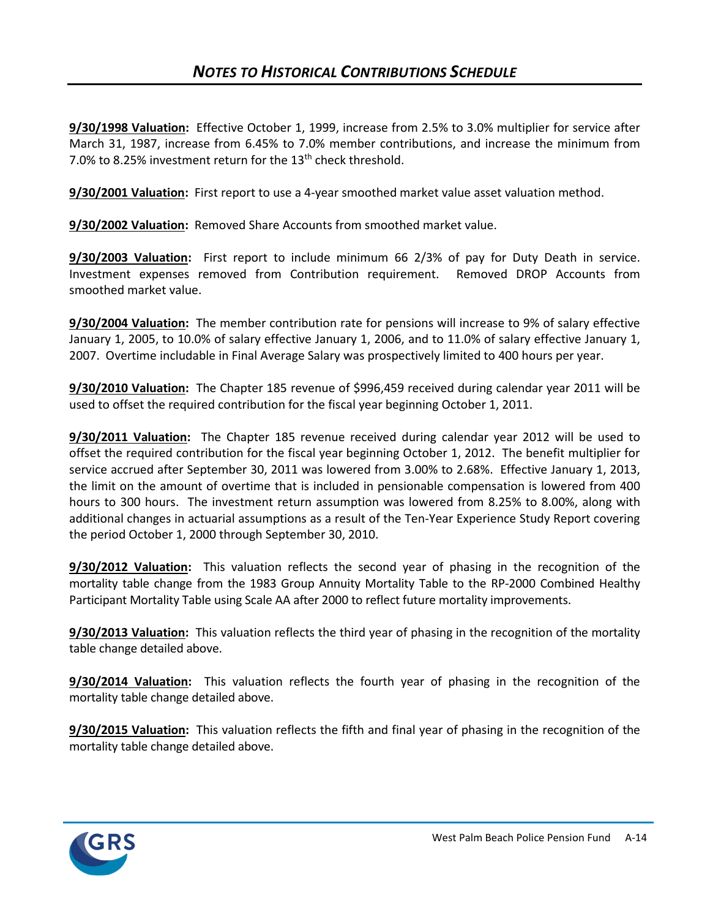# *NOTES TO HISTORICAL CONTRIBUTIONS SCHEDULE*

**9/30/1998 Valuation:** Effective October 1, 1999, increase from 2.5% to 3.0% multiplier for service after March 31, 1987, increase from 6.45% to 7.0% member contributions, and increase the minimum from 7.0% to 8.25% investment return for the 13th check threshold.

**9/30/2001 Valuation:** First report to use a 4-year smoothed market value asset valuation method.

**9/30/2002 Valuation:** Removed Share Accounts from smoothed market value.

**9/30/2003 Valuation:** First report to include minimum 66 2/3% of pay for Duty Death in service. Investment expenses removed from Contribution requirement. Removed DROP Accounts from smoothed market value.

**9/30/2004 Valuation:** The member contribution rate for pensions will increase to 9% of salary effective January 1, 2005, to 10.0% of salary effective January 1, 2006, and to 11.0% of salary effective January 1, 2007. Overtime includable in Final Average Salary was prospectively limited to 400 hours per year.

**9/30/2010 Valuation:** The Chapter 185 revenue of $996,459 received during calendar year 2011 will be used to offset the required contribution for the fiscal year beginning October 1, 2011.

**9/30/2011 Valuation:** The Chapter 185 revenue received during calendar year 2012 will be used to offset the required contribution for the fiscal year beginning October 1, 2012. The benefit multiplier for service accrued after September 30, 2011 was lowered from 3.00% to 2.68%. Effective January 1, 2013, the limit on the amount of overtime that is included in pensionable compensation is lowered from 400 hours to 300 hours. The investment return assumption was lowered from 8.25% to 8.00%, along with additional changes in actuarial assumptions as a result of the Ten-Year Experience Study Report covering the period October 1, 2000 through September 30, 2010.

**9/30/2012 Valuation:** This valuation reflects the second year of phasing in the recognition of the mortality table change from the 1983 Group Annuity Mortality Table to the RP-2000 Combined Healthy Participant Mortality Table using Scale AA after 2000 to reflect future mortality improvements.

**9/30/2013 Valuation:** This valuation reflects the third year of phasing in the recognition of the mortality table change detailed above.

**9/30/2014 Valuation:** This valuation reflects the fourth year of phasing in the recognition of the mortality table change detailed above.

**9/30/2015 Valuation:** This valuation reflects the fifth and final year of phasing in the recognition of the mortality table change detailed above.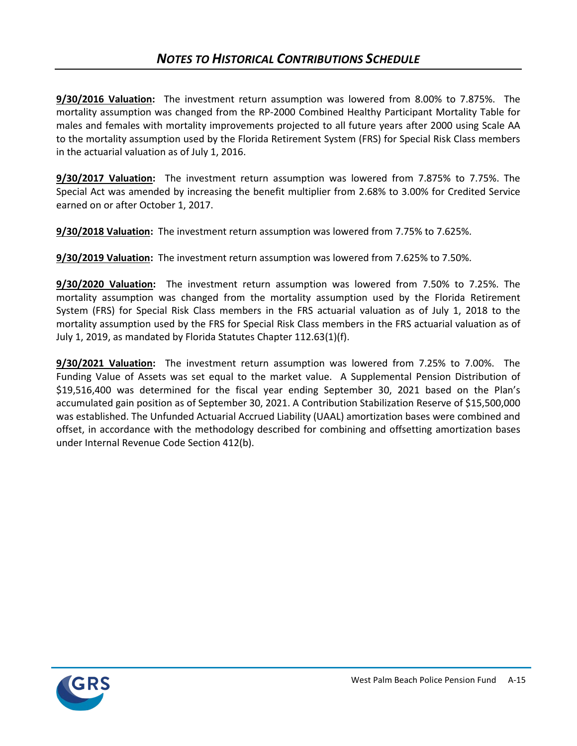## *NOTES TO HISTORICAL CONTRIBUTIONS SCHEDULE*

**9/30/2016 Valuation:** The investment return assumption was lowered from 8.00% to 7.875%. The mortality assumption was changed from the RP-2000 Combined Healthy Participant Mortality Table for males and females with mortality improvements projected to all future years after 2000 using Scale AA to the mortality assumption used by the Florida Retirement System (FRS) for Special Risk Class members in the actuarial valuation as of July 1, 2016.

**9/30/2017 Valuation:** The investment return assumption was lowered from 7.875% to 7.75%. The Special Act was amended by increasing the benefit multiplier from 2.68% to 3.00% for Credited Service earned on or after October 1, 2017.

**9/30/2018 Valuation:** The investment return assumption was lowered from 7.75% to 7.625%.

**9/30/2019 Valuation:** The investment return assumption was lowered from 7.625% to 7.50%.

**9/30/2020 Valuation:** The investment return assumption was lowered from 7.50% to 7.25%. The mortality assumption was changed from the mortality assumption used by the Florida Retirement System (FRS) for Special Risk Class members in the FRS actuarial valuation as of July 1, 2018 to the mortality assumption used by the FRS for Special Risk Class members in the FRS actuarial valuation as of July 1, 2019, as mandated by Florida Statutes Chapter 112.63(1)(f).

**9/30/2021 Valuation:** The investment return assumption was lowered from 7.25% to 7.00%. The Funding Value of Assets was set equal to the market value. A Supplemental Pension Distribution of $19,516,400 was determined for the fiscal year ending September 30, 2021 based on the Plan's accumulated gain position as of September 30, 2021. A Contribution Stabilization Reserve of $15,500,000 was established. The Unfunded Actuarial Accrued Liability (UAAL) amortization bases were combined and offset, in accordance with the methodology described for combining and offsetting amortization bases under Internal Revenue Code Section 412(b).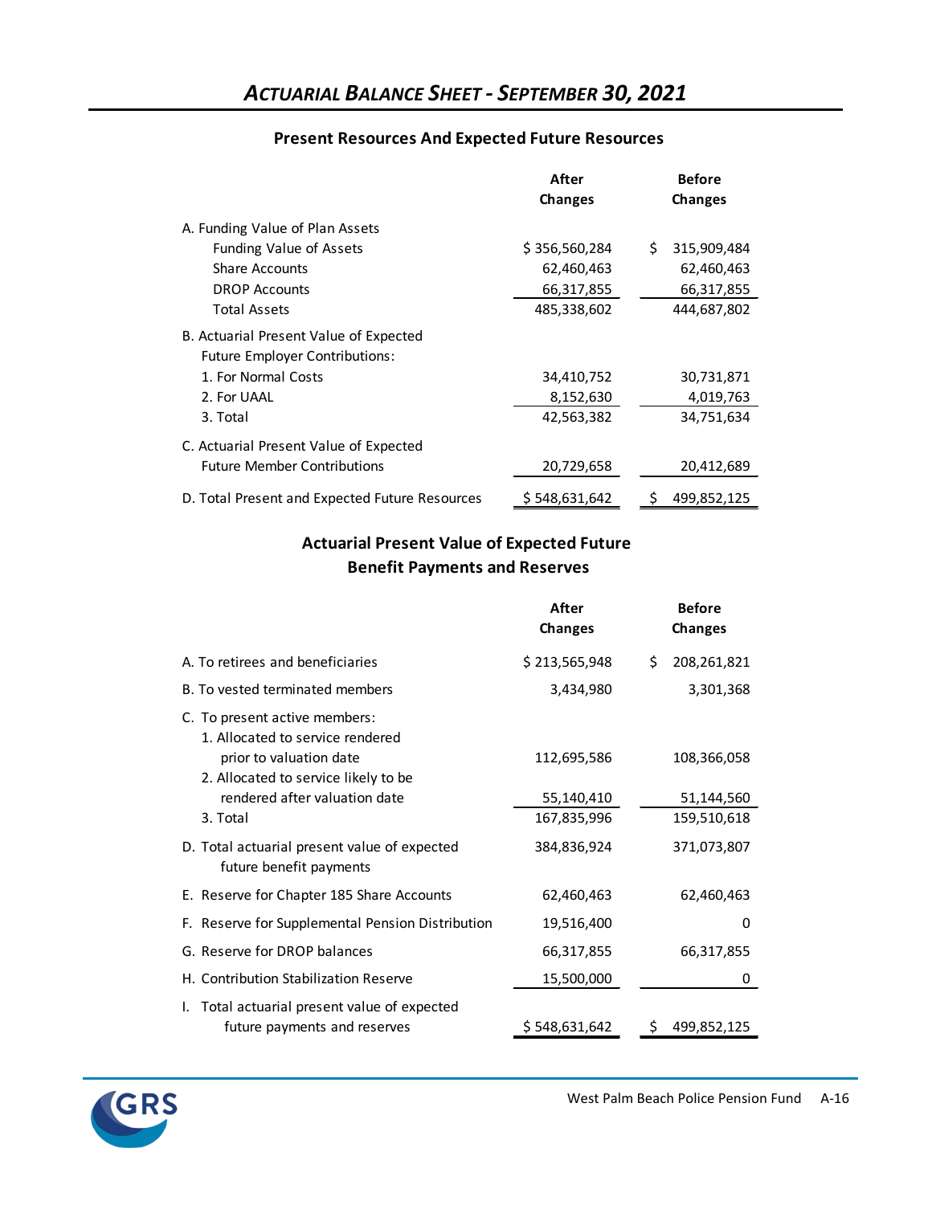# *Actuarial Balance Sheet - September 30, 2021*

## Present Resources And Expected Future Resources

| | After Changes | Before Changes |
|---|---|---|
| A. Funding Value of Plan Assets | | |
| Funding Value of Assets | $ 356,560,284 | $ 315,909,484 |
| Share Accounts | 62,460,463 | 62,460,463 |
| DROP Accounts | 66,317,855 | 66,317,855 |
| Total Assets | 485,338,602 | 444,687,802 |
| B. Actuarial Present Value of Expected Future Employer Contributions: | | |
| 1. For Normal Costs | 34,410,752 | 30,731,871 |
| 2. For UAAL | 8,152,630 | 4,019,763 |
| 3. Total | 42,563,382 | 34,751,634 |
| C. Actuarial Present Value of Expected Future Member Contributions | 20,729,658 | 20,412,689 |
| D. Total Present and Expected Future Resources | $ 548,631,642 | $ 499,852,125 |

## Actuarial Present Value of Expected Future Benefit Payments and Reserves

| | After Changes | Before Changes |
|---|---|---|
| A. To retirees and beneficiaries | $ 213,565,948 | $ 208,261,821 |
| B. To vested terminated members | 3,434,980 | 3,301,368 |
| C. To present active members: | | |
| 1. Allocated to service rendered prior to valuation date | 112,695,586 | 108,366,058 |
| 2. Allocated to service likely to be rendered after valuation date | 55,140,410 | 51,144,560 |
| 3. Total | 167,835,996 | 159,510,618 |
| D. Total actuarial present value of expected future benefit payments | 384,836,924 | 371,073,807 |
| E. Reserve for Chapter 185 Share Accounts | 62,460,463 | 62,460,463 |
| F. Reserve for Supplemental Pension Distribution | 19,516,400 | 0 |
| G. Reserve for DROP balances | 66,317,855 | 66,317,855 |
| H. Contribution Stabilization Reserve | 15,500,000 | 0 |
| I. Total actuarial present value of expected future payments and reserves | $ 548,631,642 | $ 499,852,125 |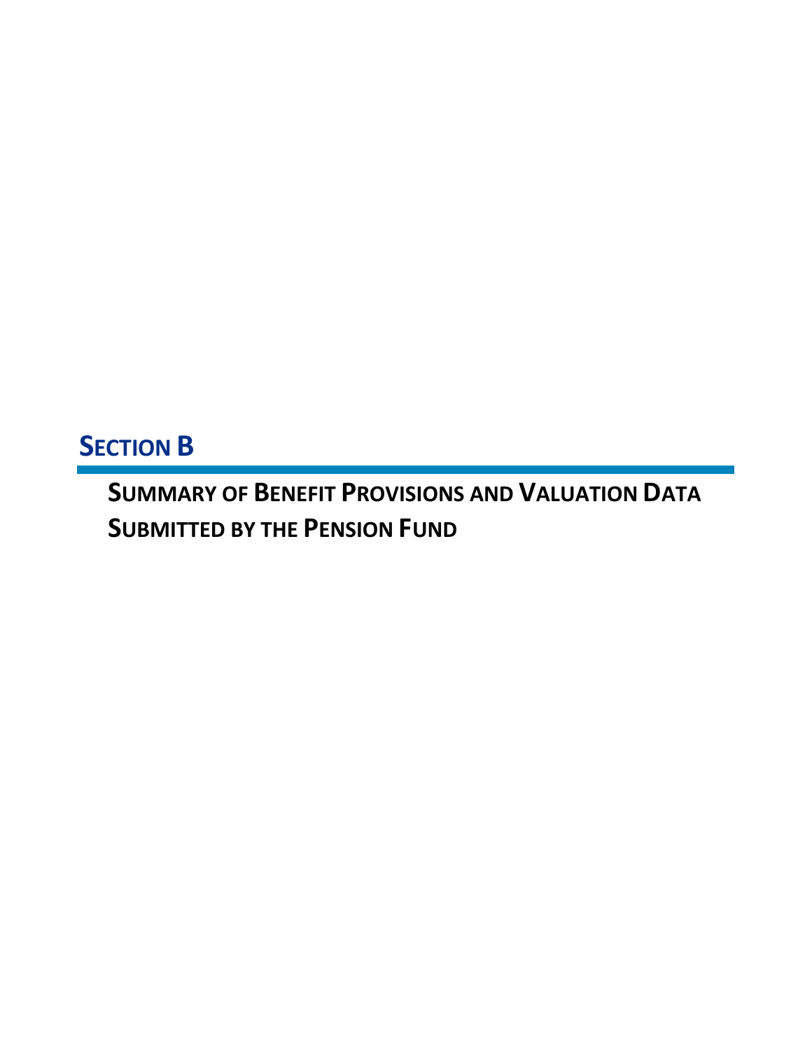# SECTION B

## SUMMARY OF BENEFIT PROVISIONS AND VALUATION DATA SUBMITTED BY THE PENSION FUND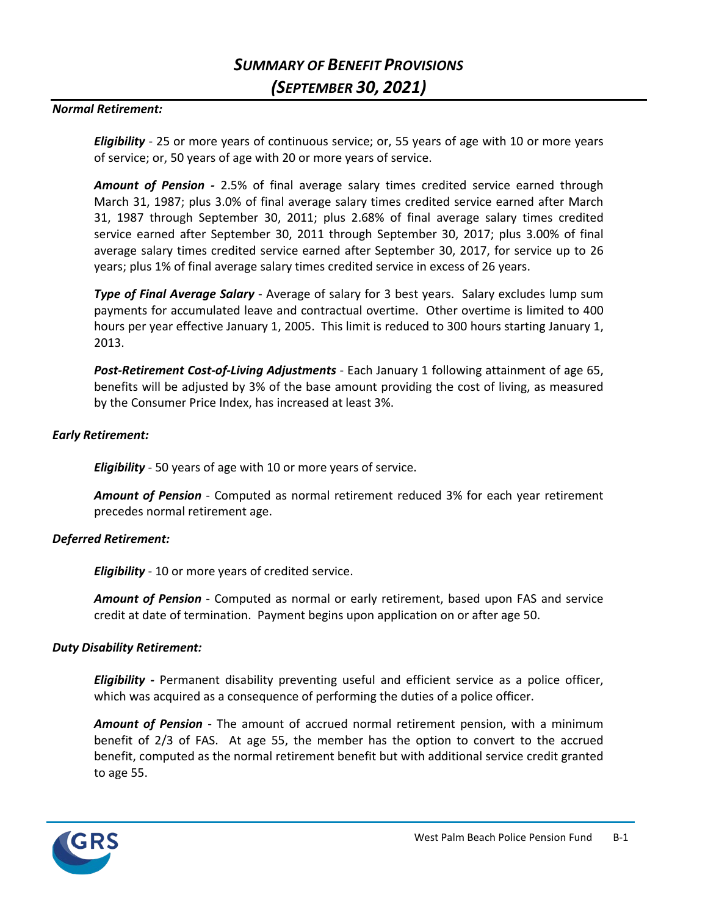# *SUMMARY OF BENEFIT PROVISIONS*
# *(SEPTEMBER 30, 2021)*

***Normal Retirement:***

***Eligibility*** - 25 or more years of continuous service; or, 55 years of age with 10 or more years of service; or, 50 years of age with 20 or more years of service.

***Amount of Pension -*** 2.5% of final average salary times credited service earned through March 31, 1987; plus 3.0% of final average salary times credited service earned after March 31, 1987 through September 30, 2011; plus 2.68% of final average salary times credited service earned after September 30, 2011 through September 30, 2017; plus 3.00% of final average salary times credited service earned after September 30, 2017, for service up to 26 years; plus 1% of final average salary times credited service in excess of 26 years.

***Type of Final Average Salary*** - Average of salary for 3 best years. Salary excludes lump sum payments for accumulated leave and contractual overtime. Other overtime is limited to 400 hours per year effective January 1, 2005. This limit is reduced to 300 hours starting January 1, 2013.

***Post-Retirement Cost-of-Living Adjustments*** - Each January 1 following attainment of age 65, benefits will be adjusted by 3% of the base amount providing the cost of living, as measured by the Consumer Price Index, has increased at least 3%.

***Early Retirement:***

***Eligibility*** - 50 years of age with 10 or more years of service.

***Amount of Pension*** - Computed as normal retirement reduced 3% for each year retirement precedes normal retirement age.

***Deferred Retirement:***

***Eligibility*** - 10 or more years of credited service.

***Amount of Pension*** - Computed as normal or early retirement, based upon FAS and service credit at date of termination. Payment begins upon application on or after age 50.

***Duty Disability Retirement:***

***Eligibility -*** Permanent disability preventing useful and efficient service as a police officer, which was acquired as a consequence of performing the duties of a police officer.

***Amount of Pension*** - The amount of accrued normal retirement pension, with a minimum benefit of 2/3 of FAS. At age 55, the member has the option to convert to the accrued benefit, computed as the normal retirement benefit but with additional service credit granted to age 55.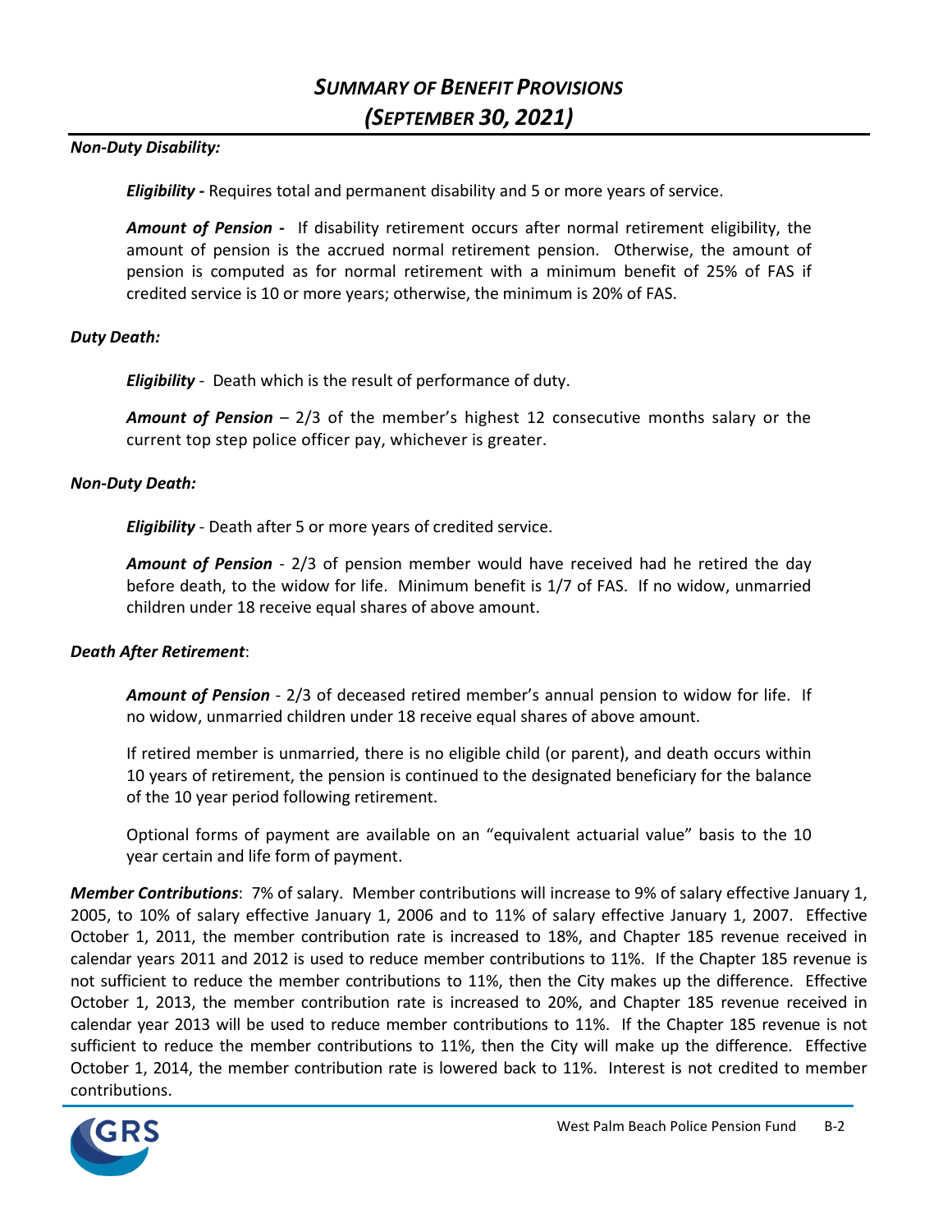# *SUMMARY OF BENEFIT PROVISIONS (SEPTEMBER 30, 2021)*

***Non-Duty Disability:***

***Eligibility -*** Requires total and permanent disability and 5 or more years of service.

***Amount of Pension -*** If disability retirement occurs after normal retirement eligibility, the amount of pension is the accrued normal retirement pension. Otherwise, the amount of pension is computed as for normal retirement with a minimum benefit of 25% of FAS if credited service is 10 or more years; otherwise, the minimum is 20% of FAS.

***Duty Death:***

***Eligibility*** - Death which is the result of performance of duty.

***Amount of Pension*** – 2/3 of the member's highest 12 consecutive months salary or the current top step police officer pay, whichever is greater.

***Non-Duty Death:***

***Eligibility*** - Death after 5 or more years of credited service.

***Amount of Pension*** - 2/3 of pension member would have received had he retired the day before death, to the widow for life. Minimum benefit is 1/7 of FAS. If no widow, unmarried children under 18 receive equal shares of above amount.

***Death After Retirement***:

***Amount of Pension*** - 2/3 of deceased retired member's annual pension to widow for life. If no widow, unmarried children under 18 receive equal shares of above amount.

If retired member is unmarried, there is no eligible child (or parent), and death occurs within 10 years of retirement, the pension is continued to the designated beneficiary for the balance of the 10 year period following retirement.

Optional forms of payment are available on an "equivalent actuarial value" basis to the 10 year certain and life form of payment.

***Member Contributions***: 7% of salary. Member contributions will increase to 9% of salary effective January 1, 2005, to 10% of salary effective January 1, 2006 and to 11% of salary effective January 1, 2007. Effective October 1, 2011, the member contribution rate is increased to 18%, and Chapter 185 revenue received in calendar years 2011 and 2012 is used to reduce member contributions to 11%. If the Chapter 185 revenue is not sufficient to reduce the member contributions to 11%, then the City makes up the difference. Effective October 1, 2013, the member contribution rate is increased to 20%, and Chapter 185 revenue received in calendar year 2013 will be used to reduce member contributions to 11%. If the Chapter 185 revenue is not sufficient to reduce the member contributions to 11%, then the City will make up the difference. Effective October 1, 2014, the member contribution rate is lowered back to 11%. Interest is not credited to member contributions.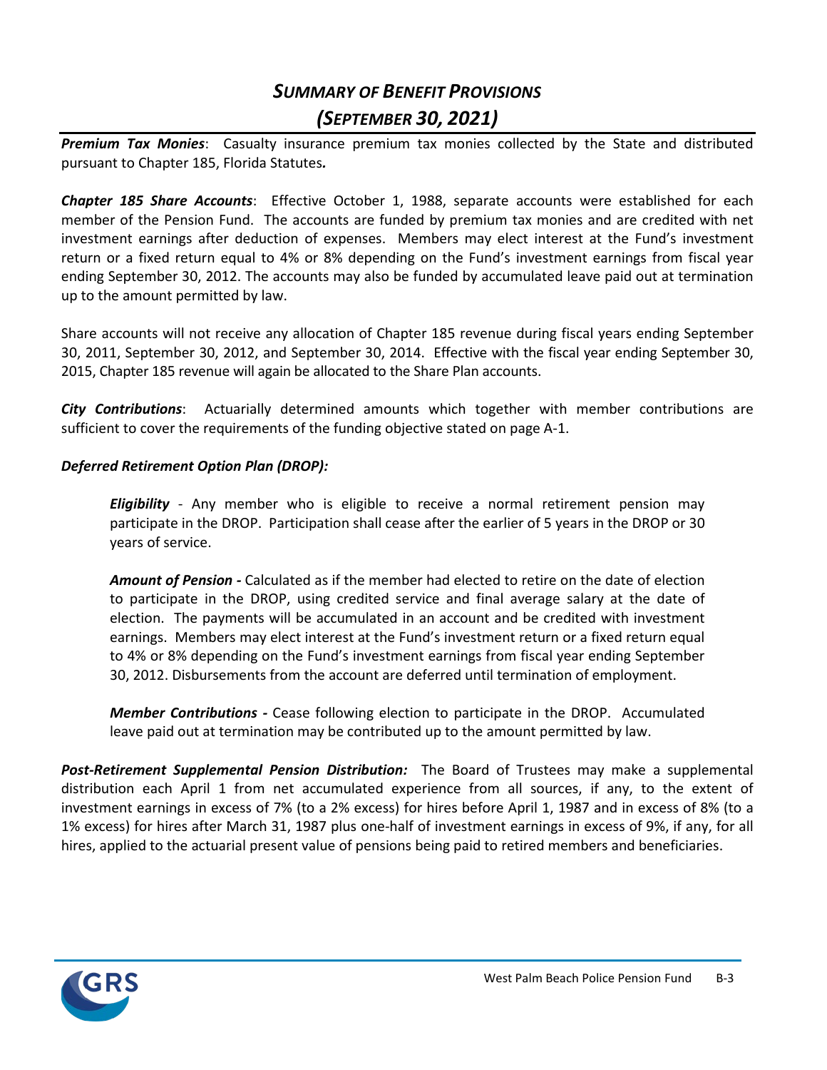# *SUMMARY OF BENEFIT PROVISIONS*
# *(SEPTEMBER 30, 2021)*

***Premium Tax Monies***: Casualty insurance premium tax monies collected by the State and distributed pursuant to Chapter 185, Florida Statutes*.*

***Chapter 185 Share Accounts***: Effective October 1, 1988, separate accounts were established for each member of the Pension Fund. The accounts are funded by premium tax monies and are credited with net investment earnings after deduction of expenses. Members may elect interest at the Fund's investment return or a fixed return equal to 4% or 8% depending on the Fund's investment earnings from fiscal year ending September 30, 2012. The accounts may also be funded by accumulated leave paid out at termination up to the amount permitted by law.

Share accounts will not receive any allocation of Chapter 185 revenue during fiscal years ending September 30, 2011, September 30, 2012, and September 30, 2014. Effective with the fiscal year ending September 30, 2015, Chapter 185 revenue will again be allocated to the Share Plan accounts.

***City Contributions***: Actuarially determined amounts which together with member contributions are sufficient to cover the requirements of the funding objective stated on page A-1.

***Deferred Retirement Option Plan (DROP):***

> ***Eligibility*** - Any member who is eligible to receive a normal retirement pension may participate in the DROP. Participation shall cease after the earlier of 5 years in the DROP or 30 years of service.
>
> ***Amount of Pension -*** Calculated as if the member had elected to retire on the date of election to participate in the DROP, using credited service and final average salary at the date of election. The payments will be accumulated in an account and be credited with investment earnings. Members may elect interest at the Fund's investment return or a fixed return equal to 4% or 8% depending on the Fund's investment earnings from fiscal year ending September 30, 2012. Disbursements from the account are deferred until termination of employment.
>
> ***Member Contributions -*** Cease following election to participate in the DROP. Accumulated leave paid out at termination may be contributed up to the amount permitted by law.

***Post-Retirement Supplemental Pension Distribution:*** The Board of Trustees may make a supplemental distribution each April 1 from net accumulated experience from all sources, if any, to the extent of investment earnings in excess of 7% (to a 2% excess) for hires before April 1, 1987 and in excess of 8% (to a 1% excess) for hires after March 31, 1987 plus one-half of investment earnings in excess of 9%, if any, for all hires, applied to the actuarial present value of pensions being paid to retired members and beneficiaries.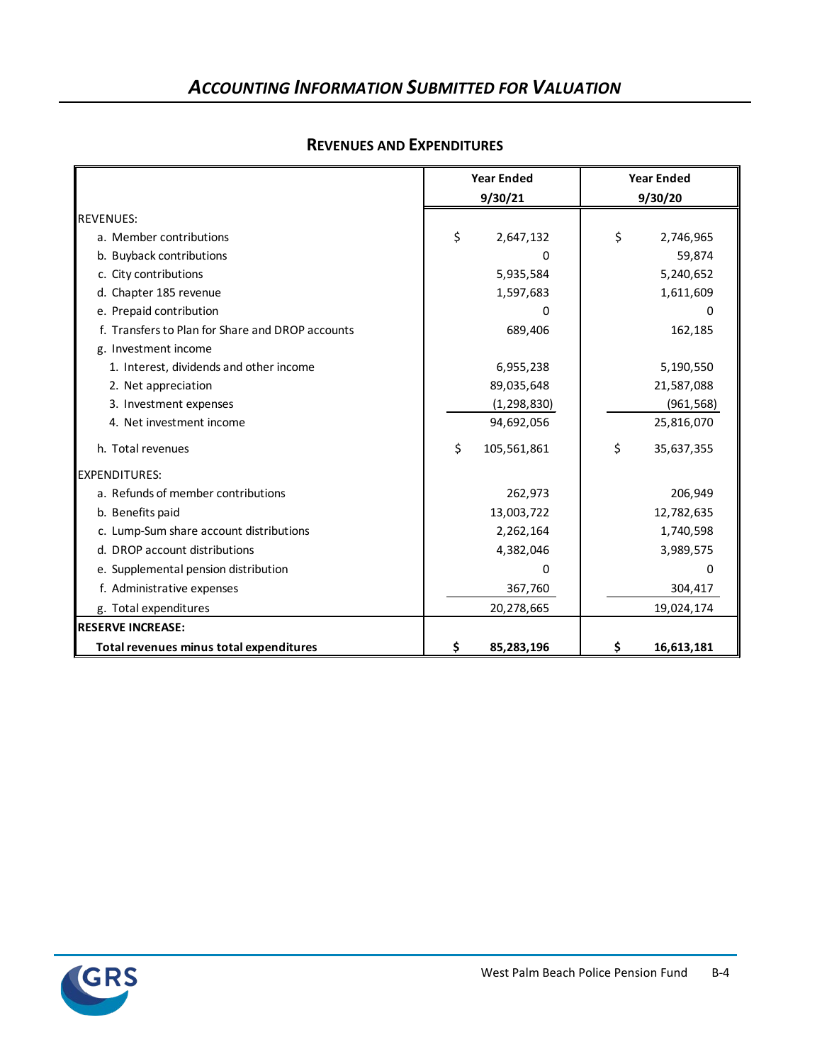# *ACCOUNTING INFORMATION SUBMITTED FOR VALUATION*

## REVENUES AND EXPENDITURES

| | Year Ended 9/30/21 | Year Ended 9/30/20 |
|---|---|---|
| REVENUES: | | |
| a. Member contributions | $ 2,647,132 | $ 2,746,965 |
| b. Buyback contributions | 0 | 59,874 |
| c. City contributions | 5,935,584 | 5,240,652 |
| d. Chapter 185 revenue | 1,597,683 | 1,611,609 |
| e. Prepaid contribution | 0 | 0 |
| f. Transfers to Plan for Share and DROP accounts | 689,406 | 162,185 |
| g. Investment income | | |
| 1. Interest, dividends and other income | 6,955,238 | 5,190,550 |
| 2. Net appreciation | 89,035,648 | 21,587,088 |
| 3. Investment expenses | (1,298,830) | (961,568) |
| 4. Net investment income | 94,692,056 | 25,816,070 |
| h. Total revenues | $ 105,561,861 | $ 35,637,355 |
| EXPENDITURES: | | |
| a. Refunds of member contributions | 262,973 | 206,949 |
| b. Benefits paid | 13,003,722 | 12,782,635 |
| c. Lump-Sum share account distributions | 2,262,164 | 1,740,598 |
| d. DROP account distributions | 4,382,046 | 3,989,575 |
| e. Supplemental pension distribution | 0 | 0 |
| f. Administrative expenses | 367,760 | 304,417 |
| g. Total expenditures | 20,278,665 | 19,024,174 |
| **RESERVE INCREASE:** | | |
| **Total revenues minus total expenditures** | **$ 85,283,196** | **$ 16,613,181** |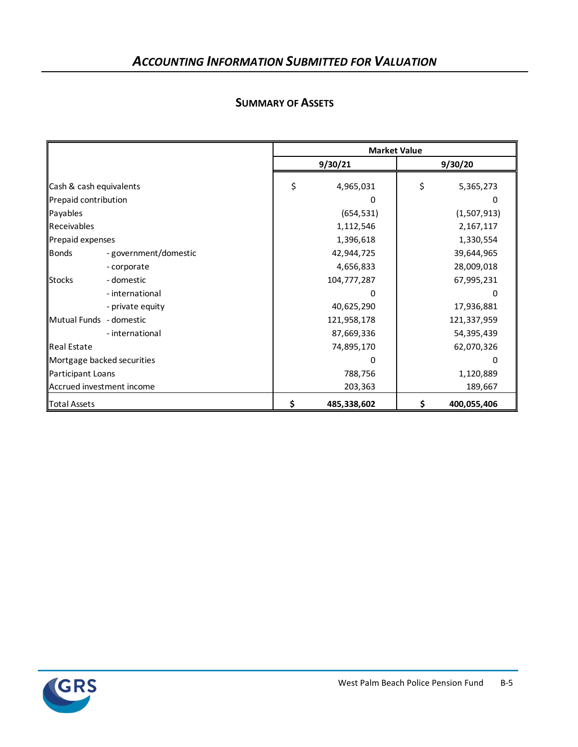## *ACCOUNTING INFORMATION SUBMITTED FOR VALUATION*

### SUMMARY OF ASSETS

| | | Market Value | |
|---|---|---|---|
| | | 9/30/21 | 9/30/20 |
| Cash & cash equivalents | | $ 4,965,031 | $ 5,365,273 |
| Prepaid contribution | | 0 | 0 |
| Payables | | (654,531) | (1,507,913) |
| Receivables | | 1,112,546 | 2,167,117 |
| Prepaid expenses | | 1,396,618 | 1,330,554 |
| Bonds | - government/domestic | 42,944,725 | 39,644,965 |
| | - corporate | 4,656,833 | 28,009,018 |
| Stocks | - domestic | 104,777,287 | 67,995,231 |
| | - international | 0 | 0 |
| | - private equity | 40,625,290 | 17,936,881 |
| Mutual Funds | - domestic | 121,958,178 | 121,337,959 |
| | - international | 87,669,336 | 54,395,439 |
| Real Estate | | 74,895,170 | 62,070,326 |
| Mortgage backed securities | | 0 | 0 |
| Participant Loans | | 788,756 | 1,120,889 |
| Accrued investment income | | 203,363 | 189,667 |
| Total Assets | | **$ 485,338,602** | **$ 400,055,406** |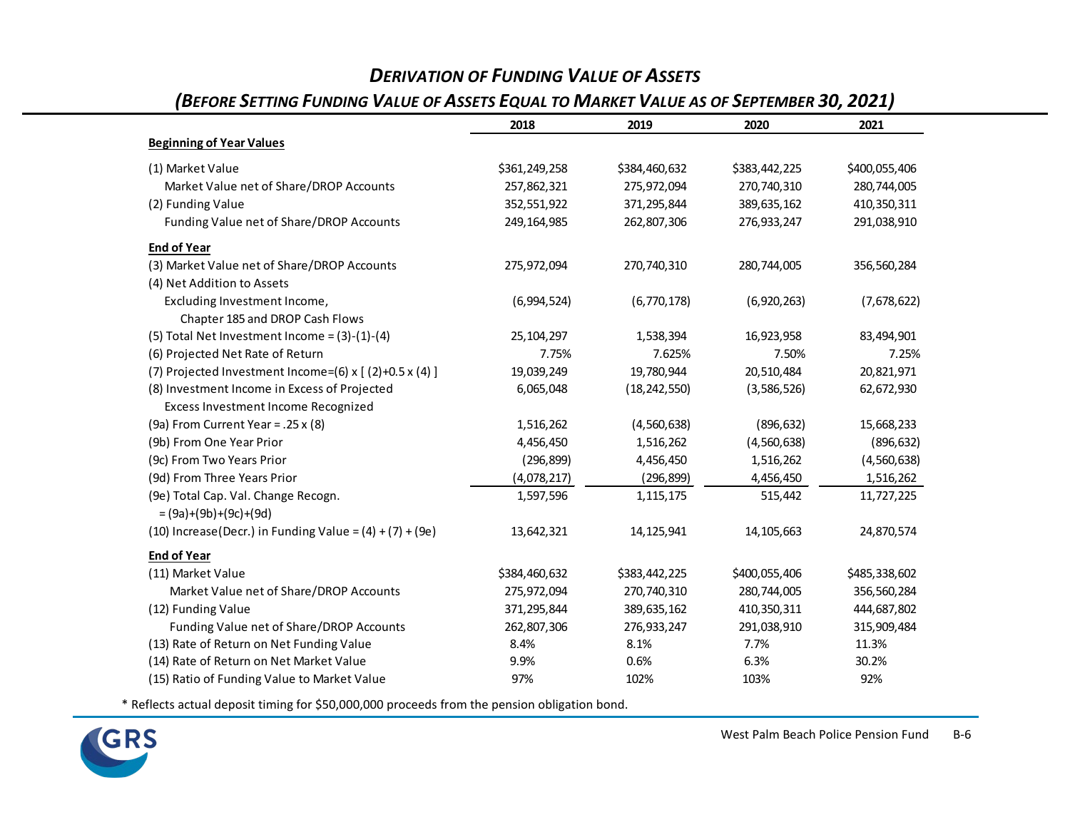## *DERIVATION OF FUNDING VALUE OF ASSETS*

## *(BEFORE SETTING FUNDING VALUE OF ASSETS EQUAL TO MARKET VALUE AS OF SEPTEMBER 30, 2021)*

| | 2018 | 2019 | 2020 | 2021 |
|---|---|---|---|---|
| **Beginning of Year Values** | | | | |
| (1) Market Value | $361,249,258 | $384,460,632 | $383,442,225 | $400,055,406 |
| Market Value net of Share/DROP Accounts | 257,862,321 | 275,972,094 | 270,740,310 | 280,744,005 |
| (2) Funding Value | 352,551,922 | 371,295,844 | 389,635,162 | 410,350,311 |
| Funding Value net of Share/DROP Accounts | 249,164,985 | 262,807,306 | 276,933,247 | 291,038,910 |
| **End of Year** | | | | |
| (3) Market Value net of Share/DROP Accounts | 275,972,094 | 270,740,310 | 280,744,005 | 356,560,284 |
| (4) Net Addition to Assets Excluding Investment Income, Chapter 185 and DROP Cash Flows | (6,994,524) | (6,770,178) | (6,920,263) | (7,678,622) |
| (5) Total Net Investment Income = (3)-(1)-(4) | 25,104,297 | 1,538,394 | 16,923,958 | 83,494,901 |
| (6) Projected Net Rate of Return | 7.75% | 7.625% | 7.50% | 7.25% |
| (7) Projected Investment Income=(6) x [ (2)+0.5 x (4) ] | 19,039,249 | 19,780,944 | 20,510,484 | 20,821,971 |
| (8) Investment Income in Excess of Projected | 6,065,048 | (18,242,550) | (3,586,526) | 62,672,930 |
| Excess Investment Income Recognized | | | | |
| (9a) From Current Year = .25 x (8) | 1,516,262 | (4,560,638) | (896,632) | 15,668,233 |
| (9b) From One Year Prior | 4,456,450 | 1,516,262 | (4,560,638) | (896,632) |
| (9c) From Two Years Prior | (296,899) | 4,456,450 | 1,516,262 | (4,560,638) |
| (9d) From Three Years Prior | (4,078,217) | (296,899) | 4,456,450 | 1,516,262 |
| (9e) Total Cap. Val. Change Recogn. = (9a)+(9b)+(9c)+(9d) | 1,597,596 | 1,115,175 | 515,442 | 11,727,225 |
| (10) Increase(Decr.) in Funding Value = (4) + (7) + (9e) | 13,642,321 | 14,125,941 | 14,105,663 | 24,870,574 |
| **End of Year** | | | | |
| (11) Market Value | $384,460,632 | $383,442,225 | $400,055,406 | $485,338,602 |
| Market Value net of Share/DROP Accounts | 275,972,094 | 270,740,310 | 280,744,005 | 356,560,284 |
| (12) Funding Value | 371,295,844 | 389,635,162 | 410,350,311 | 444,687,802 |
| Funding Value net of Share/DROP Accounts | 262,807,306 | 276,933,247 | 291,038,910 | 315,909,484 |
| (13) Rate of Return on Net Funding Value | 8.4% | 8.1% | 7.7% | 11.3% |
| (14) Rate of Return on Net Market Value | 9.9% | 0.6% | 6.3% | 30.2% |
| (15) Ratio of Funding Value to Market Value | 97% | 102% | 103% | 92% |

* Reflects actual deposit timing for $50,000,000 proceeds from the pension obligation bond.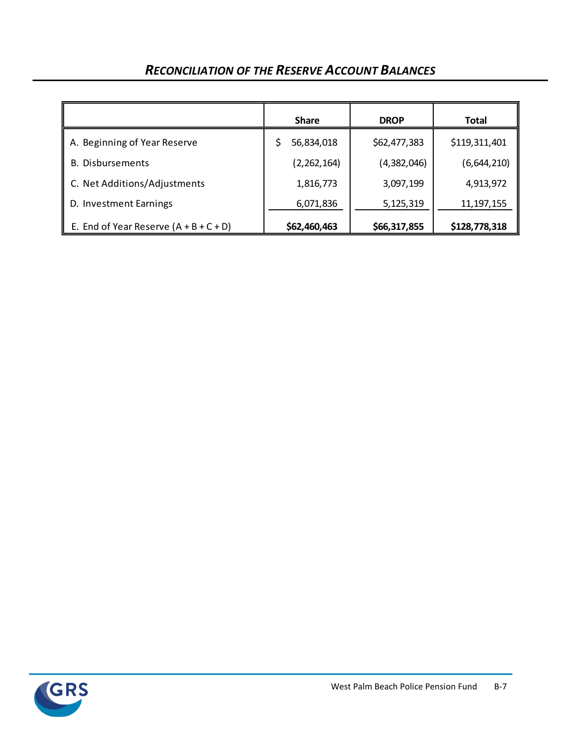## *Reconciliation of the Reserve Account Balances*

| | Share | DROP | Total |
|---|---|---|---|
| A. Beginning of Year Reserve | $ 56,834,018 | $62,477,383 | $119,311,401 |
| B. Disbursements | (2,262,164) | (4,382,046) | (6,644,210) |
| C. Net Additions/Adjustments | 1,816,773 | 3,097,199 | 4,913,972 |
| D. Investment Earnings | 6,071,836 | 5,125,319 | 11,197,155 |
| E. End of Year Reserve (A + B + C + D) | **$62,460,463** | **$66,317,855** | **$128,778,318** |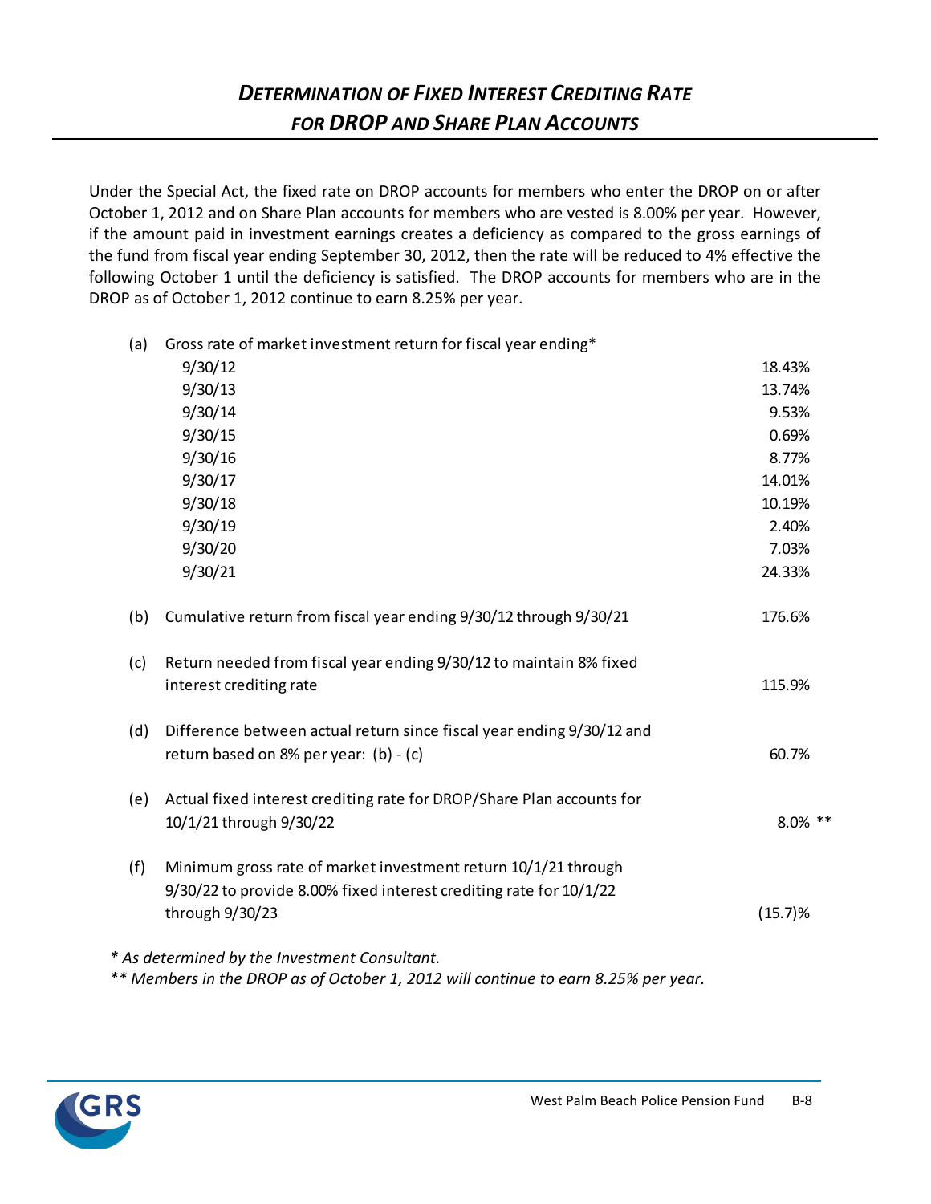# *DETERMINATION OF FIXED INTEREST CREDITING RATE FOR DROP AND SHARE PLAN ACCOUNTS*

Under the Special Act, the fixed rate on DROP accounts for members who enter the DROP on or after October 1, 2012 and on Share Plan accounts for members who are vested is 8.00% per year. However, if the amount paid in investment earnings creates a deficiency as compared to the gross earnings of the fund from fiscal year ending September 30, 2012, then the rate will be reduced to 4% effective the following October 1 until the deficiency is satisfied. The DROP accounts for members who are in the DROP as of October 1, 2012 continue to earn 8.25% per year.

| | | |
|---|---|---|
| (a) | Gross rate of market investment return for fiscal year ending* | |
| | 9/30/12 | 18.43% |
| | 9/30/13 | 13.74% |
| | 9/30/14 | 9.53% |
| | 9/30/15 | 0.69% |
| | 9/30/16 | 8.77% |
| | 9/30/17 | 14.01% |
| | 9/30/18 | 10.19% |
| | 9/30/19 | 2.40% |
| | 9/30/20 | 7.03% |
| | 9/30/21 | 24.33% |
| (b) | Cumulative return from fiscal year ending 9/30/12 through 9/30/21 | 176.6% |
| (c) | Return needed from fiscal year ending 9/30/12 to maintain 8% fixed interest crediting rate | 115.9% |
| (d) | Difference between actual return since fiscal year ending 9/30/12 and return based on 8% per year: (b) - (c) | 60.7% |
| (e) | Actual fixed interest crediting rate for DROP/Share Plan accounts for 10/1/21 through 9/30/22 | 8.0% ** |
| (f) | Minimum gross rate of market investment return 10/1/21 through 9/30/22 to provide 8.00% fixed interest crediting rate for 10/1/22 through 9/30/23 | (15.7)% |

*\* As determined by the Investment Consultant.*

*\*\* Members in the DROP as of October 1, 2012 will continue to earn 8.25% per year.*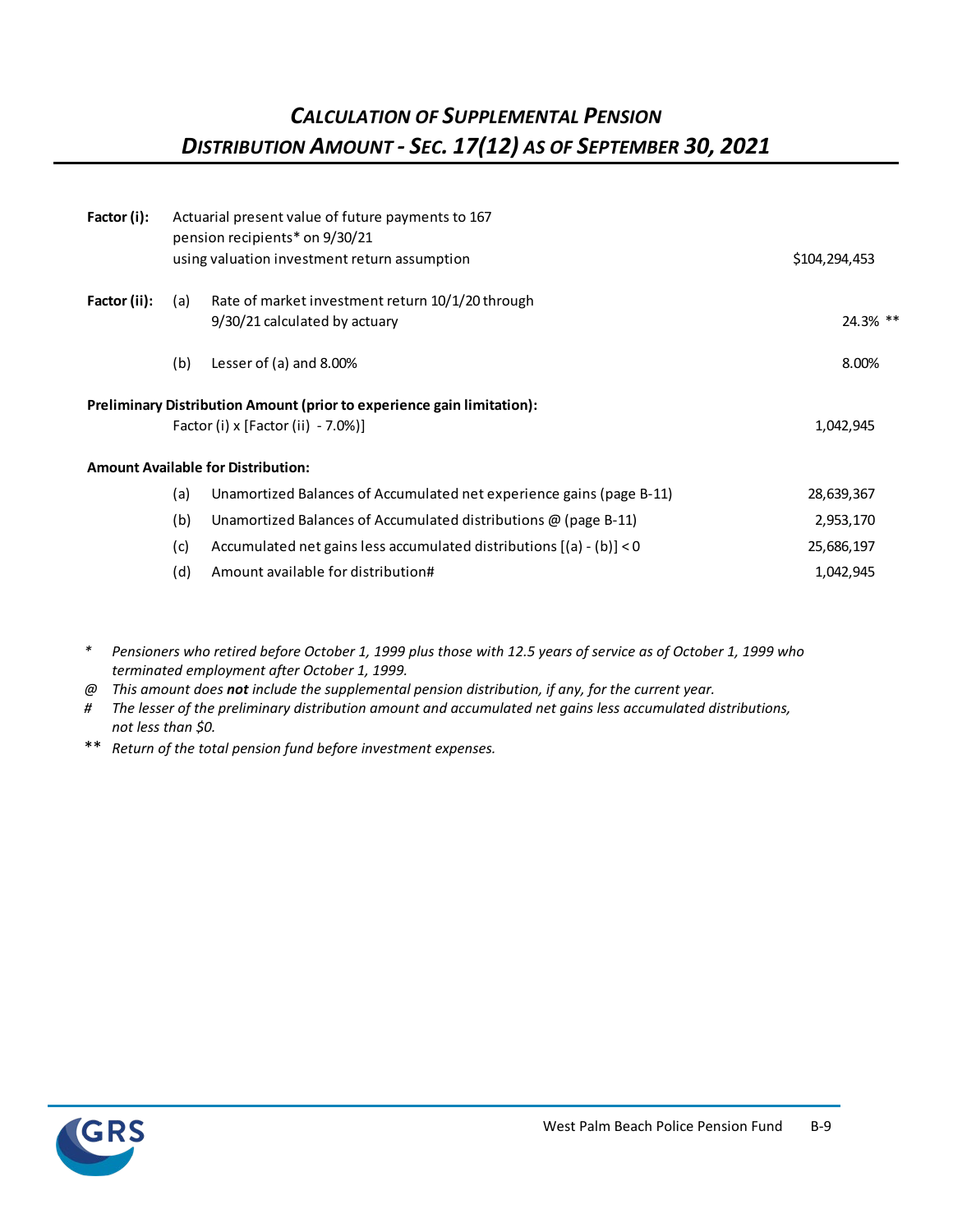# *Calculation of Supplemental Pension Distribution Amount - Sec. 17(12) as of September 30, 2021*

| | | | |
|---|---|---|---|
| **Factor (i):** | | Actuarial present value of future payments to 167 pension recipients* on 9/30/21 using valuation investment return assumption | $104,294,453 |
| **Factor (ii):** | (a) | Rate of market investment return 10/1/20 through 9/30/21 calculated by actuary | 24.3% ** |
| | (b) | Lesser of (a) and 8.00% | 8.00% |
| **Preliminary Distribution Amount (prior to experience gain limitation):** | | | |
| | | Factor (i) x [Factor (ii) - 7.0%)] | 1,042,945 |
| **Amount Available for Distribution:** | | | |
| | (a) | Unamortized Balances of Accumulated net experience gains (page B-11) | 28,639,367 |
| | (b) | Unamortized Balances of Accumulated distributions @ (page B-11) | 2,953,170 |
| | (c) | Accumulated net gains less accumulated distributions [(a) - (b)] < 0 | 25,686,197 |
| | (d) | Amount available for distribution# | 1,042,945 |

\* *Pensioners who retired before October 1, 1999 plus those with 12.5 years of service as of October 1, 1999 who terminated employment after October 1, 1999.*

@ *This amount does **not** include the supplemental pension distribution, if any, for the current year.*

# *The lesser of the preliminary distribution amount and accumulated net gains less accumulated distributions, not less than $0.*

\*\* *Return of the total pension fund before investment expenses.*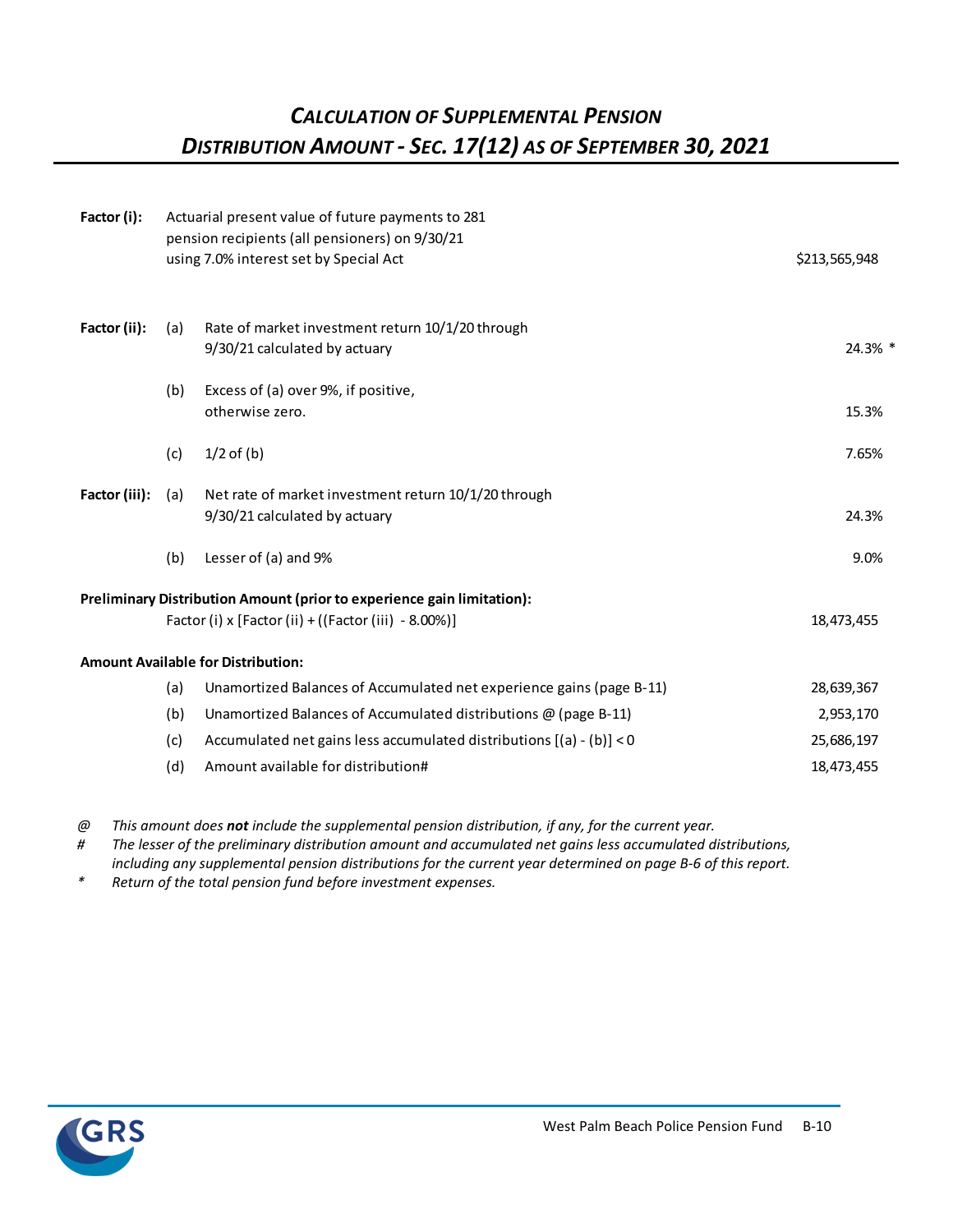# *Calculation of Supplemental Pension Distribution Amount - Sec. 17(12) as of September 30, 2021*

| | | | |
|---|---|---|---|
| **Factor (i):** | | Actuarial present value of future payments to 281 pension recipients (all pensioners) on 9/30/21 using 7.0% interest set by Special Act | $213,565,948 |
| **Factor (ii):** | (a) | Rate of market investment return 10/1/20 through 9/30/21 calculated by actuary | 24.3% * |
| | (b) | Excess of (a) over 9%, if positive, otherwise zero. | 15.3% |
| | (c) | 1/2 of (b) | 7.65% |
| **Factor (iii):** | (a) | Net rate of market investment return 10/1/20 through 9/30/21 calculated by actuary | 24.3% |
| | (b) | Lesser of (a) and 9% | 9.0% |
| **Preliminary Distribution Amount (prior to experience gain limitation):** | | | |
| | | Factor (i) x [Factor (ii) + ((Factor (iii) - 8.00%)] | 18,473,455 |
| **Amount Available for Distribution:** | | | |
| | (a) | Unamortized Balances of Accumulated net experience gains (page B-11) | 28,639,367 |
| | (b) | Unamortized Balances of Accumulated distributions @ (page B-11) | 2,953,170 |
| | (c) | Accumulated net gains less accumulated distributions [(a) - (b)] < 0 | 25,686,197 |
| | (d) | Amount available for distribution# | 18,473,455 |

@ *This amount does **not** include the supplemental pension distribution, if any, for the current year.*

\# *The lesser of the preliminary distribution amount and accumulated net gains less accumulated distributions, including any supplemental pension distributions for the current year determined on page B-6 of this report.*

\* *Return of the total pension fund before investment expenses.*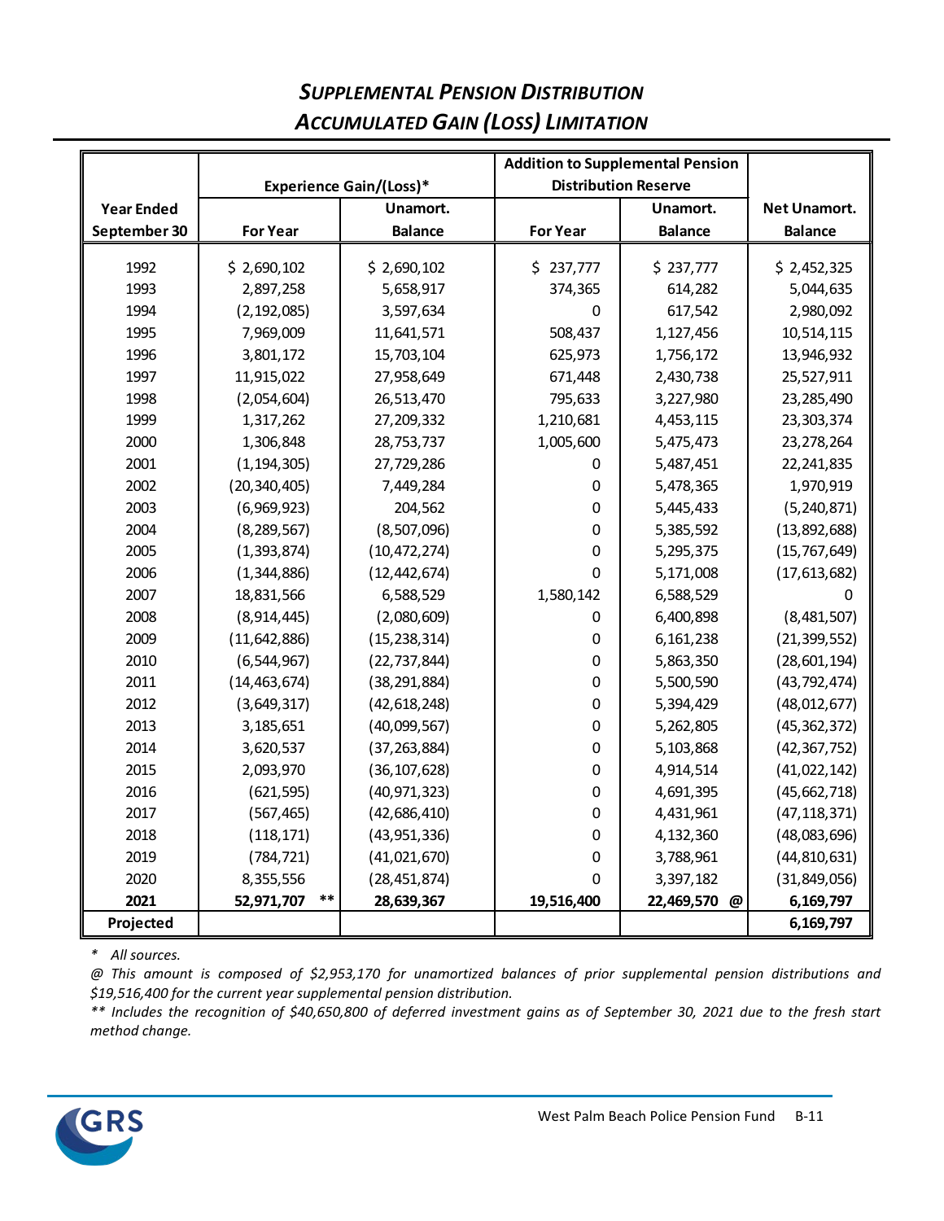# *Supplemental Pension Distribution*
# *Accumulated Gain (Loss) Limitation*

| Year Ended September 30 | Experience Gain/(Loss)* For Year | Experience Gain/(Loss)* Unamort. Balance | Addition to Supplemental Pension Distribution Reserve For Year | Addition to Supplemental Pension Distribution Reserve Unamort. Balance | Net Unamort. Balance |
|---|---|---|---|---|---|
| 1992 | $ 2,690,102 | $ 2,690,102 | $ 237,777 | $ 237,777 | $ 2,452,325 |
| 1993 | 2,897,258 | 5,658,917 | 374,365 | 614,282 | 5,044,635 |
| 1994 | (2,192,085) | 3,597,634 | 0 | 617,542 | 2,980,092 |
| 1995 | 7,969,009 | 11,641,571 | 508,437 | 1,127,456 | 10,514,115 |
| 1996 | 3,801,172 | 15,703,104 | 625,973 | 1,756,172 | 13,946,932 |
| 1997 | 11,915,022 | 27,958,649 | 671,448 | 2,430,738 | 25,527,911 |
| 1998 | (2,054,604) | 26,513,470 | 795,633 | 3,227,980 | 23,285,490 |
| 1999 | 1,317,262 | 27,209,332 | 1,210,681 | 4,453,115 | 23,303,374 |
| 2000 | 1,306,848 | 28,753,737 | 1,005,600 | 5,475,473 | 23,278,264 |
| 2001 | (1,194,305) | 27,729,286 | 0 | 5,487,451 | 22,241,835 |
| 2002 | (20,340,405) | 7,449,284 | 0 | 5,478,365 | 1,970,919 |
| 2003 | (6,969,923) | 204,562 | 0 | 5,445,433 | (5,240,871) |
| 2004 | (8,289,567) | (8,507,096) | 0 | 5,385,592 | (13,892,688) |
| 2005 | (1,393,874) | (10,472,274) | 0 | 5,295,375 | (15,767,649) |
| 2006 | (1,344,886) | (12,442,674) | 0 | 5,171,008 | (17,613,682) |
| 2007 | 18,831,566 | 6,588,529 | 1,580,142 | 6,588,529 | 0 |
| 2008 | (8,914,445) | (2,080,609) | 0 | 6,400,898 | (8,481,507) |
| 2009 | (11,642,886) | (15,238,314) | 0 | 6,161,238 | (21,399,552) |
| 2010 | (6,544,967) | (22,737,844) | 0 | 5,863,350 | (28,601,194) |
| 2011 | (14,463,674) | (38,291,884) | 0 | 5,500,590 | (43,792,474) |
| 2012 | (3,649,317) | (42,618,248) | 0 | 5,394,429 | (48,012,677) |
| 2013 | 3,185,651 | (40,099,567) | 0 | 5,262,805 | (45,362,372) |
| 2014 | 3,620,537 | (37,263,884) | 0 | 5,103,868 | (42,367,752) |
| 2015 | 2,093,970 | (36,107,628) | 0 | 4,914,514 | (41,022,142) |
| 2016 | (621,595) | (40,971,323) | 0 | 4,691,395 | (45,662,718) |
| 2017 | (567,465) | (42,686,410) | 0 | 4,431,961 | (47,118,371) |
| 2018 | (118,171) | (43,951,336) | 0 | 4,132,360 | (48,083,696) |
| 2019 | (784,721) | (41,021,670) | 0 | 3,788,961 | (44,810,631) |
| 2020 | 8,355,556 | (28,451,874) | 0 | 3,397,182 | (31,849,056) |
| **2021** | **52,971,707 \*\*** | **28,639,367** | **19,516,400** | **22,469,570 @** | **6,169,797** |
| **Projected** | | | | | **6,169,797** |

\* *All sources.*

*@ This amount is composed of $2,953,170 for unamortized balances of prior supplemental pension distributions and $19,516,400 for the current year supplemental pension distribution.*

*\*\* Includes the recognition of $40,650,800 of deferred investment gains as of September 30, 2021 due to the fresh start method change.*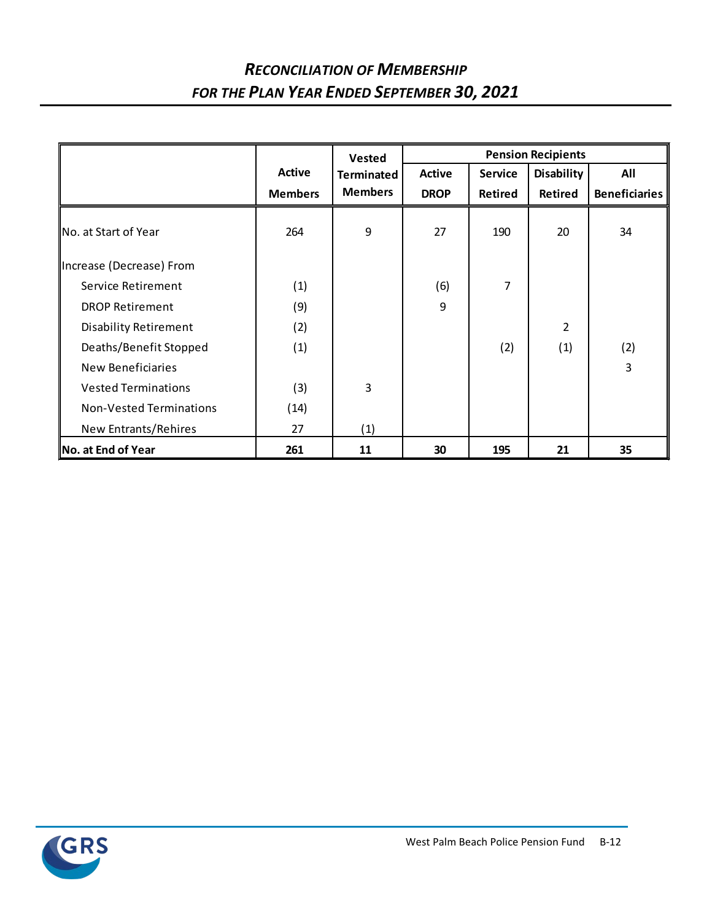## *Reconciliation of Membership*
## *for the Plan Year Ended September 30, 2021*

| | Active Members | Vested Terminated Members | Pension Recipients | | | |
|---|---|---|---|---|---|---|
| | | | Active DROP | Service Retired | Disability Retired | All Beneficiaries |
| No. at Start of Year | 264 | 9 | 27 | 190 | 20 | 34 |
| Increase (Decrease) From | | | | | | |
| Service Retirement | (1) | | (6) | 7 | | |
| DROP Retirement | (9) | | 9 | | | |
| Disability Retirement | (2) | | | | 2 | |
| Deaths/Benefit Stopped | (1) | | | (2) | (1) | (2) |
| New Beneficiaries | | | | | | 3 |
| Vested Terminations | (3) | 3 | | | | |
| Non-Vested Terminations | (14) | | | | | |
| New Entrants/Rehires | 27 | (1) | | | | |
| **No. at End of Year** | **261** | **11** | **30** | **195** | **21** | **35** |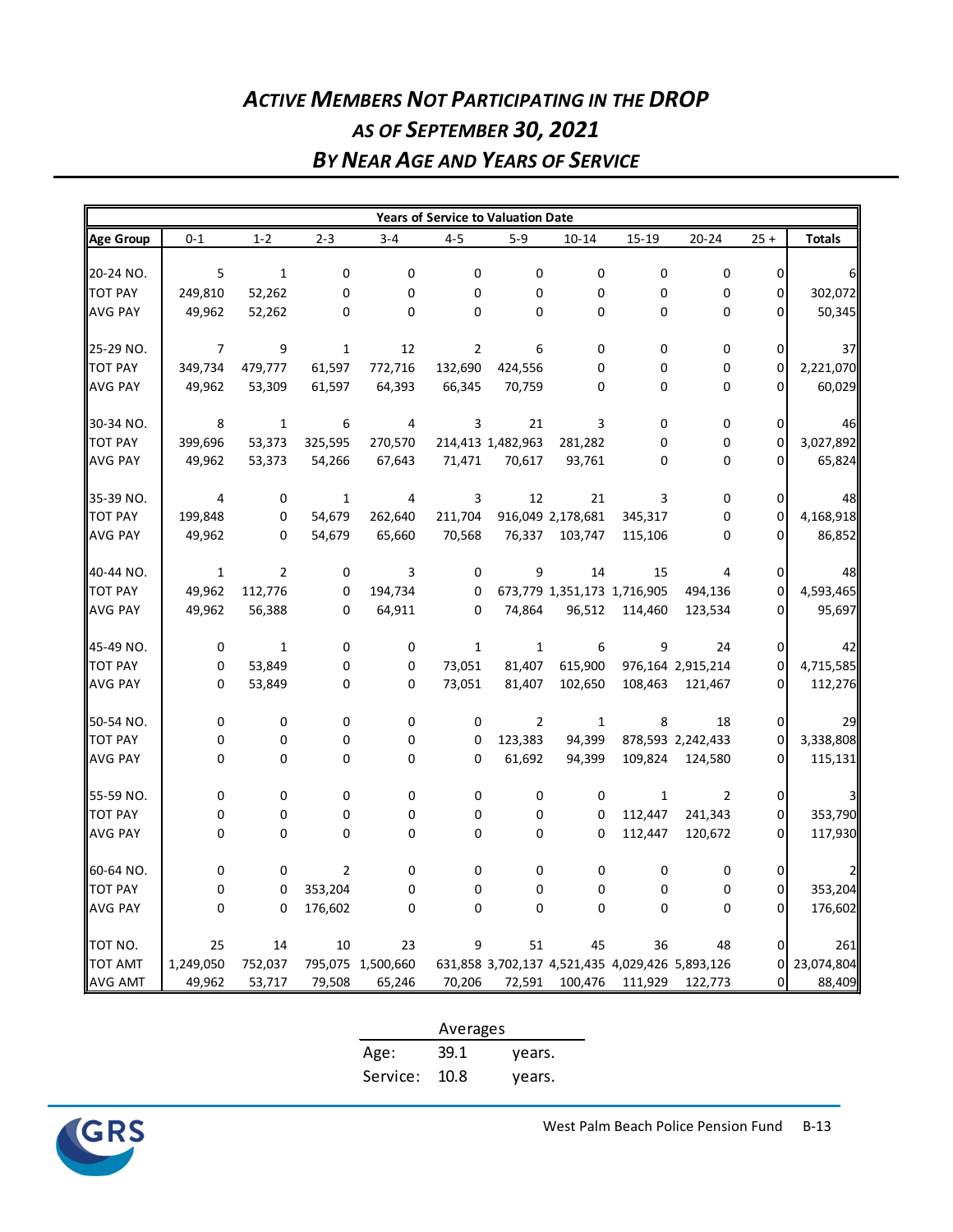# *Active Members Not Participating in the DROP*
## *As of September 30, 2021*
## *By Near Age and Years of Service*

| | Years of Service to Valuation Date | | | | | | | | | | |
|---|---|---|---|---|---|---|---|---|---|---|---|
| **Age Group** | 0-1 | 1-2 | 2-3 | 3-4 | 4-5 | 5-9 | 10-14 | 15-19 | 20-24 | 25 + | **Totals** |
| 20-24 NO. | 5 | 1 | 0 | 0 | 0 | 0 | 0 | 0 | 0 | 0 | 6 |
| TOT PAY | 249,810 | 52,262 | 0 | 0 | 0 | 0 | 0 | 0 | 0 | 0 | 302,072 |
| AVG PAY | 49,962 | 52,262 | 0 | 0 | 0 | 0 | 0 | 0 | 0 | 0 | 50,345 |
| 25-29 NO. | 7 | 9 | 1 | 12 | 2 | 6 | 0 | 0 | 0 | 0 | 37 |
| TOT PAY | 349,734 | 479,777 | 61,597 | 772,716 | 132,690 | 424,556 | 0 | 0 | 0 | 0 | 2,221,070 |
| AVG PAY | 49,962 | 53,309 | 61,597 | 64,393 | 66,345 | 70,759 | 0 | 0 | 0 | 0 | 60,029 |
| 30-34 NO. | 8 | 1 | 6 | 4 | 3 | 21 | 3 | 0 | 0 | 0 | 46 |
| TOT PAY | 399,696 | 53,373 | 325,595 | 270,570 | 214,413 | 1,482,963 | 281,282 | 0 | 0 | 0 | 3,027,892 |
| AVG PAY | 49,962 | 53,373 | 54,266 | 67,643 | 71,471 | 70,617 | 93,761 | 0 | 0 | 0 | 65,824 |
| 35-39 NO. | 4 | 0 | 1 | 4 | 3 | 12 | 21 | 3 | 0 | 0 | 48 |
| TOT PAY | 199,848 | 0 | 54,679 | 262,640 | 211,704 | 916,049 | 2,178,681 | 345,317 | 0 | 0 | 4,168,918 |
| AVG PAY | 49,962 | 0 | 54,679 | 65,660 | 70,568 | 76,337 | 103,747 | 115,106 | 0 | 0 | 86,852 |
| 40-44 NO. | 1 | 2 | 0 | 3 | 0 | 9 | 14 | 15 | 4 | 0 | 48 |
| TOT PAY | 49,962 | 112,776 | 0 | 194,734 | 0 | 673,779 | 1,351,173 | 1,716,905 | 494,136 | 0 | 4,593,465 |
| AVG PAY | 49,962 | 56,388 | 0 | 64,911 | 0 | 74,864 | 96,512 | 114,460 | 123,534 | 0 | 95,697 |
| 45-49 NO. | 0 | 1 | 0 | 0 | 1 | 1 | 6 | 9 | 24 | 0 | 42 |
| TOT PAY | 0 | 53,849 | 0 | 0 | 73,051 | 81,407 | 615,900 | 976,164 | 2,915,214 | 0 | 4,715,585 |
| AVG PAY | 0 | 53,849 | 0 | 0 | 73,051 | 81,407 | 102,650 | 108,463 | 121,467 | 0 | 112,276 |
| 50-54 NO. | 0 | 0 | 0 | 0 | 0 | 2 | 1 | 8 | 18 | 0 | 29 |
| TOT PAY | 0 | 0 | 0 | 0 | 0 | 123,383 | 94,399 | 878,593 | 2,242,433 | 0 | 3,338,808 |
| AVG PAY | 0 | 0 | 0 | 0 | 0 | 61,692 | 94,399 | 109,824 | 124,580 | 0 | 115,131 |
| 55-59 NO. | 0 | 0 | 0 | 0 | 0 | 0 | 0 | 1 | 2 | 0 | 3 |
| TOT PAY | 0 | 0 | 0 | 0 | 0 | 0 | 0 | 112,447 | 241,343 | 0 | 353,790 |
| AVG PAY | 0 | 0 | 0 | 0 | 0 | 0 | 0 | 112,447 | 120,672 | 0 | 117,930 |
| 60-64 NO. | 0 | 0 | 2 | 0 | 0 | 0 | 0 | 0 | 0 | 0 | 2 |
| TOT PAY | 0 | 0 | 353,204 | 0 | 0 | 0 | 0 | 0 | 0 | 0 | 353,204 |
| AVG PAY | 0 | 0 | 176,602 | 0 | 0 | 0 | 0 | 0 | 0 | 0 | 176,602 |
| TOT NO. | 25 | 14 | 10 | 23 | 9 | 51 | 45 | 36 | 48 | 0 | 261 |
| TOT AMT | 1,249,050 | 752,037 | 795,075 | 1,500,660 | 631,858 | 3,702,137 | 4,521,435 | 4,029,426 | 5,893,126 | 0 | 23,074,804 |
| AVG AMT | 49,962 | 53,717 | 79,508 | 65,246 | 70,206 | 72,591 | 100,476 | 111,929 | 122,773 | 0 | 88,409 |

| Averages | | |
|---|---|---|
| Age: | 39.1 | years. |
| Service: | 10.8 | years. |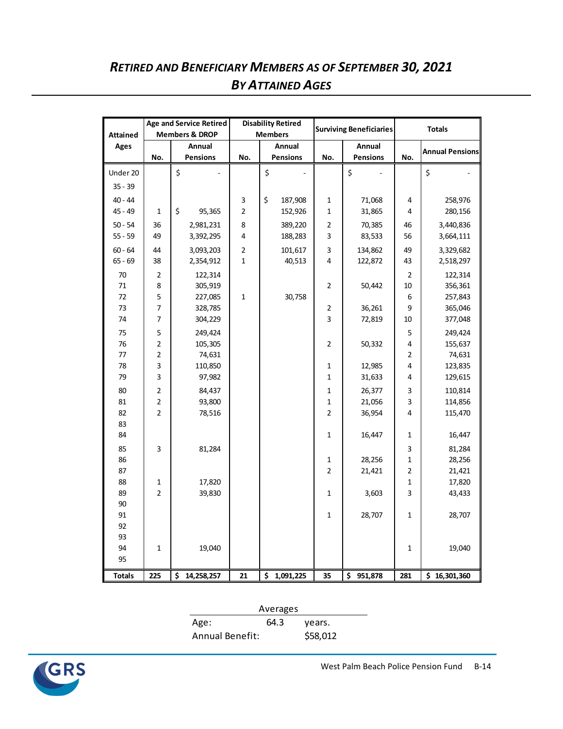# *Retired and Beneficiary Members as of September 30, 2021*
## *By Attained Ages*

| Attained Ages | Age and Service Retired Members & DROP | | Disability Retired Members | | Surviving Beneficiaries | | Totals | |
|---|---|---|---|---|---|---|---|---|
| | No. | Annual Pensions | No. | Annual Pensions | No. | Annual Pensions | No. | Annual Pensions |
| Under 20 | | $ - | | $ - | | $ - | | $ - |
| 35 - 39 | | | | | | | | |
| 40 - 44 | | | 3 | $ 187,908 | 1 | 71,068 | 4 | 258,976 |
| 45 - 49 | 1 | $ 95,365 | 2 | 152,926 | 1 | 31,865 | 4 | 280,156 |
| 50 - 54 | 36 | 2,981,231 | 8 | 389,220 | 2 | 70,385 | 46 | 3,440,836 |
| 55 - 59 | 49 | 3,392,295 | 4 | 188,283 | 3 | 83,533 | 56 | 3,664,111 |
| 60 - 64 | 44 | 3,093,203 | 2 | 101,617 | 3 | 134,862 | 49 | 3,329,682 |
| 65 - 69 | 38 | 2,354,912 | 1 | 40,513 | 4 | 122,872 | 43 | 2,518,297 |
| 70 | 2 | 122,314 | | | | | 2 | 122,314 |
| 71 | 8 | 305,919 | | | 2 | 50,442 | 10 | 356,361 |
| 72 | 5 | 227,085 | 1 | 30,758 | | | 6 | 257,843 |
| 73 | 7 | 328,785 | | | 2 | 36,261 | 9 | 365,046 |
| 74 | 7 | 304,229 | | | 3 | 72,819 | 10 | 377,048 |
| 75 | 5 | 249,424 | | | | | 5 | 249,424 |
| 76 | 2 | 105,305 | | | 2 | 50,332 | 4 | 155,637 |
| 77 | 2 | 74,631 | | | | | 2 | 74,631 |
| 78 | 3 | 110,850 | | | 1 | 12,985 | 4 | 123,835 |
| 79 | 3 | 97,982 | | | 1 | 31,633 | 4 | 129,615 |
| 80 | 2 | 84,437 | | | 1 | 26,377 | 3 | 110,814 |
| 81 | 2 | 93,800 | | | 1 | 21,056 | 3 | 114,856 |
| 82 | 2 | 78,516 | | | 2 | 36,954 | 4 | 115,470 |
| 83 | | | | | | | | |
| 84 | | | | | 1 | 16,447 | 1 | 16,447 |
| 85 | 3 | 81,284 | | | | | 3 | 81,284 |
| 86 | | | | | 1 | 28,256 | 1 | 28,256 |
| 87 | | | | | 2 | 21,421 | 2 | 21,421 |
| 88 | 1 | 17,820 | | | | | 1 | 17,820 |
| 89 | 2 | 39,830 | | | 1 | 3,603 | 3 | 43,433 |
| 90 | | | | | | | | |
| 91 | | | | | 1 | 28,707 | 1 | 28,707 |
| 92 | | | | | | | | |
| 93 | | | | | | | | |
| 94 | 1 | 19,040 | | | | | 1 | 19,040 |
| 95 | | | | | | | | |
| **Totals** | **225** | **$ 14,258,257** | **21** | **$ 1,091,225** | **35** | **$ 951,878** | **281** | **$ 16,301,360** |

| Averages | | |
|---|---|---|
| Age: | 64.3 | years. |
| Annual Benefit: | | $58,012 |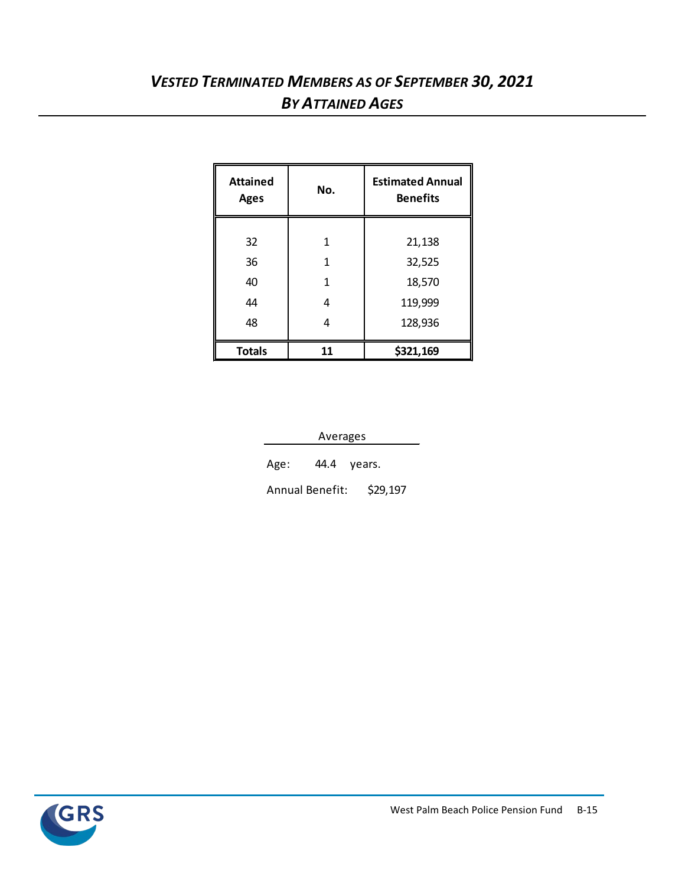# *VESTED TERMINATED MEMBERS AS OF SEPTEMBER 30, 2021*
## *BY ATTAINED AGES*

| Attained Ages | No. | Estimated Annual Benefits |
|---|---|---|
| 32 | 1 | 21,138 |
| 36 | 1 | 32,525 |
| 40 | 1 | 18,570 |
| 44 | 4 | 119,999 |
| 48 | 4 | 128,936 |
| **Totals** | **11** | **$321,169** |

Averages

Age: 44.4 years.

Annual Benefit: $29,197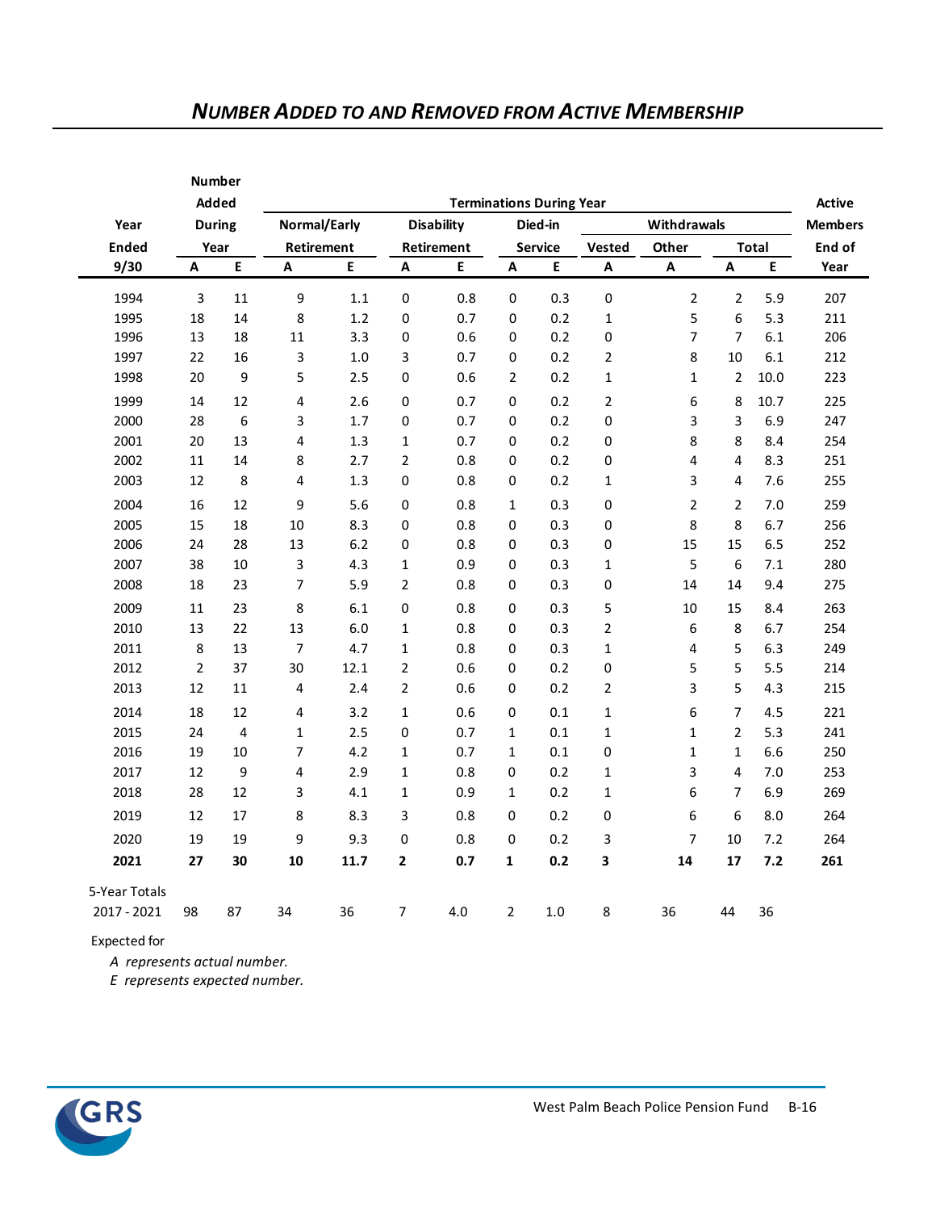## *NUMBER ADDED TO AND REMOVED FROM ACTIVE MEMBERSHIP*

| Year Ended 9/30 | Number Added During Year | | Terminations During Year | | | | | | | | | | | Active Members End of Year |
|---|---|---|---|---|---|---|---|---|---|---|---|---|---|---|
| | | | Normal/Early Retirement | | Disability Retirement | | Died-in Service | | Withdrawals | | | | | |
| | | | | | | | | | Vested | Other | Total | | | |
| | A | E | A | E | A | E | A | E | A | A | A | E | | |
| 1994 | 3 | 11 | 9 | 1.1 | 0 | 0.8 | 0 | 0.3 | 0 | 2 | 2 | 5.9 | | 207 |
| 1995 | 18 | 14 | 8 | 1.2 | 0 | 0.7 | 0 | 0.2 | 1 | 5 | 6 | 5.3 | | 211 |
| 1996 | 13 | 18 | 11 | 3.3 | 0 | 0.6 | 0 | 0.2 | 0 | 7 | 7 | 6.1 | | 206 |
| 1997 | 22 | 16 | 3 | 1.0 | 3 | 0.7 | 0 | 0.2 | 2 | 8 | 10 | 6.1 | | 212 |
| 1998 | 20 | 9 | 5 | 2.5 | 0 | 0.6 | 2 | 0.2 | 1 | 1 | 2 | 10.0 | | 223 |
| 1999 | 14 | 12 | 4 | 2.6 | 0 | 0.7 | 0 | 0.2 | 2 | 6 | 8 | 10.7 | | 225 |
| 2000 | 28 | 6 | 3 | 1.7 | 0 | 0.7 | 0 | 0.2 | 0 | 3 | 3 | 6.9 | | 247 |
| 2001 | 20 | 13 | 4 | 1.3 | 1 | 0.7 | 0 | 0.2 | 0 | 8 | 8 | 8.4 | | 254 |
| 2002 | 11 | 14 | 8 | 2.7 | 2 | 0.8 | 0 | 0.2 | 0 | 4 | 4 | 8.3 | | 251 |
| 2003 | 12 | 8 | 4 | 1.3 | 0 | 0.8 | 0 | 0.2 | 1 | 3 | 4 | 7.6 | | 255 |
| 2004 | 16 | 12 | 9 | 5.6 | 0 | 0.8 | 1 | 0.3 | 0 | 2 | 2 | 7.0 | | 259 |
| 2005 | 15 | 18 | 10 | 8.3 | 0 | 0.8 | 0 | 0.3 | 0 | 8 | 8 | 6.7 | | 256 |
| 2006 | 24 | 28 | 13 | 6.2 | 0 | 0.8 | 0 | 0.3 | 0 | 15 | 15 | 6.5 | | 252 |
| 2007 | 38 | 10 | 3 | 4.3 | 1 | 0.9 | 0 | 0.3 | 1 | 5 | 6 | 7.1 | | 280 |
| 2008 | 18 | 23 | 7 | 5.9 | 2 | 0.8 | 0 | 0.3 | 0 | 14 | 14 | 9.4 | | 275 |
| 2009 | 11 | 23 | 8 | 6.1 | 0 | 0.8 | 0 | 0.3 | 5 | 10 | 15 | 8.4 | | 263 |
| 2010 | 13 | 22 | 13 | 6.0 | 1 | 0.8 | 0 | 0.3 | 2 | 6 | 8 | 6.7 | | 254 |
| 2011 | 8 | 13 | 7 | 4.7 | 1 | 0.8 | 0 | 0.3 | 1 | 4 | 5 | 6.3 | | 249 |
| 2012 | 2 | 37 | 30 | 12.1 | 2 | 0.6 | 0 | 0.2 | 0 | 5 | 5 | 5.5 | | 214 |
| 2013 | 12 | 11 | 4 | 2.4 | 2 | 0.6 | 0 | 0.2 | 2 | 3 | 5 | 4.3 | | 215 |
| 2014 | 18 | 12 | 4 | 3.2 | 1 | 0.6 | 0 | 0.1 | 1 | 6 | 7 | 4.5 | | 221 |
| 2015 | 24 | 4 | 1 | 2.5 | 0 | 0.7 | 1 | 0.1 | 1 | 1 | 2 | 5.3 | | 241 |
| 2016 | 19 | 10 | 7 | 4.2 | 1 | 0.7 | 1 | 0.1 | 0 | 1 | 1 | 6.6 | | 250 |
| 2017 | 12 | 9 | 4 | 2.9 | 1 | 0.8 | 0 | 0.2 | 1 | 3 | 4 | 7.0 | | 253 |
| 2018 | 28 | 12 | 3 | 4.1 | 1 | 0.9 | 1 | 0.2 | 1 | 6 | 7 | 6.9 | | 269 |
| 2019 | 12 | 17 | 8 | 8.3 | 3 | 0.8 | 0 | 0.2 | 0 | 6 | 6 | 8.0 | | 264 |
| 2020 | 19 | 19 | 9 | 9.3 | 0 | 0.8 | 0 | 0.2 | 3 | 7 | 10 | 7.2 | | 264 |
| **2021** | **27** | **30** | **10** | **11.7** | **2** | **0.7** | **1** | **0.2** | **3** | **14** | **17** | **7.2** | | **261** |
| 5-Year Totals 2017 - 2021 | 98 | 87 | 34 | 36 | 7 | 4.0 | 2 | 1.0 | 8 | 36 | 44 | 36 | | |

Expected for

*A represents actual number.*
*E represents expected number.*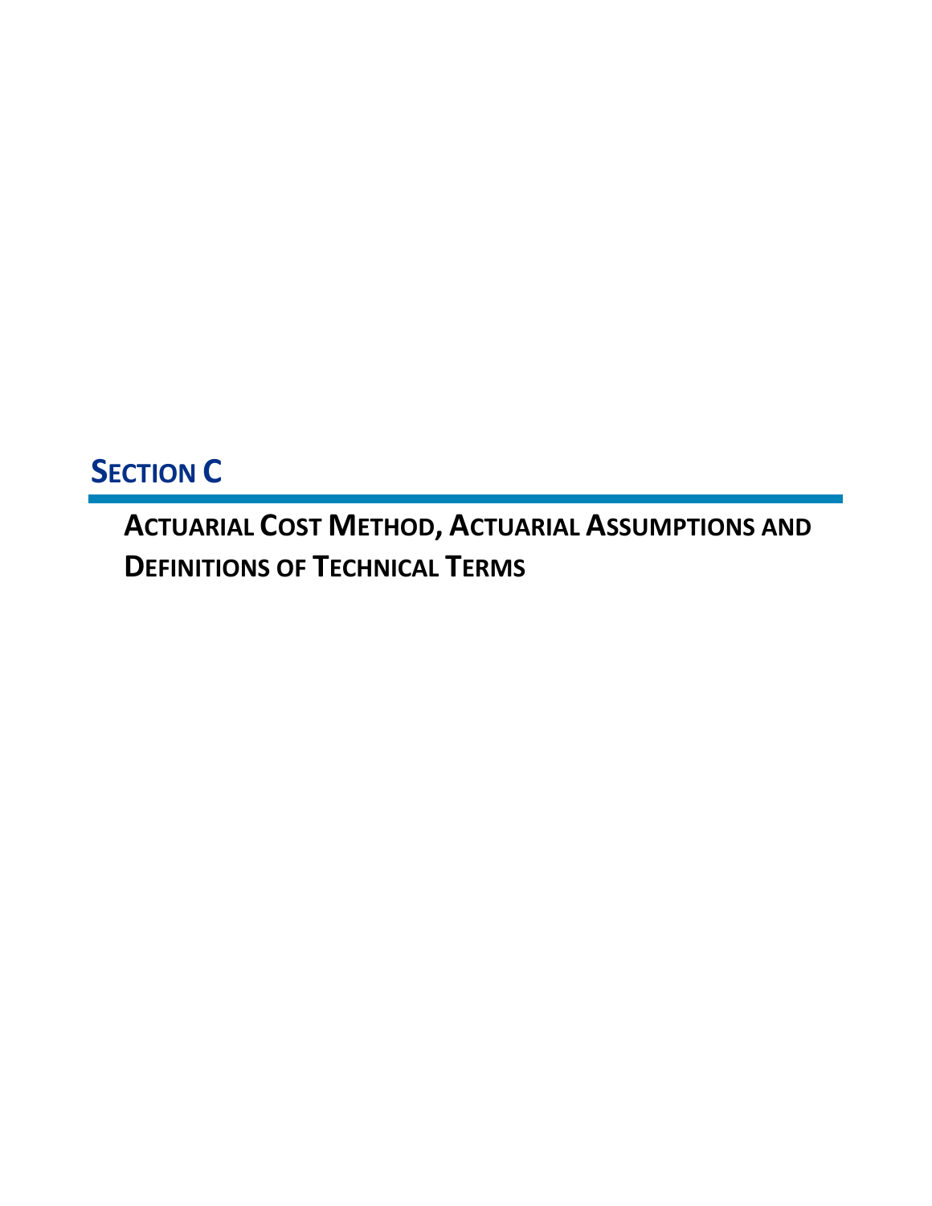# SECTION C

## ACTUARIAL COST METHOD, ACTUARIAL ASSUMPTIONS AND DEFINITIONS OF TECHNICAL TERMS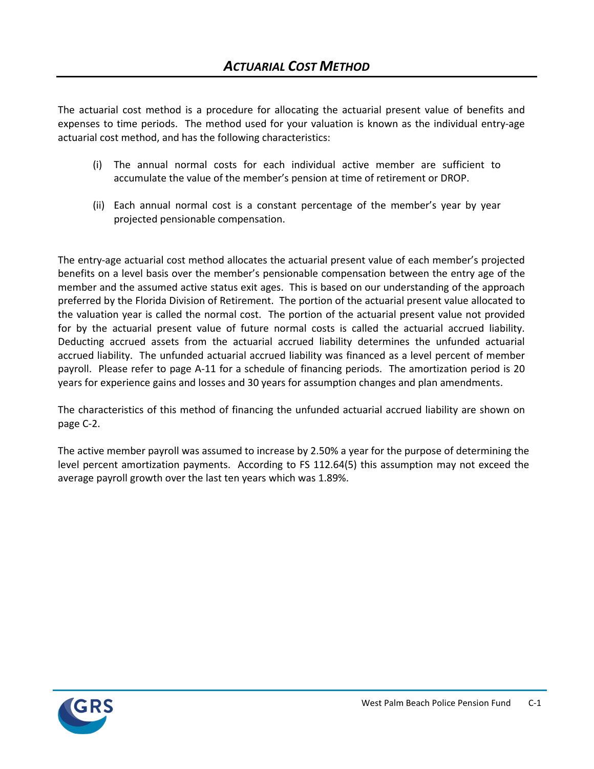# *ACTUARIAL COST METHOD*

The actuarial cost method is a procedure for allocating the actuarial present value of benefits and expenses to time periods. The method used for your valuation is known as the individual entry-age actuarial cost method, and has the following characteristics:

(i) The annual normal costs for each individual active member are sufficient to accumulate the value of the member's pension at time of retirement or DROP.

(ii) Each annual normal cost is a constant percentage of the member's year by year projected pensionable compensation.

The entry-age actuarial cost method allocates the actuarial present value of each member's projected benefits on a level basis over the member's pensionable compensation between the entry age of the member and the assumed active status exit ages. This is based on our understanding of the approach preferred by the Florida Division of Retirement. The portion of the actuarial present value allocated to the valuation year is called the normal cost. The portion of the actuarial present value not provided for by the actuarial present value of future normal costs is called the actuarial accrued liability. Deducting accrued assets from the actuarial accrued liability determines the unfunded actuarial accrued liability. The unfunded actuarial accrued liability was financed as a level percent of member payroll. Please refer to page A-11 for a schedule of financing periods. The amortization period is 20 years for experience gains and losses and 30 years for assumption changes and plan amendments.

The characteristics of this method of financing the unfunded actuarial accrued liability are shown on page C-2.

The active member payroll was assumed to increase by 2.50% a year for the purpose of determining the level percent amortization payments. According to FS 112.64(5) this assumption may not exceed the average payroll growth over the last ten years which was 1.89%.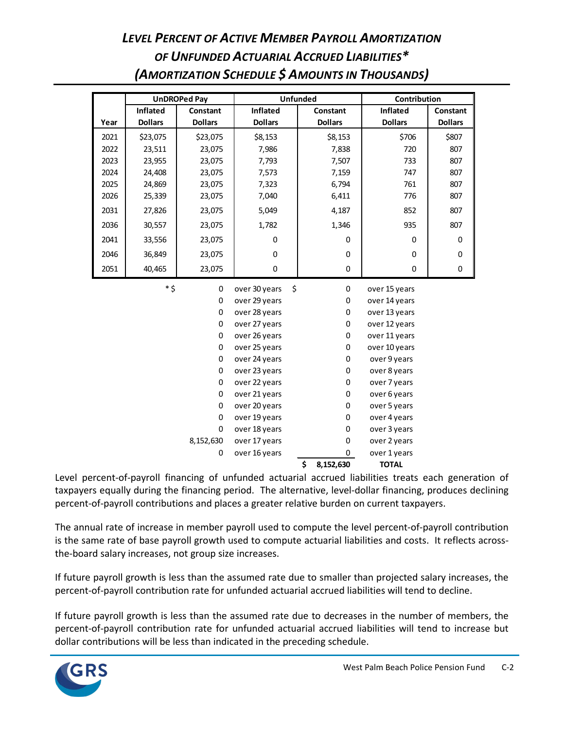# *Level Percent of Active Member Payroll Amortization of Unfunded Actuarial Accrued Liabilities** *(Amortization Schedule $ Amounts in Thousands)*

| | UnDROPed Pay | | Unfunded | | Contribution | |
|---|---|---|---|---|---|---|
| Year | Inflated Dollars | Constant Dollars | Inflated Dollars | Constant Dollars | Inflated Dollars | Constant Dollars |
| 2021 | $23,075 | $23,075 | $8,153 | $8,153 | $706 | $807 |
| 2022 | 23,511 | 23,075 | 7,986 | 7,838 | 720 | 807 |
| 2023 | 23,955 | 23,075 | 7,793 | 7,507 | 733 | 807 |
| 2024 | 24,408 | 23,075 | 7,573 | 7,159 | 747 | 807 |
| 2025 | 24,869 | 23,075 | 7,323 | 6,794 | 761 | 807 |
| 2026 | 25,339 | 23,075 | 7,040 | 6,411 | 776 | 807 |
| 2031 | 27,826 | 23,075 | 5,049 | 4,187 | 852 | 807 |
| 2036 | 30,557 | 23,075 | 1,782 | 1,346 | 935 | 807 |
| 2041 | 33,556 | 23,075 | 0 | 0 | 0 | 0 |
| 2046 | 36,849 | 23,075 | 0 | 0 | 0 | 0 |
| 2051 | 40,465 | 23,075 | 0 | 0 | 0 | 0 |

| * $ | | $ | |
|---|---|---|---|
| 0 | over 30 years | 0 | over 15 years |
| 0 | over 29 years | 0 | over 14 years |
| 0 | over 28 years | 0 | over 13 years |
| 0 | over 27 years | 0 | over 12 years |
| 0 | over 26 years | 0 | over 11 years |
| 0 | over 25 years | 0 | over 10 years |
| 0 | over 24 years | 0 | over 9 years |
| 0 | over 23 years | 0 | over 8 years |
| 0 | over 22 years | 0 | over 7 years |
| 0 | over 21 years | 0 | over 6 years |
| 0 | over 20 years | 0 | over 5 years |
| 0 | over 19 years | 0 | over 4 years |
| 0 | over 18 years | 0 | over 3 years |
| 8,152,630 | over 17 years | 0 | over 2 years |
| 0 | over 16 years | 0 | over 1 years |
| | | $ 8,152,630 | **TOTAL** |

Level percent-of-payroll financing of unfunded actuarial accrued liabilities treats each generation of taxpayers equally during the financing period. The alternative, level-dollar financing, produces declining percent-of-payroll contributions and places a greater relative burden on current taxpayers.

The annual rate of increase in member payroll used to compute the level percent-of-payroll contribution is the same rate of base payroll growth used to compute actuarial liabilities and costs. It reflects across-the-board salary increases, not group size increases.

If future payroll growth is less than the assumed rate due to smaller than projected salary increases, the percent-of-payroll contribution rate for unfunded actuarial accrued liabilities will tend to decline.

If future payroll growth is less than the assumed rate due to decreases in the number of members, the percent-of-payroll contribution rate for unfunded actuarial accrued liabilities will tend to increase but dollar contributions will be less than indicated in the preceding schedule.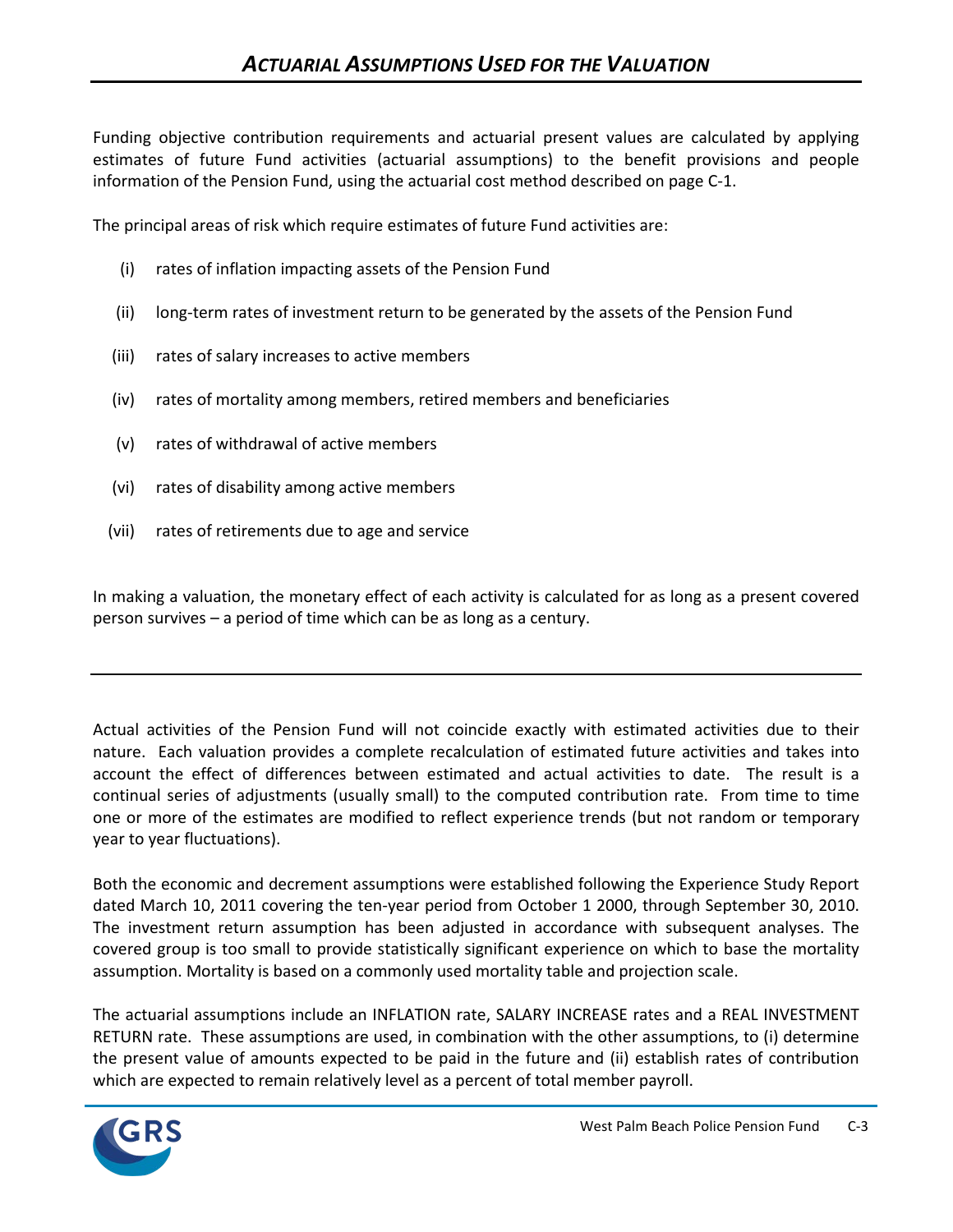# *ACTUARIAL ASSUMPTIONS USED FOR THE VALUATION*

Funding objective contribution requirements and actuarial present values are calculated by applying estimates of future Fund activities (actuarial assumptions) to the benefit provisions and people information of the Pension Fund, using the actuarial cost method described on page C-1.

The principal areas of risk which require estimates of future Fund activities are:

(i) rates of inflation impacting assets of the Pension Fund

(ii) long-term rates of investment return to be generated by the assets of the Pension Fund

(iii) rates of salary increases to active members

(iv) rates of mortality among members, retired members and beneficiaries

(v) rates of withdrawal of active members

(vi) rates of disability among active members

(vii) rates of retirements due to age and service

In making a valuation, the monetary effect of each activity is calculated for as long as a present covered person survives – a period of time which can be as long as a century.

---

Actual activities of the Pension Fund will not coincide exactly with estimated activities due to their nature. Each valuation provides a complete recalculation of estimated future activities and takes into account the effect of differences between estimated and actual activities to date. The result is a continual series of adjustments (usually small) to the computed contribution rate. From time to time one or more of the estimates are modified to reflect experience trends (but not random or temporary year to year fluctuations).

Both the economic and decrement assumptions were established following the Experience Study Report dated March 10, 2011 covering the ten-year period from October 1 2000, through September 30, 2010. The investment return assumption has been adjusted in accordance with subsequent analyses. The covered group is too small to provide statistically significant experience on which to base the mortality assumption. Mortality is based on a commonly used mortality table and projection scale.

The actuarial assumptions include an INFLATION rate, SALARY INCREASE rates and a REAL INVESTMENT RETURN rate. These assumptions are used, in combination with the other assumptions, to (i) determine the present value of amounts expected to be paid in the future and (ii) establish rates of contribution which are expected to remain relatively level as a percent of total member payroll.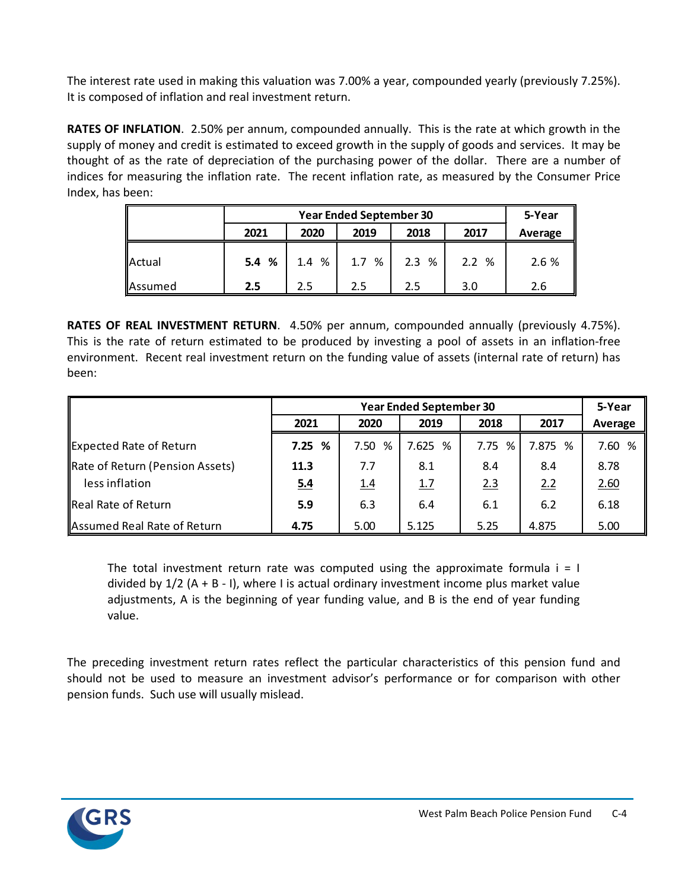The interest rate used in making this valuation was 7.00% a year, compounded yearly (previously 7.25%). It is composed of inflation and real investment return.

**RATES OF INFLATION**. 2.50% per annum, compounded annually. This is the rate at which growth in the supply of money and credit is estimated to exceed growth in the supply of goods and services. It may be thought of as the rate of depreciation of the purchasing power of the dollar. There are a number of indices for measuring the inflation rate. The recent inflation rate, as measured by the Consumer Price Index, has been:

| | Year Ended September 30 | | | | | 5-Year |
|---|---|---|---|---|---|---|
| | **2021** | 2020 | 2019 | 2018 | 2017 | Average |
| Actual | **5.4 %** | 1.4 % | 1.7 % | 2.3 % | 2.2 % | 2.6 % |
| Assumed | **2.5** | 2.5 | 2.5 | 2.5 | 3.0 | 2.6 |

**RATES OF REAL INVESTMENT RETURN**. 4.50% per annum, compounded annually (previously 4.75%). This is the rate of return estimated to be produced by investing a pool of assets in an inflation-free environment. Recent real investment return on the funding value of assets (internal rate of return) has been:

| | Year Ended September 30 | | | | | 5-Year |
|---|---|---|---|---|---|---|
| | **2021** | 2020 | 2019 | 2018 | 2017 | Average |
| Expected Rate of Return | **7.25 %** | 7.50 % | 7.625 % | 7.75 % | 7.875 % | 7.60 % |
| Rate of Return (Pension Assets) | **11.3** | 7.7 | 8.1 | 8.4 | 8.4 | 8.78 |
| less inflation | **5.4** | 1.4 | 1.7 | 2.3 | 2.2 | 2.60 |
| Real Rate of Return | **5.9** | 6.3 | 6.4 | 6.1 | 6.2 | 6.18 |
| Assumed Real Rate of Return | **4.75** | 5.00 | 5.125 | 5.25 | 4.875 | 5.00 |

The total investment return rate was computed using the approximate formula i = I divided by 1/2 (A + B - I), where I is actual ordinary investment income plus market value adjustments, A is the beginning of year funding value, and B is the end of year funding value.

The preceding investment return rates reflect the particular characteristics of this pension fund and should not be used to measure an investment advisor's performance or for comparison with other pension funds. Such use will usually mislead.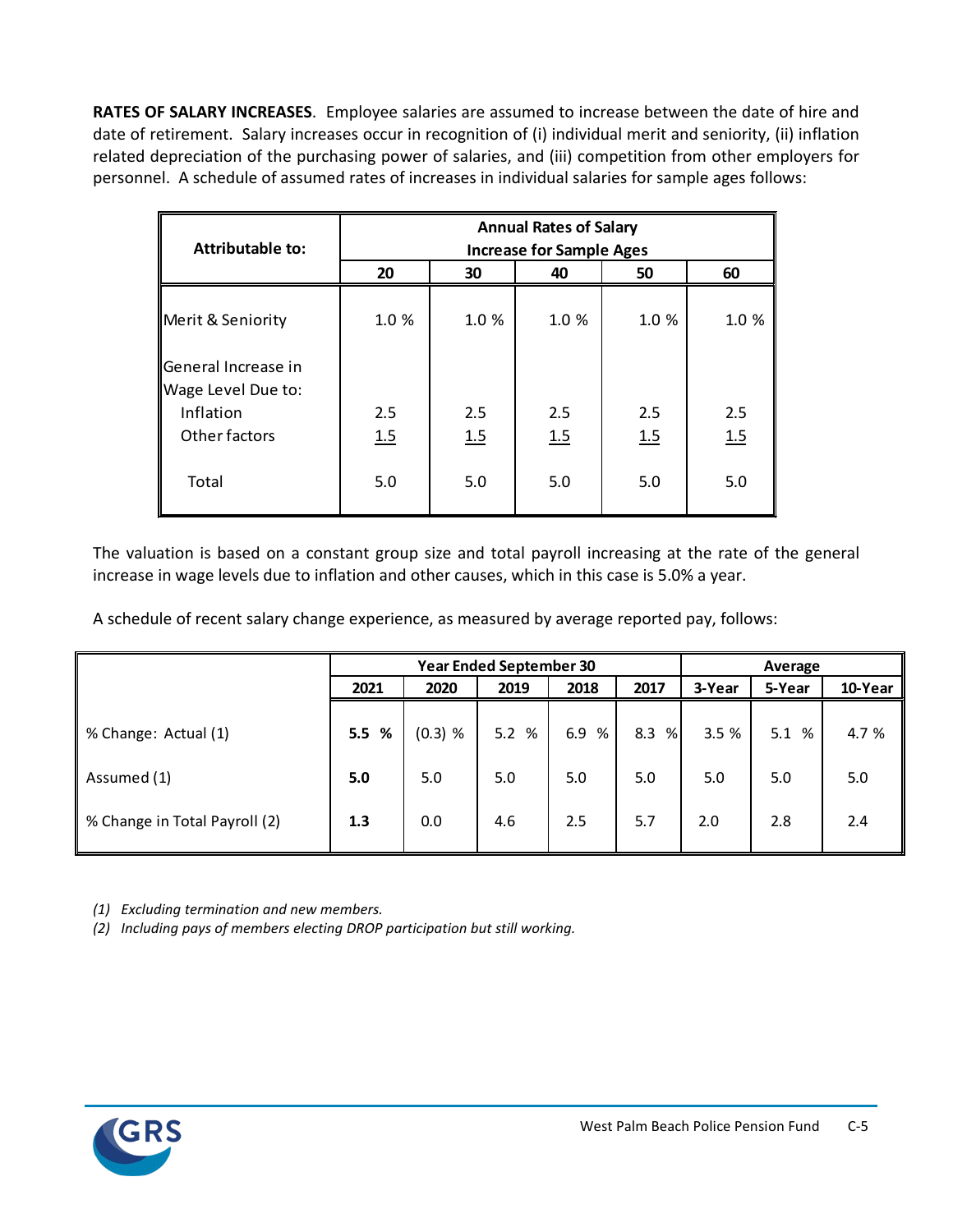**RATES OF SALARY INCREASES**. Employee salaries are assumed to increase between the date of hire and date of retirement. Salary increases occur in recognition of (i) individual merit and seniority, (ii) inflation related depreciation of the purchasing power of salaries, and (iii) competition from other employers for personnel. A schedule of assumed rates of increases in individual salaries for sample ages follows:

| Attributable to: | Annual Rates of Salary Increase for Sample Ages | | | | |
|---|---|---|---|---|---|
| | 20 | 30 | 40 | 50 | 60 |
| Merit & Seniority | 1.0 % | 1.0 % | 1.0 % | 1.0 % | 1.0 % |
| General Increase in Wage Level Due to: | | | | | |
| Inflation | 2.5 | 2.5 | 2.5 | 2.5 | 2.5 |
| Other factors | 1.5 | 1.5 | 1.5 | 1.5 | 1.5 |
| Total | 5.0 | 5.0 | 5.0 | 5.0 | 5.0 |

The valuation is based on a constant group size and total payroll increasing at the rate of the general increase in wage levels due to inflation and other causes, which in this case is 5.0% a year.

A schedule of recent salary change experience, as measured by average reported pay, follows:

| | Year Ended September 30 | | | | | Average | | |
|---|---|---|---|---|---|---|---|---|
| | **2021** | 2020 | 2019 | 2018 | 2017 | 3-Year | 5-Year | 10-Year |
| % Change: Actual (1) | **5.5 %** | (0.3) % | 5.2 % | 6.9 % | 8.3 % | 3.5 % | 5.1 % | 4.7 % |
| Assumed (1) | **5.0** | 5.0 | 5.0 | 5.0 | 5.0 | 5.0 | 5.0 | 5.0 |
| % Change in Total Payroll (2) | **1.3** | 0.0 | 4.6 | 2.5 | 5.7 | 2.0 | 2.8 | 2.4 |

*(1) Excluding termination and new members.*

*(2) Including pays of members electing DROP participation but still working.*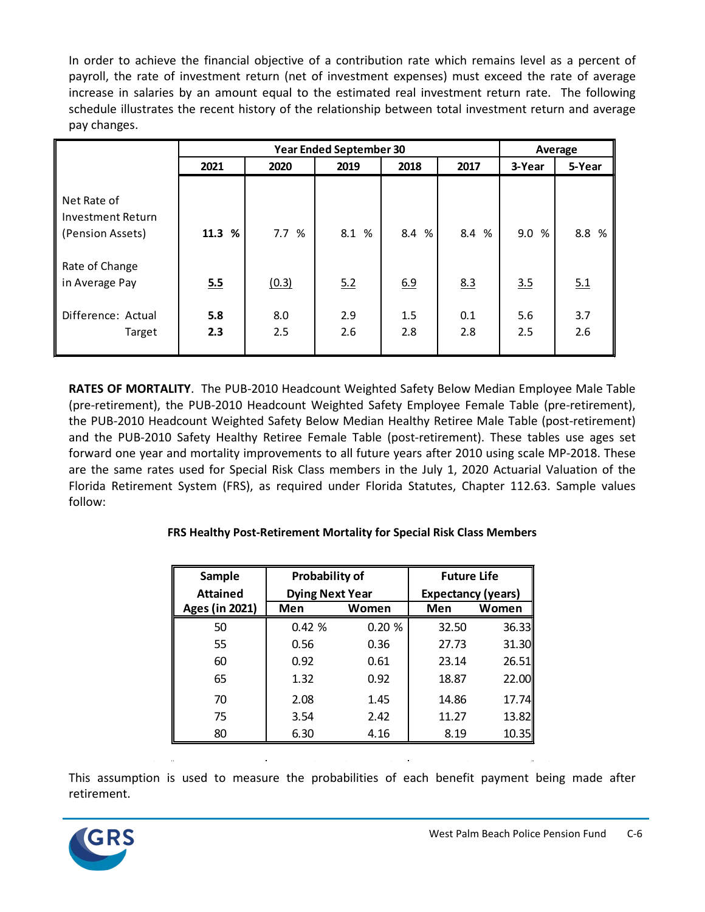In order to achieve the financial objective of a contribution rate which remains level as a percent of payroll, the rate of investment return (net of investment expenses) must exceed the rate of average increase in salaries by an amount equal to the estimated real investment return rate. The following schedule illustrates the recent history of the relationship between total investment return and average pay changes.

| | Year Ended September 30 | | | | | Average | |
|---|---|---|---|---|---|---|---|
| | **2021** | **2020** | **2019** | **2018** | **2017** | **3-Year** | **5-Year** |
| Net Rate of Investment Return (Pension Assets) | **11.3 %** | 7.7 % | 8.1 % | 8.4 % | 8.4 % | 9.0 % | 8.8 % |
| Rate of Change in Average Pay | **5.5** | (0.3) | 5.2 | 6.9 | 8.3 | 3.5 | 5.1 |
| Difference: Actual | **5.8** | 8.0 | 2.9 | 1.5 | 0.1 | 5.6 | 3.7 |
| Target | **2.3** | 2.5 | 2.6 | 2.8 | 2.8 | 2.5 | 2.6 |

**RATES OF MORTALITY**. The PUB-2010 Headcount Weighted Safety Below Median Employee Male Table (pre-retirement), the PUB-2010 Headcount Weighted Safety Employee Female Table (pre-retirement), the PUB-2010 Headcount Weighted Safety Below Median Healthy Retiree Male Table (post-retirement) and the PUB-2010 Safety Healthy Retiree Female Table (post-retirement). These tables use ages set forward one year and mortality improvements to all future years after 2010 using scale MP-2018. These are the same rates used for Special Risk Class members in the July 1, 2020 Actuarial Valuation of the Florida Retirement System (FRS), as required under Florida Statutes, Chapter 112.63. Sample values follow:

**FRS Healthy Post-Retirement Mortality for Special Risk Class Members**

| Sample Attained Ages (in 2021) | Probability of Dying Next Year | | Future Life Expectancy (years) | |
|---|---|---|---|---|
| | **Men** | **Women** | **Men** | **Women** |
| 50 | 0.42 % | 0.20 % | 32.50 | 36.33 |
| 55 | 0.56 | 0.36 | 27.73 | 31.30 |
| 60 | 0.92 | 0.61 | 23.14 | 26.51 |
| 65 | 1.32 | 0.92 | 18.87 | 22.00 |
| 70 | 2.08 | 1.45 | 14.86 | 17.74 |
| 75 | 3.54 | 2.42 | 11.27 | 13.82 |
| 80 | 6.30 | 4.16 | 8.19 | 10.35 |

This assumption is used to measure the probabilities of each benefit payment being made after retirement.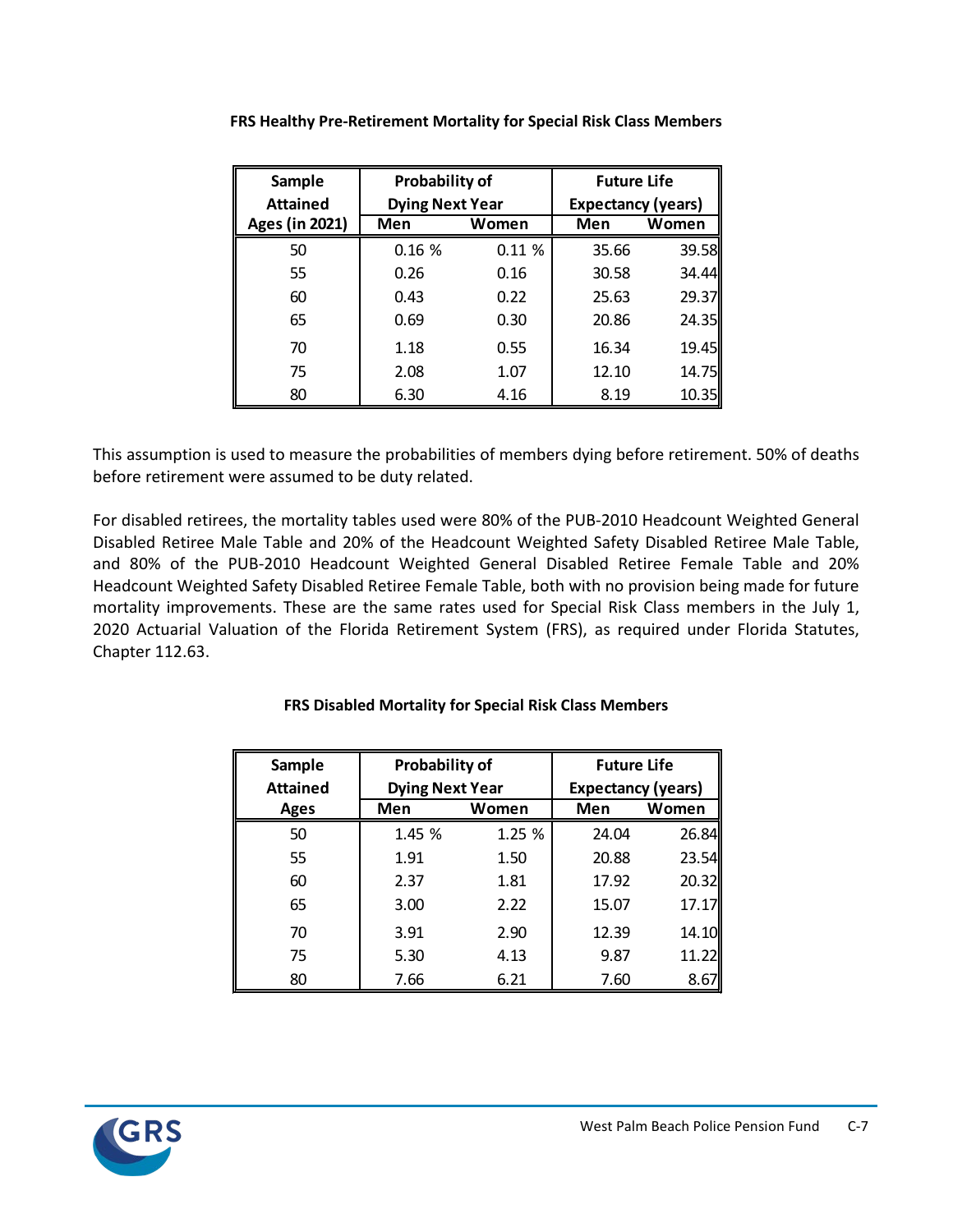**FRS Healthy Pre-Retirement Mortality for Special Risk Class Members**

| Sample Attained Ages (in 2021) | Probability of Dying Next Year | | Future Life Expectancy (years) | |
|---|---|---|---|---|
| | Men | Women | Men | Women |
| 50 | 0.16 % | 0.11 % | 35.66 | 39.58 |
| 55 | 0.26 | 0.16 | 30.58 | 34.44 |
| 60 | 0.43 | 0.22 | 25.63 | 29.37 |
| 65 | 0.69 | 0.30 | 20.86 | 24.35 |
| 70 | 1.18 | 0.55 | 16.34 | 19.45 |
| 75 | 2.08 | 1.07 | 12.10 | 14.75 |
| 80 | 6.30 | 4.16 | 8.19 | 10.35 |

This assumption is used to measure the probabilities of members dying before retirement. 50% of deaths before retirement were assumed to be duty related.

For disabled retirees, the mortality tables used were 80% of the PUB-2010 Headcount Weighted General Disabled Retiree Male Table and 20% of the Headcount Weighted Safety Disabled Retiree Male Table, and 80% of the PUB-2010 Headcount Weighted General Disabled Retiree Female Table and 20% Headcount Weighted Safety Disabled Retiree Female Table, both with no provision being made for future mortality improvements. These are the same rates used for Special Risk Class members in the July 1, 2020 Actuarial Valuation of the Florida Retirement System (FRS), as required under Florida Statutes, Chapter 112.63.

**FRS Disabled Mortality for Special Risk Class Members**

| Sample Attained Ages | Probability of Dying Next Year | | Future Life Expectancy (years) | |
|---|---|---|---|---|
| | Men | Women | Men | Women |
| 50 | 1.45 % | 1.25 % | 24.04 | 26.84 |
| 55 | 1.91 | 1.50 | 20.88 | 23.54 |
| 60 | 2.37 | 1.81 | 17.92 | 20.32 |
| 65 | 3.00 | 2.22 | 15.07 | 17.17 |
| 70 | 3.91 | 2.90 | 12.39 | 14.10 |
| 75 | 5.30 | 4.13 | 9.87 | 11.22 |
| 80 | 7.66 | 6.21 | 7.60 | 8.67 |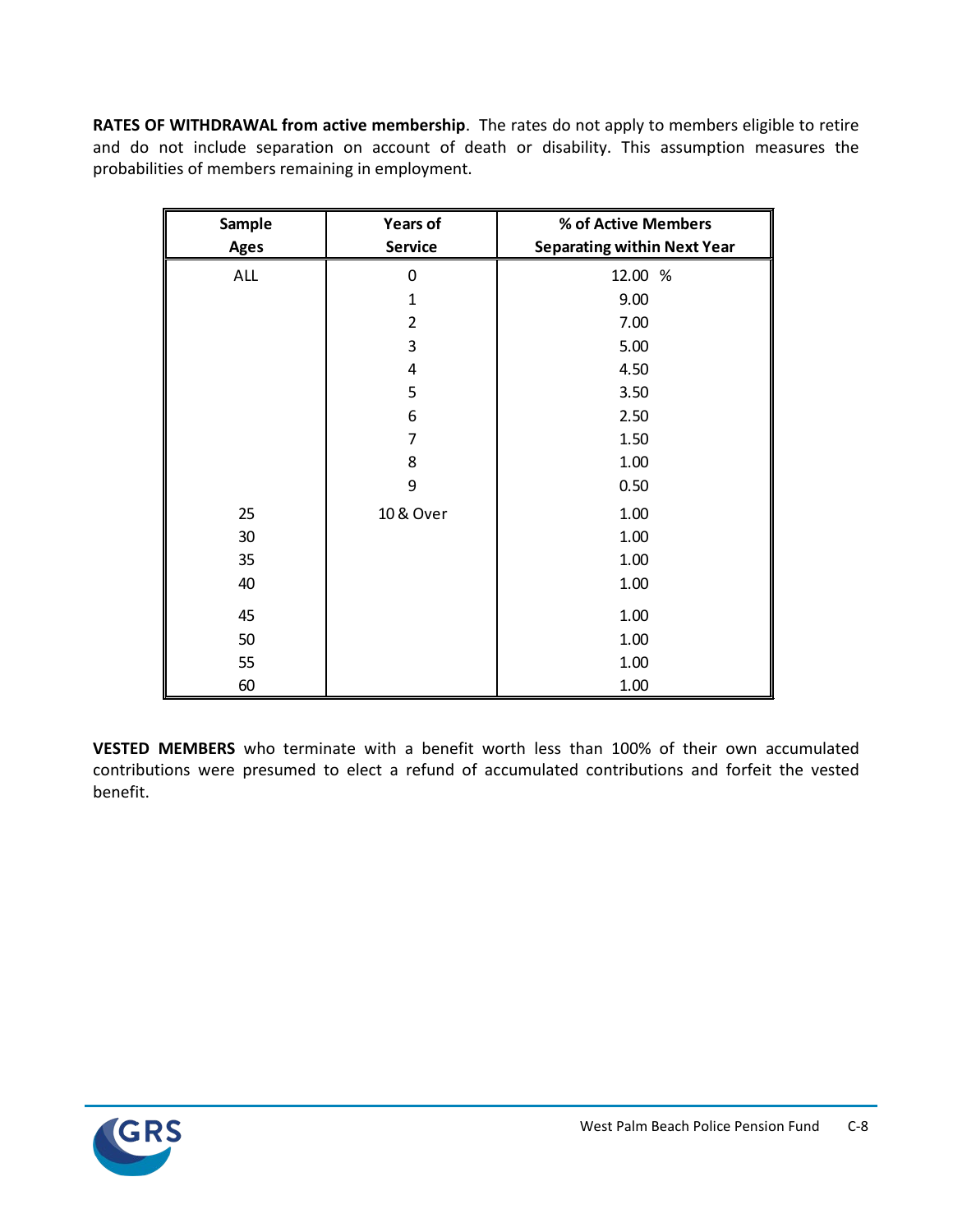**RATES OF WITHDRAWAL from active membership**. The rates do not apply to members eligible to retire and do not include separation on account of death or disability. This assumption measures the probabilities of members remaining in employment.

| Sample Ages | Years of Service | % of Active Members Separating within Next Year |
|---|---|---|
| ALL | 0 | 12.00 % |
| | 1 | 9.00 |
| | 2 | 7.00 |
| | 3 | 5.00 |
| | 4 | 4.50 |
| | 5 | 3.50 |
| | 6 | 2.50 |
| | 7 | 1.50 |
| | 8 | 1.00 |
| | 9 | 0.50 |
| 25 | 10 & Over | 1.00 |
| 30 | | 1.00 |
| 35 | | 1.00 |
| 40 | | 1.00 |
| 45 | | 1.00 |
| 50 | | 1.00 |
| 55 | | 1.00 |
| 60 | | 1.00 |

**VESTED MEMBERS** who terminate with a benefit worth less than 100% of their own accumulated contributions were presumed to elect a refund of accumulated contributions and forfeit the vested benefit.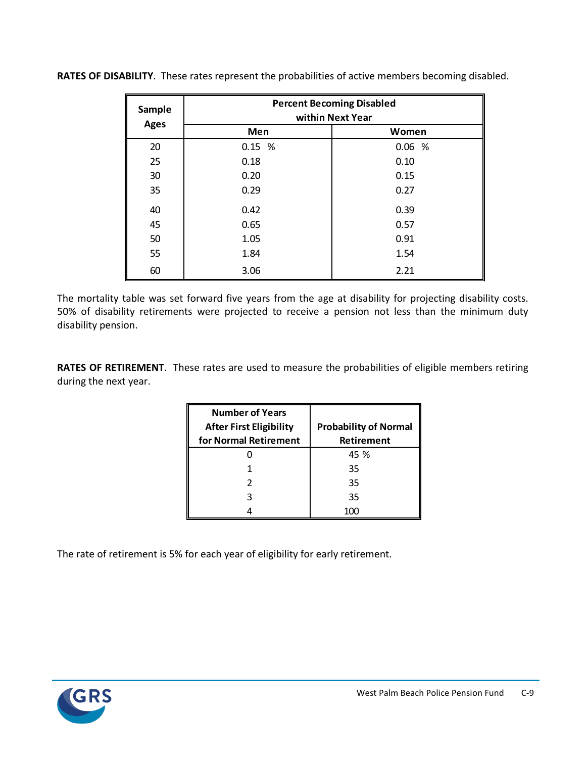**RATES OF DISABILITY**. These rates represent the probabilities of active members becoming disabled.

| Sample Ages | Percent Becoming Disabled within Next Year | |
|---|---|---|
| | Men | Women |
| 20 | 0.15 % | 0.06 % |
| 25 | 0.18 | 0.10 |
| 30 | 0.20 | 0.15 |
| 35 | 0.29 | 0.27 |
| 40 | 0.42 | 0.39 |
| 45 | 0.65 | 0.57 |
| 50 | 1.05 | 0.91 |
| 55 | 1.84 | 1.54 |
| 60 | 3.06 | 2.21 |

The mortality table was set forward five years from the age at disability for projecting disability costs. 50% of disability retirements were projected to receive a pension not less than the minimum duty disability pension.

**RATES OF RETIREMENT**. These rates are used to measure the probabilities of eligible members retiring during the next year.

| Number of Years After First Eligibility for Normal Retirement | Probability of Normal Retirement |
|---|---|
| 0 | 45 % |
| 1 | 35 |
| 2 | 35 |
| 3 | 35 |
| 4 | 100 |

The rate of retirement is 5% for each year of eligibility for early retirement.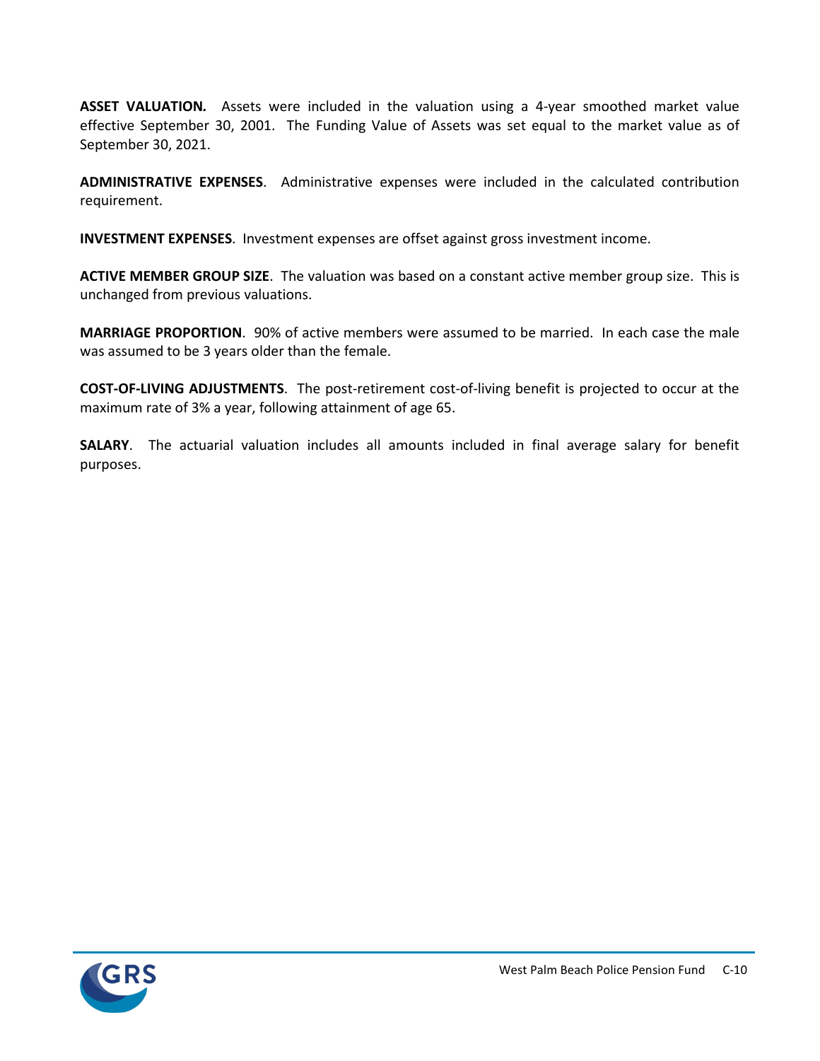**ASSET VALUATION.** Assets were included in the valuation using a 4-year smoothed market value effective September 30, 2001. The Funding Value of Assets was set equal to the market value as of September 30, 2021.

**ADMINISTRATIVE EXPENSES**. Administrative expenses were included in the calculated contribution requirement.

**INVESTMENT EXPENSES**. Investment expenses are offset against gross investment income.

**ACTIVE MEMBER GROUP SIZE**. The valuation was based on a constant active member group size. This is unchanged from previous valuations.

**MARRIAGE PROPORTION**. 90% of active members were assumed to be married. In each case the male was assumed to be 3 years older than the female.

**COST-OF-LIVING ADJUSTMENTS**. The post-retirement cost-of-living benefit is projected to occur at the maximum rate of 3% a year, following attainment of age 65.

**SALARY**. The actuarial valuation includes all amounts included in final average salary for benefit purposes.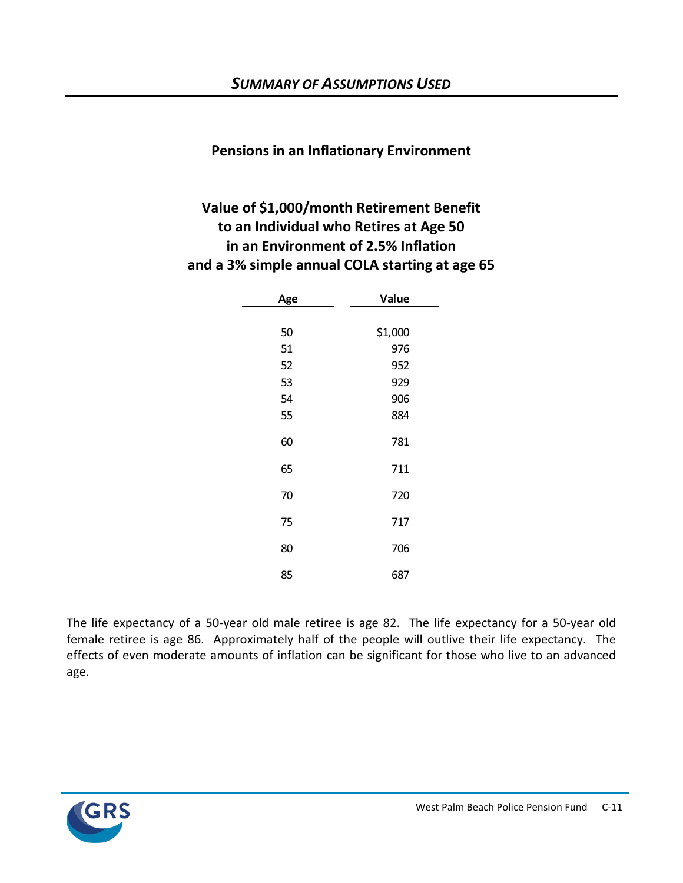## *SUMMARY OF ASSUMPTIONS USED*

### Pensions in an Inflationary Environment

### Value of $1,000/month Retirement Benefit to an Individual who Retires at Age 50 in an Environment of 2.5% Inflation and a 3% simple annual COLA starting at age 65

| Age | Value |
|---|---|
| 50 | $1,000 |
| 51 | 976 |
| 52 | 952 |
| 53 | 929 |
| 54 | 906 |
| 55 | 884 |
| 60 | 781 |
| 65 | 711 |
| 70 | 720 |
| 75 | 717 |
| 80 | 706 |
| 85 | 687 |

The life expectancy of a 50-year old male retiree is age 82. The life expectancy for a 50-year old female retiree is age 86. Approximately half of the people will outlive their life expectancy. The effects of even moderate amounts of inflation can be significant for those who live to an advanced age.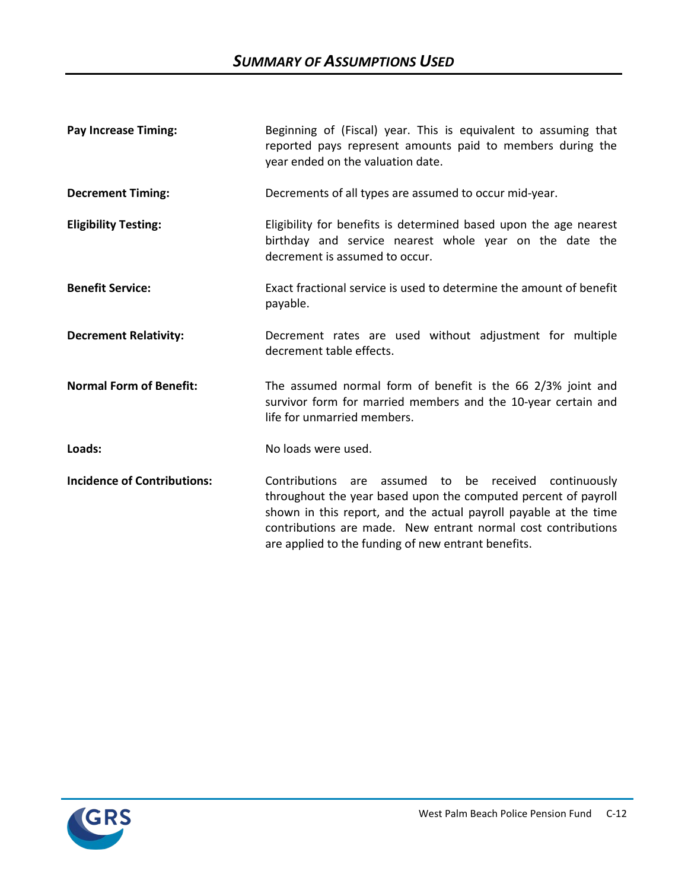## *SUMMARY OF ASSUMPTIONS USED*

**Pay Increase Timing:** Beginning of (Fiscal) year. This is equivalent to assuming that reported pays represent amounts paid to members during the year ended on the valuation date.

**Decrement Timing:** Decrements of all types are assumed to occur mid-year.

**Eligibility Testing:** Eligibility for benefits is determined based upon the age nearest birthday and service nearest whole year on the date the decrement is assumed to occur.

**Benefit Service:** Exact fractional service is used to determine the amount of benefit payable.

**Decrement Relativity:** Decrement rates are used without adjustment for multiple decrement table effects.

**Normal Form of Benefit:** The assumed normal form of benefit is the 66 2/3% joint and survivor form for married members and the 10-year certain and life for unmarried members.

**Loads:** No loads were used.

**Incidence of Contributions:** Contributions are assumed to be received continuously throughout the year based upon the computed percent of payroll shown in this report, and the actual payroll payable at the time contributions are made. New entrant normal cost contributions are applied to the funding of new entrant benefits.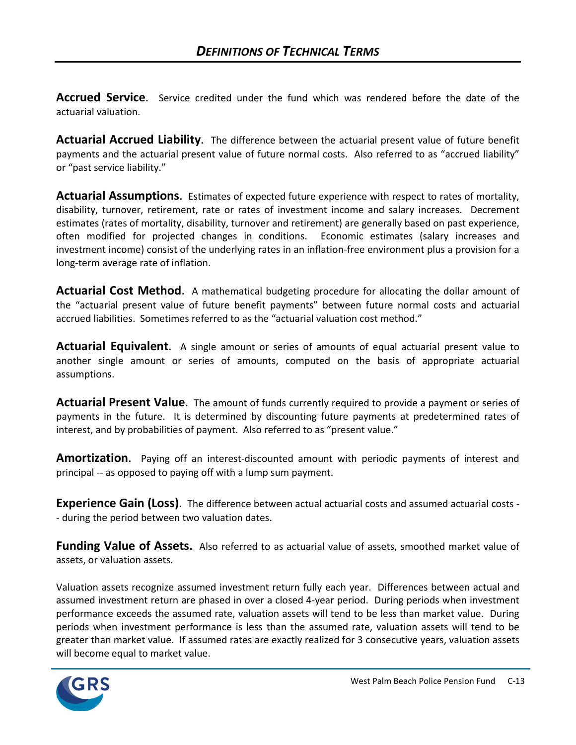# *DEFINITIONS OF TECHNICAL TERMS*

**Accrued Service**. Service credited under the fund which was rendered before the date of the actuarial valuation.

**Actuarial Accrued Liability**. The difference between the actuarial present value of future benefit payments and the actuarial present value of future normal costs. Also referred to as "accrued liability" or "past service liability."

**Actuarial Assumptions**. Estimates of expected future experience with respect to rates of mortality, disability, turnover, retirement, rate or rates of investment income and salary increases. Decrement estimates (rates of mortality, disability, turnover and retirement) are generally based on past experience, often modified for projected changes in conditions. Economic estimates (salary increases and investment income) consist of the underlying rates in an inflation-free environment plus a provision for a long-term average rate of inflation.

**Actuarial Cost Method**. A mathematical budgeting procedure for allocating the dollar amount of the "actuarial present value of future benefit payments" between future normal costs and actuarial accrued liabilities. Sometimes referred to as the "actuarial valuation cost method."

**Actuarial Equivalent**. A single amount or series of amounts of equal actuarial present value to another single amount or series of amounts, computed on the basis of appropriate actuarial assumptions.

**Actuarial Present Value**. The amount of funds currently required to provide a payment or series of payments in the future. It is determined by discounting future payments at predetermined rates of interest, and by probabilities of payment. Also referred to as "present value."

**Amortization**. Paying off an interest-discounted amount with periodic payments of interest and principal -- as opposed to paying off with a lump sum payment.

**Experience Gain (Loss)**. The difference between actual actuarial costs and assumed actuarial costs -- during the period between two valuation dates.

**Funding Value of Assets.** Also referred to as actuarial value of assets, smoothed market value of assets, or valuation assets.

Valuation assets recognize assumed investment return fully each year. Differences between actual and assumed investment return are phased in over a closed 4-year period. During periods when investment performance exceeds the assumed rate, valuation assets will tend to be less than market value. During periods when investment performance is less than the assumed rate, valuation assets will tend to be greater than market value. If assumed rates are exactly realized for 3 consecutive years, valuation assets will become equal to market value.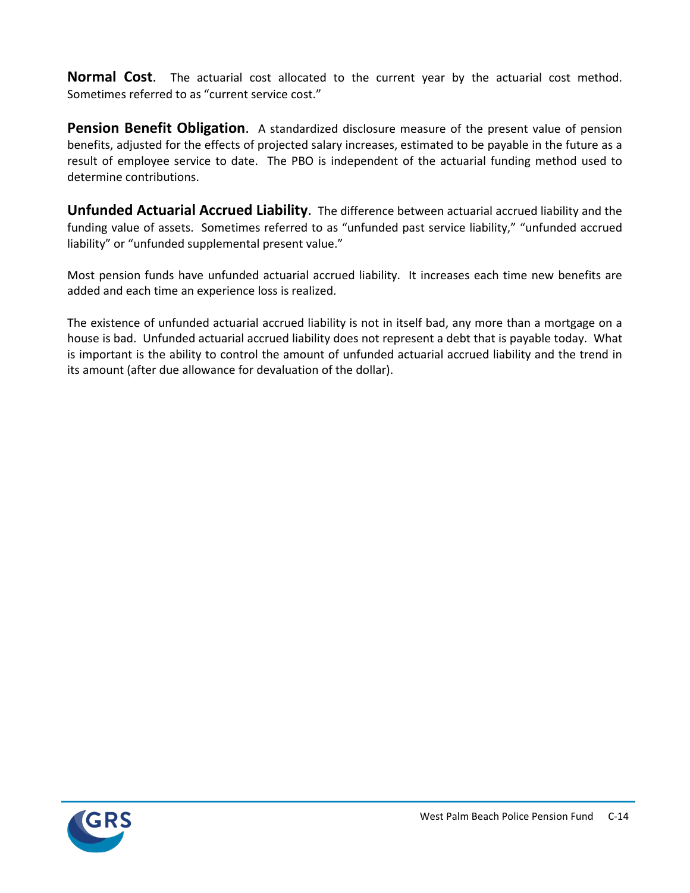**Normal Cost.** The actuarial cost allocated to the current year by the actuarial cost method. Sometimes referred to as "current service cost."

**Pension Benefit Obligation.** A standardized disclosure measure of the present value of pension benefits, adjusted for the effects of projected salary increases, estimated to be payable in the future as a result of employee service to date. The PBO is independent of the actuarial funding method used to determine contributions.

**Unfunded Actuarial Accrued Liability.** The difference between actuarial accrued liability and the funding value of assets. Sometimes referred to as "unfunded past service liability," "unfunded accrued liability" or "unfunded supplemental present value."

Most pension funds have unfunded actuarial accrued liability. It increases each time new benefits are added and each time an experience loss is realized.

The existence of unfunded actuarial accrued liability is not in itself bad, any more than a mortgage on a house is bad. Unfunded actuarial accrued liability does not represent a debt that is payable today. What is important is the ability to control the amount of unfunded actuarial accrued liability and the trend in its amount (after due allowance for devaluation of the dollar).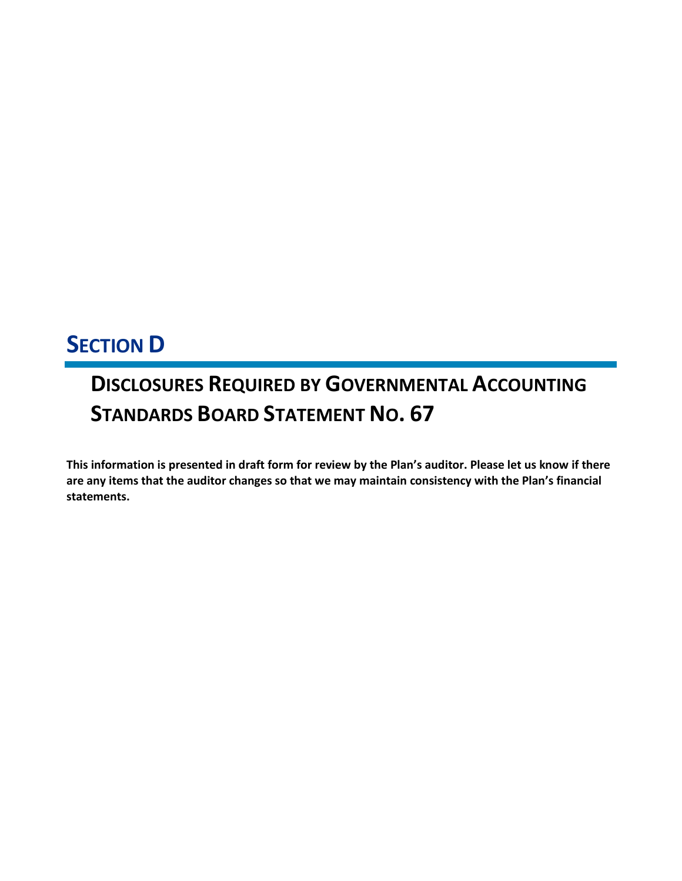# SECTION D

## DISCLOSURES REQUIRED BY GOVERNMENTAL ACCOUNTING STANDARDS BOARD STATEMENT NO. 67

**This information is presented in draft form for review by the Plan's auditor. Please let us know if there are any items that the auditor changes so that we may maintain consistency with the Plan's financial statements.**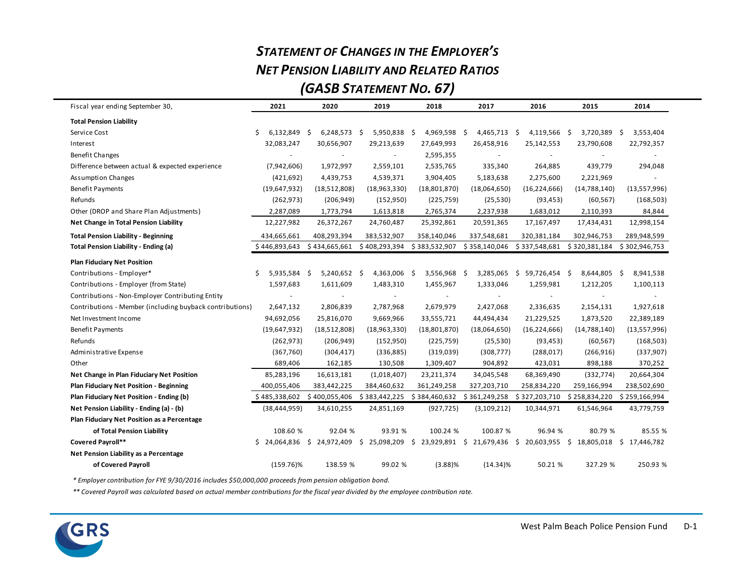# *STATEMENT OF CHANGES IN THE EMPLOYER'S NET PENSION LIABILITY AND RELATED RATIOS (GASB STATEMENT NO. 67)*

| Fiscal year ending September 30, | 2021 | 2020 | 2019 | 2018 | 2017 | 2016 | 2015 | 2014 |
|---|---|---|---|---|---|---|---|---|
| **Total Pension Liability** | | | | | | | | |
| Service Cost | $ 6,132,849 | $ 6,248,573 | $ 5,950,838 | $ 4,969,598 | $ 4,465,713 | $ 4,119,566 | $ 3,720,389 | $ 3,553,404 |
| Interest | 32,083,247 | 30,656,907 | 29,213,639 | 27,649,993 | 26,458,916 | 25,142,553 | 23,790,608 | 22,792,357 |
| Benefit Changes | - | - | - | 2,595,355 | - | - | - | - |
| Difference between actual & expected experience | (7,942,606) | 1,972,997 | 2,559,101 | 2,535,765 | 335,340 | 264,885 | 439,779 | 294,048 |
| Assumption Changes | (421,692) | 4,439,753 | 4,539,371 | 3,904,405 | 5,183,638 | 2,275,600 | 2,221,969 | - |
| Benefit Payments | (19,647,932) | (18,512,808) | (18,963,330) | (18,801,870) | (18,064,650) | (16,224,666) | (14,788,140) | (13,557,996) |
| Refunds | (262,973) | (206,949) | (152,950) | (225,759) | (25,530) | (93,453) | (60,567) | (168,503) |
| Other (DROP and Share Plan Adjustments) | 2,287,089 | 1,773,794 | 1,613,818 | 2,765,374 | 2,237,938 | 1,683,012 | 2,110,393 | 84,844 |
| **Net Change in Total Pension Liability** | 12,227,982 | 26,372,267 | 24,760,487 | 25,392,861 | 20,591,365 | 17,167,497 | 17,434,431 | 12,998,154 |
| **Total Pension Liability - Beginning** | 434,665,661 | 408,293,394 | 383,532,907 | 358,140,046 | 337,548,681 | 320,381,184 | 302,946,753 | 289,948,599 |
| **Total Pension Liability - Ending (a)** | $ 446,893,643 | $ 434,665,661 | $ 408,293,394 | $ 383,532,907 | $ 358,140,046 | $ 337,548,681 | $ 320,381,184 | $ 302,946,753 |
| **Plan Fiduciary Net Position** | | | | | | | | |
| Contributions - Employer* | $ 5,935,584 | $ 5,240,652 | $ 4,363,006 | $ 3,556,968 | $ 3,285,065 | $ 59,726,454 | $ 8,644,805 | $ 8,941,538 |
| Contributions - Employer (from State) | 1,597,683 | 1,611,609 | 1,483,310 | 1,455,967 | 1,333,046 | 1,259,981 | 1,212,205 | 1,100,113 |
| Contributions - Non-Employer Contributing Entity | - | - | - | - | - | - | - | - |
| Contributions - Member (including buyback contributions) | 2,647,132 | 2,806,839 | 2,787,968 | 2,679,979 | 2,427,068 | 2,336,635 | 2,154,131 | 1,927,618 |
| Net Investment Income | 94,692,056 | 25,816,070 | 9,669,966 | 33,555,721 | 44,494,434 | 21,229,525 | 1,873,520 | 22,389,189 |
| Benefit Payments | (19,647,932) | (18,512,808) | (18,963,330) | (18,801,870) | (18,064,650) | (16,224,666) | (14,788,140) | (13,557,996) |
| Refunds | (262,973) | (206,949) | (152,950) | (225,759) | (25,530) | (93,453) | (60,567) | (168,503) |
| Administrative Expense | (367,760) | (304,417) | (336,885) | (319,039) | (308,777) | (288,017) | (266,916) | (337,907) |
| Other | 689,406 | 162,185 | 130,508 | 1,309,407 | 904,892 | 423,031 | 898,188 | 370,252 |
| **Net Change in Plan Fiduciary Net Position** | 85,283,196 | 16,613,181 | (1,018,407) | 23,211,374 | 34,045,548 | 68,369,490 | (332,774) | 20,664,304 |
| **Plan Fiduciary Net Position - Beginning** | 400,055,406 | 383,442,225 | 384,460,632 | 361,249,258 | 327,203,710 | 258,834,220 | 259,166,994 | 238,502,690 |
| **Plan Fiduciary Net Position - Ending (b)** | $ 485,338,602 | $ 400,055,406 | $ 383,442,225 | $ 384,460,632 | $ 361,249,258 | $ 327,203,710 | $ 258,834,220 | $ 259,166,994 |
| **Net Pension Liability - Ending (a) - (b)** | (38,444,959) | 34,610,255 | 24,851,169 | (927,725) | (3,109,212) | 10,344,971 | 61,546,964 | 43,779,759 |
| **Plan Fiduciary Net Position as a Percentage of Total Pension Liability** | 108.60 % | 92.04 % | 93.91 % | 100.24 % | 100.87 % | 96.94 % | 80.79 % | 85.55 % |
| **Covered Payroll**** | $ 24,064,836 | $ 24,972,409 | $ 25,098,209 | $ 23,929,891 | $ 21,679,436 | $ 20,603,955 | $ 18,805,018 | $ 17,446,782 |
| **Net Pension Liability as a Percentage of Covered Payroll** | (159.76)% | 138.59 % | 99.02 % | (3.88)% | (14.34)% | 50.21 % | 327.29 % | 250.93 % |

*\* Employer contribution for FYE 9/30/2016 includes $50,000,000 proceeds from pension obligation bond.*

*\*\* Covered Payroll was calculated based on actual member contributions for the fiscal year divided by the employee contribution rate.*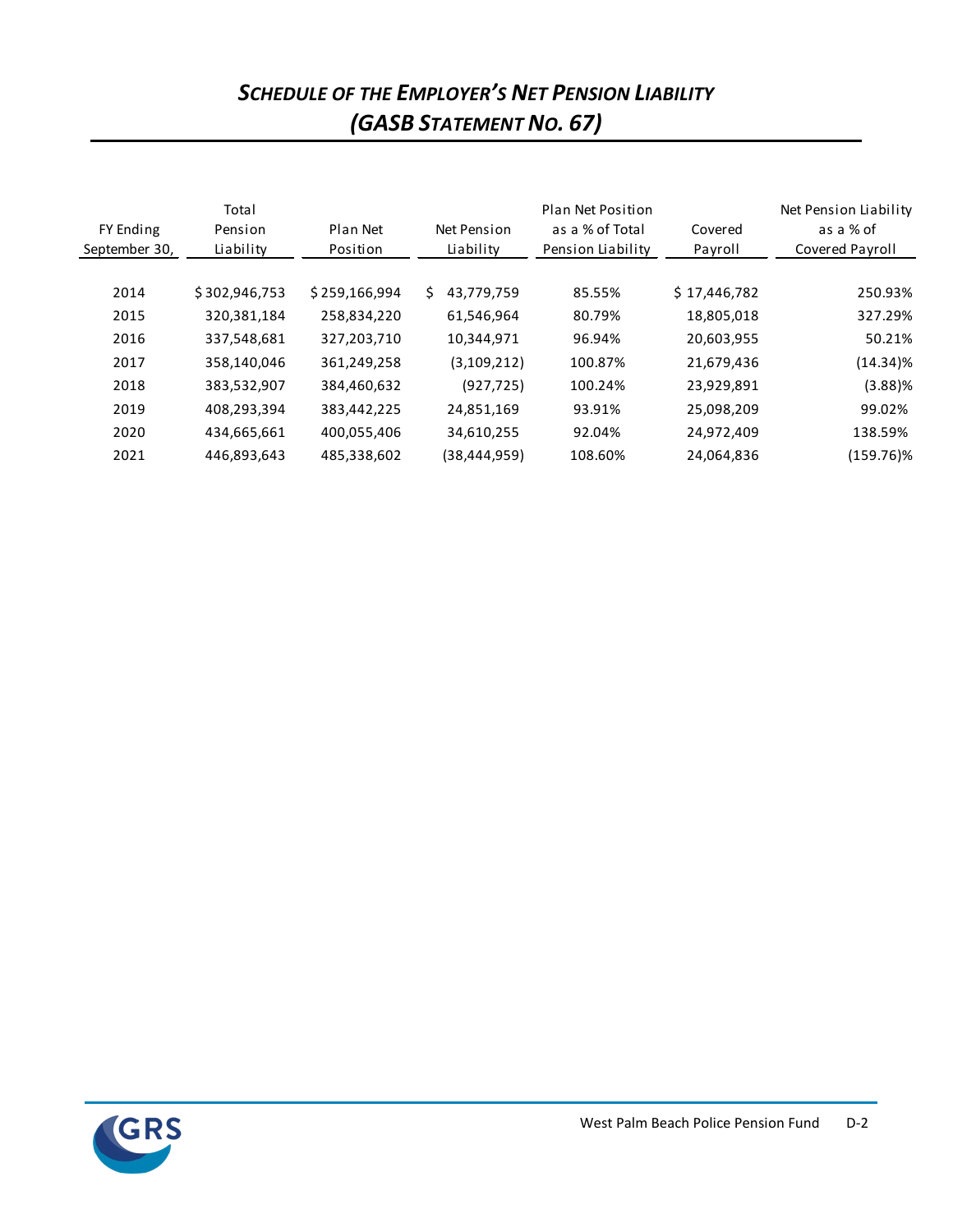# *Schedule of the Employer's Net Pension Liability*
# *(GASB Statement No. 67)*

| FY Ending September 30, | Total Pension Liability | Plan Net Position | Net Pension Liability | Plan Net Position as a % of Total Pension Liability | Covered Payroll | Net Pension Liability as a % of Covered Payroll |
|---|---|---|---|---|---|---|
| 2014 | $ 302,946,753 | $ 259,166,994 | $ 43,779,759 | 85.55% | $ 17,446,782 | 250.93% |
| 2015 | 320,381,184 | 258,834,220 | 61,546,964 | 80.79% | 18,805,018 | 327.29% |
| 2016 | 337,548,681 | 327,203,710 | 10,344,971 | 96.94% | 20,603,955 | 50.21% |
| 2017 | 358,140,046 | 361,249,258 | (3,109,212) | 100.87% | 21,679,436 | (14.34)% |
| 2018 | 383,532,907 | 384,460,632 | (927,725) | 100.24% | 23,929,891 | (3.88)% |
| 2019 | 408,293,394 | 383,442,225 | 24,851,169 | 93.91% | 25,098,209 | 99.02% |
| 2020 | 434,665,661 | 400,055,406 | 34,610,255 | 92.04% | 24,972,409 | 138.59% |
| 2021 | 446,893,643 | 485,338,602 | (38,444,959) | 108.60% | 24,064,836 | (159.76)% |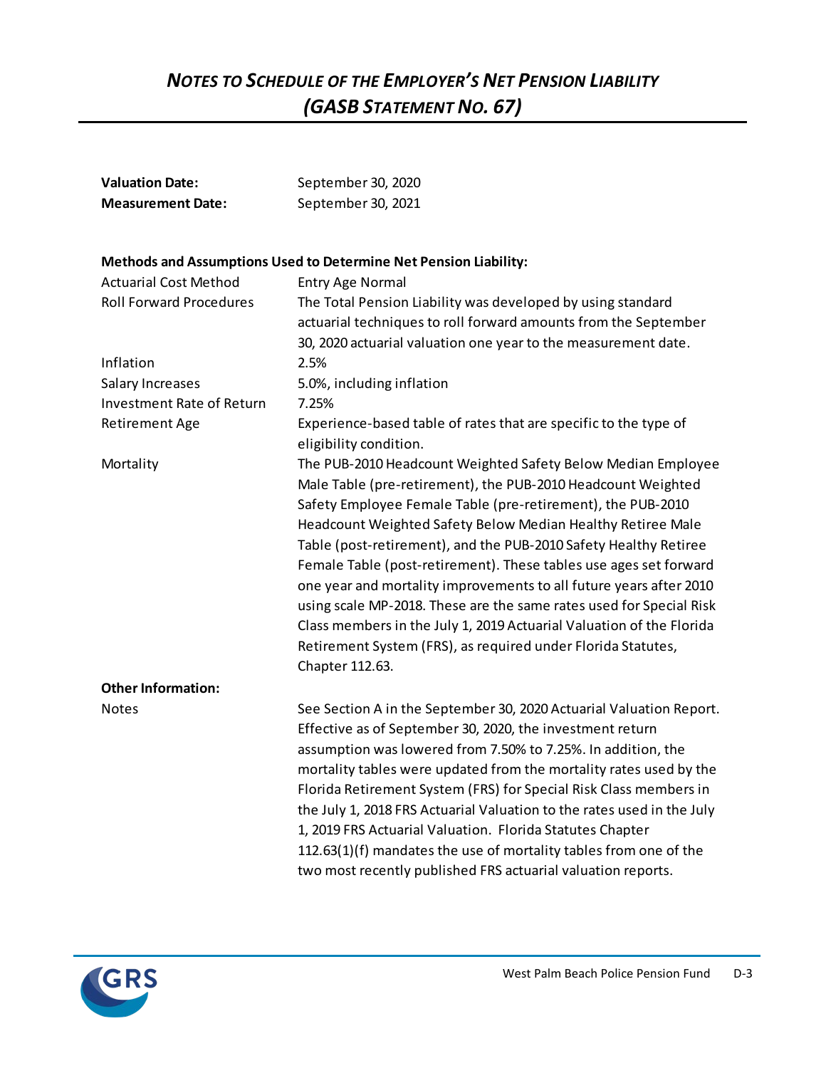# *NOTES TO SCHEDULE OF THE EMPLOYER'S NET PENSION LIABILITY (GASB STATEMENT NO. 67)*

| | |
|---|---|
| **Valuation Date:** | September 30, 2020 |
| **Measurement Date:** | September 30, 2021 |

**Methods and Assumptions Used to Determine Net Pension Liability:**

| | |
|---|---|
| Actuarial Cost Method | Entry Age Normal |
| Roll Forward Procedures | The Total Pension Liability was developed by using standard actuarial techniques to roll forward amounts from the September 30, 2020 actuarial valuation one year to the measurement date. |
| Inflation | 2.5% |
| Salary Increases | 5.0%, including inflation |
| Investment Rate of Return | 7.25% |
| Retirement Age | Experience-based table of rates that are specific to the type of eligibility condition. |
| Mortality | The PUB-2010 Headcount Weighted Safety Below Median Employee Male Table (pre-retirement), the PUB-2010 Headcount Weighted Safety Employee Female Table (pre-retirement), the PUB-2010 Headcount Weighted Safety Below Median Healthy Retiree Male Table (post-retirement), and the PUB-2010 Safety Healthy Retiree Female Table (post-retirement). These tables use ages set forward one year and mortality improvements to all future years after 2010 using scale MP-2018. These are the same rates used for Special Risk Class members in the July 1, 2019 Actuarial Valuation of the Florida Retirement System (FRS), as required under Florida Statutes, Chapter 112.63. |

**Other Information:**

| | |
|---|---|
| Notes | See Section A in the September 30, 2020 Actuarial Valuation Report. Effective as of September 30, 2020, the investment return assumption was lowered from 7.50% to 7.25%. In addition, the mortality tables were updated from the mortality rates used by the Florida Retirement System (FRS) for Special Risk Class members in the July 1, 2018 FRS Actuarial Valuation to the rates used in the July 1, 2019 FRS Actuarial Valuation. Florida Statutes Chapter 112.63(1)(f) mandates the use of mortality tables from one of the two most recently published FRS actuarial valuation reports. |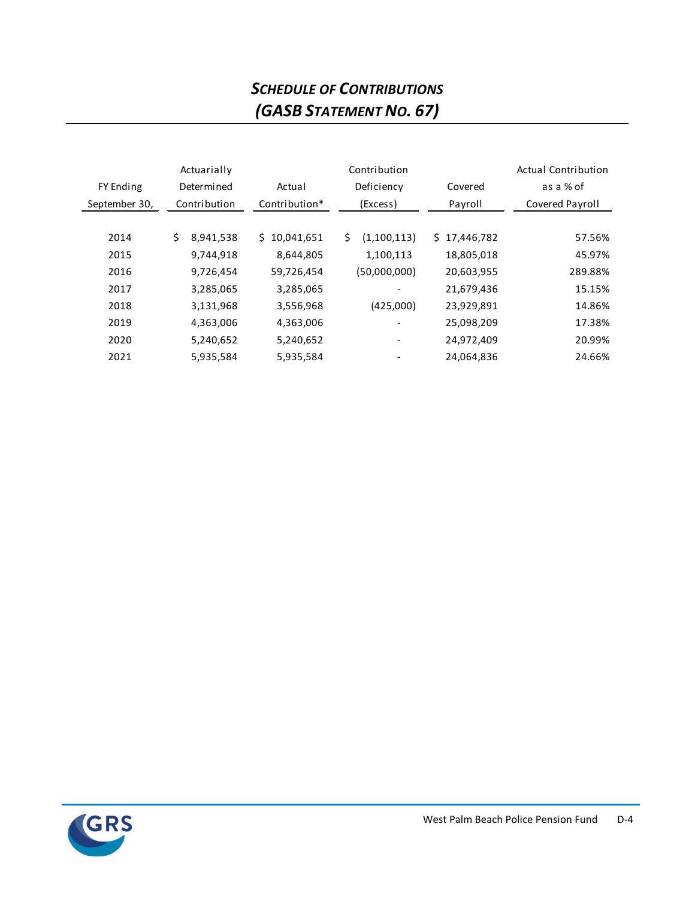# *SCHEDULE OF CONTRIBUTIONS*
# *(GASB STATEMENT NO. 67)*

| FY Ending September 30, | Actuarially Determined Contribution | Actual Contribution* | Contribution Deficiency (Excess) | Covered Payroll | Actual Contribution as a % of Covered Payroll |
|---|---|---|---|---|---|
| 2014 | $ 8,941,538 | $ 10,041,651 | $ (1,100,113) | $ 17,446,782 | 57.56% |
| 2015 | 9,744,918 | 8,644,805 | 1,100,113 | 18,805,018 | 45.97% |
| 2016 | 9,726,454 | 59,726,454 | (50,000,000) | 20,603,955 | 289.88% |
| 2017 | 3,285,065 | 3,285,065 | - | 21,679,436 | 15.15% |
| 2018 | 3,131,968 | 3,556,968 | (425,000) | 23,929,891 | 14.86% |
| 2019 | 4,363,006 | 4,363,006 | - | 25,098,209 | 17.38% |
| 2020 | 5,240,652 | 5,240,652 | - | 24,972,409 | 20.99% |
| 2021 | 5,935,584 | 5,935,584 | - | 24,064,836 | 24.66% |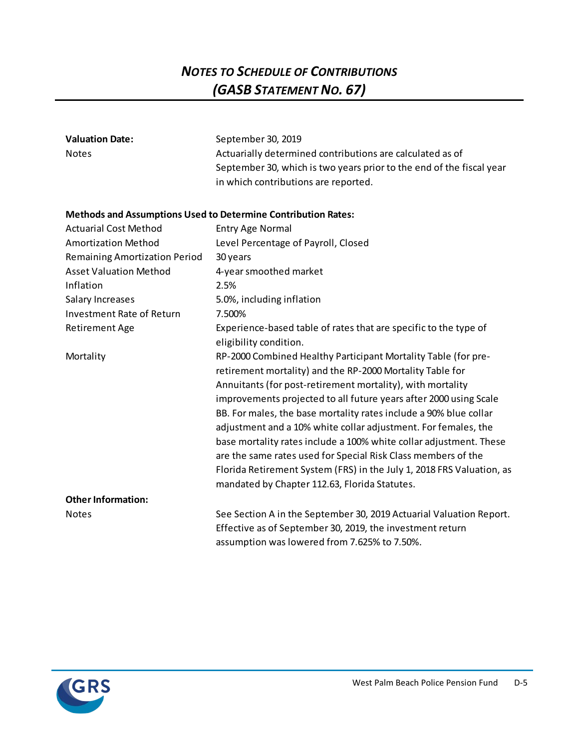# *Notes to Schedule of Contributions (GASB Statement No. 67)*

| | |
|---|---|
| **Valuation Date:** | September 30, 2019 |
| Notes | Actuarially determined contributions are calculated as of September 30, which is two years prior to the end of the fiscal year in which contributions are reported. |

**Methods and Assumptions Used to Determine Contribution Rates:**

| | |
|---|---|
| Actuarial Cost Method | Entry Age Normal |
| Amortization Method | Level Percentage of Payroll, Closed |
| Remaining Amortization Period | 30 years |
| Asset Valuation Method | 4-year smoothed market |
| Inflation | 2.5% |
| Salary Increases | 5.0%, including inflation |
| Investment Rate of Return | 7.500% |
| Retirement Age | Experience-based table of rates that are specific to the type of eligibility condition. |
| Mortality | RP-2000 Combined Healthy Participant Mortality Table (for pre-retirement mortality) and the RP-2000 Mortality Table for Annuitants (for post-retirement mortality), with mortality improvements projected to all future years after 2000 using Scale BB. For males, the base mortality rates include a 90% blue collar adjustment and a 10% white collar adjustment. For females, the base mortality rates include a 100% white collar adjustment. These are the same rates used for Special Risk Class members of the Florida Retirement System (FRS) in the July 1, 2018 FRS Valuation, as mandated by Chapter 112.63, Florida Statutes. |

**Other Information:**

| | |
|---|---|
| Notes | See Section A in the September 30, 2019 Actuarial Valuation Report. Effective as of September 30, 2019, the investment return assumption was lowered from 7.625% to 7.50%. |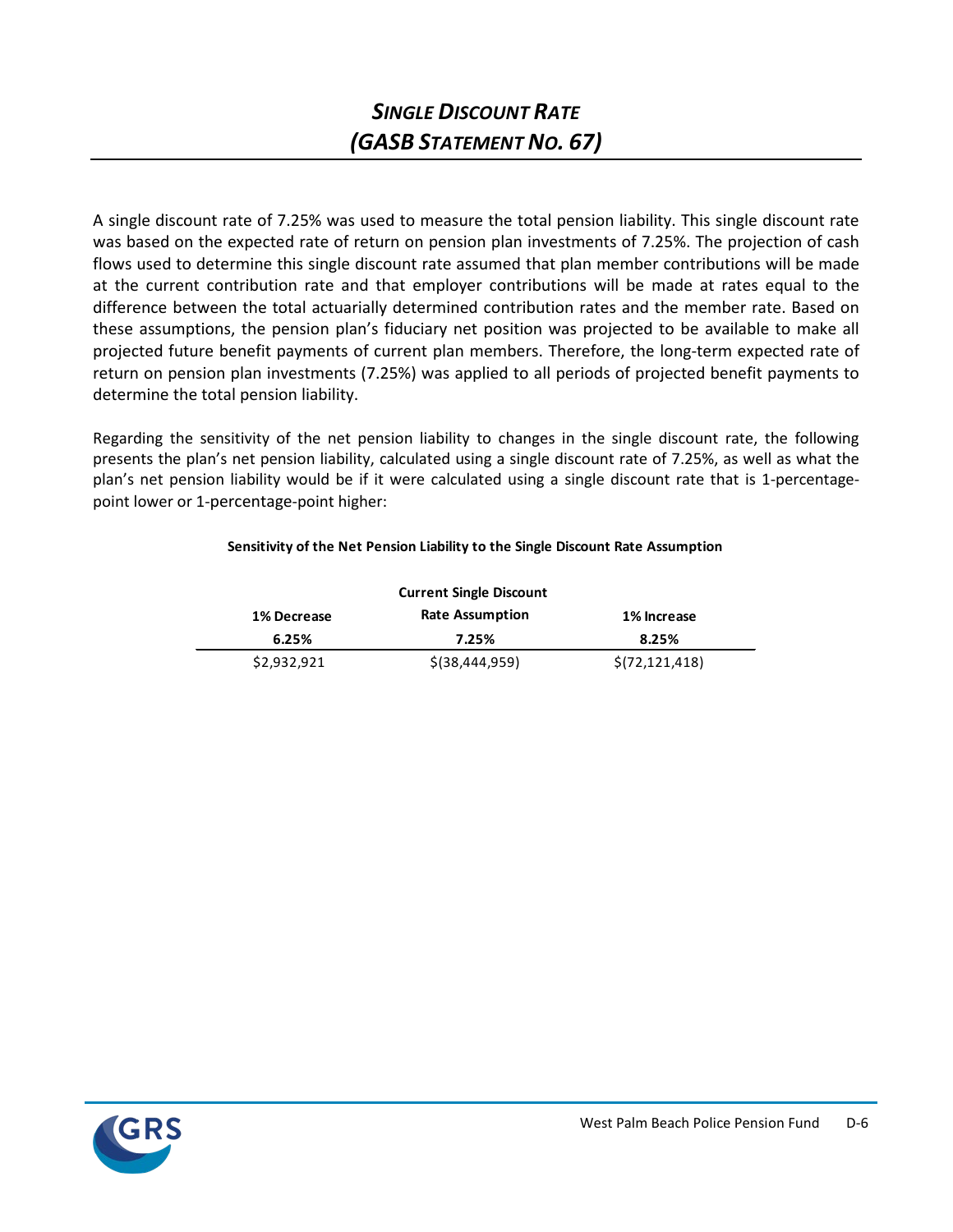# *SINGLE DISCOUNT RATE (GASB STATEMENT NO. 67)*

A single discount rate of 7.25% was used to measure the total pension liability. This single discount rate was based on the expected rate of return on pension plan investments of 7.25%. The projection of cash flows used to determine this single discount rate assumed that plan member contributions will be made at the current contribution rate and that employer contributions will be made at rates equal to the difference between the total actuarially determined contribution rates and the member rate. Based on these assumptions, the pension plan's fiduciary net position was projected to be available to make all projected future benefit payments of current plan members. Therefore, the long-term expected rate of return on pension plan investments (7.25%) was applied to all periods of projected benefit payments to determine the total pension liability.

Regarding the sensitivity of the net pension liability to changes in the single discount rate, the following presents the plan's net pension liability, calculated using a single discount rate of 7.25%, as well as what the plan's net pension liability would be if it were calculated using a single discount rate that is 1-percentage-point lower or 1-percentage-point higher:

**Sensitivity of the Net Pension Liability to the Single Discount Rate Assumption**

| 1% Decrease 6.25% | Current Single Discount Rate Assumption 7.25% | 1% Increase 8.25% |
|---|---|---|
| $2,932,921 | $(38,444,959) | $(72,121,418) |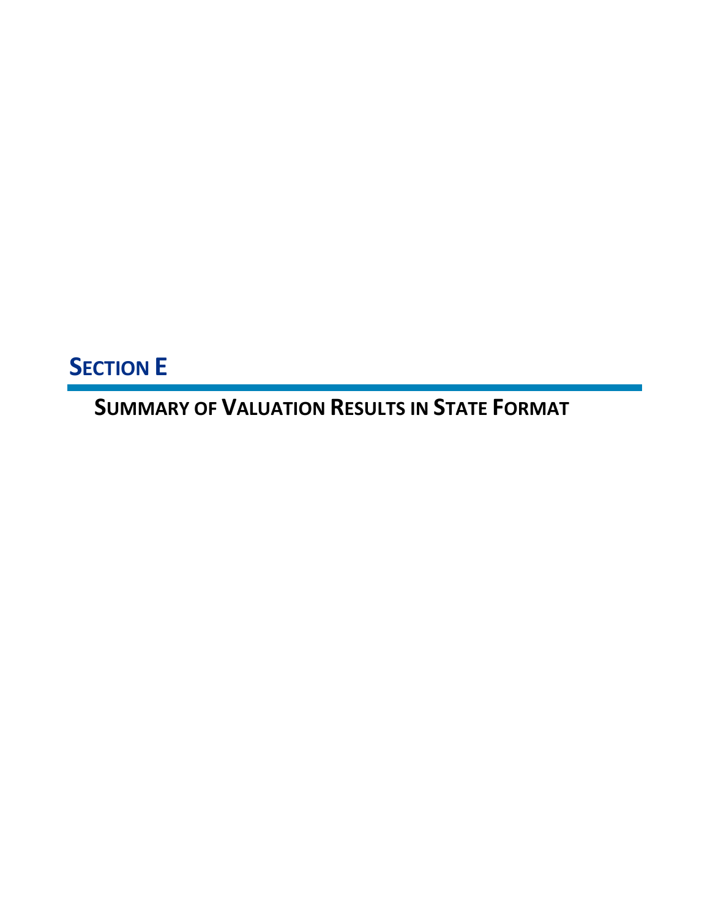# SECTION E

## SUMMARY OF VALUATION RESULTS IN STATE FORMAT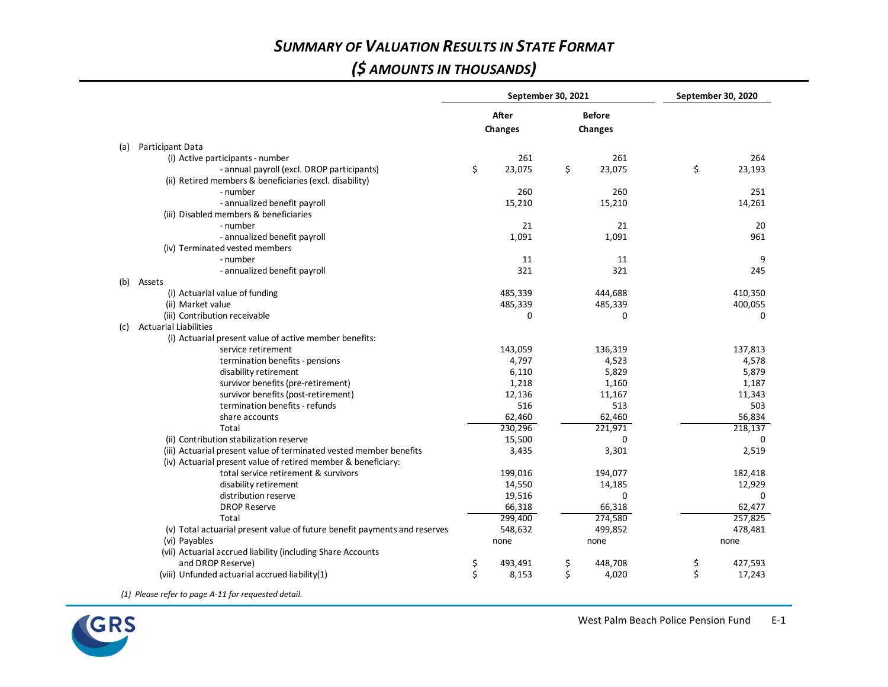# *Summary of Valuation Results in State Format*

## *($ Amounts in Thousands)*

| | September 30, 2021 | | September 30, 2020 |
|---|---|---|---|
| | After Changes | Before Changes | |
| (a) Participant Data | | | |
| (i) Active participants - number | 261 | 261 | 264 |
| - annual payroll (excl. DROP participants) | $ 23,075 | $ 23,075 | $ 23,193 |
| (ii) Retired members & beneficiaries (excl. disability) | | | |
| - number | 260 | 260 | 251 |
| - annualized benefit payroll | 15,210 | 15,210 | 14,261 |
| (iii) Disabled members & beneficiaries | | | |
| - number | 21 | 21 | 20 |
| - annualized benefit payroll | 1,091 | 1,091 | 961 |
| (iv) Terminated vested members | | | |
| - number | 11 | 11 | 9 |
| - annualized benefit payroll | 321 | 321 | 245 |
| (b) Assets | | | |
| (i) Actuarial value of funding | 485,339 | 444,688 | 410,350 |
| (ii) Market value | 485,339 | 485,339 | 400,055 |
| (iii) Contribution receivable | 0 | 0 | 0 |
| (c) Actuarial Liabilities | | | |
| (i) Actuarial present value of active member benefits: | | | |
| service retirement | 143,059 | 136,319 | 137,813 |
| termination benefits - pensions | 4,797 | 4,523 | 4,578 |
| disability retirement | 6,110 | 5,829 | 5,879 |
| survivor benefits (pre-retirement) | 1,218 | 1,160 | 1,187 |
| survivor benefits (post-retirement) | 12,136 | 11,167 | 11,343 |
| termination benefits - refunds | 516 | 513 | 503 |
| share accounts | 62,460 | 62,460 | 56,834 |
| Total | 230,296 | 221,971 | 218,137 |
| (ii) Contribution stabilization reserve | 15,500 | 0 | 0 |
| (iii) Actuarial present value of terminated vested member benefits | 3,435 | 3,301 | 2,519 |
| (iv) Actuarial present value of retired member & beneficiary: | | | |
| total service retirement & survivors | 199,016 | 194,077 | 182,418 |
| disability retirement | 14,550 | 14,185 | 12,929 |
| distribution reserve | 19,516 | 0 | 0 |
| DROP Reserve | 66,318 | 66,318 | 62,477 |
| Total | 299,400 | 274,580 | 257,825 |
| (v) Total actuarial present value of future benefit payments and reserves | 548,632 | 499,852 | 478,481 |
| (vi) Payables | none | none | none |
| (vii) Actuarial accrued liability (including Share Accounts and DROP Reserve) | $ 493,491 | $ 448,708 | $ 427,593 |
| (viii) Unfunded actuarial accrued liability(1) | $ 8,153 | $ 4,020 | $ 17,243 |

*(1) Please refer to page A-11 for requested detail.*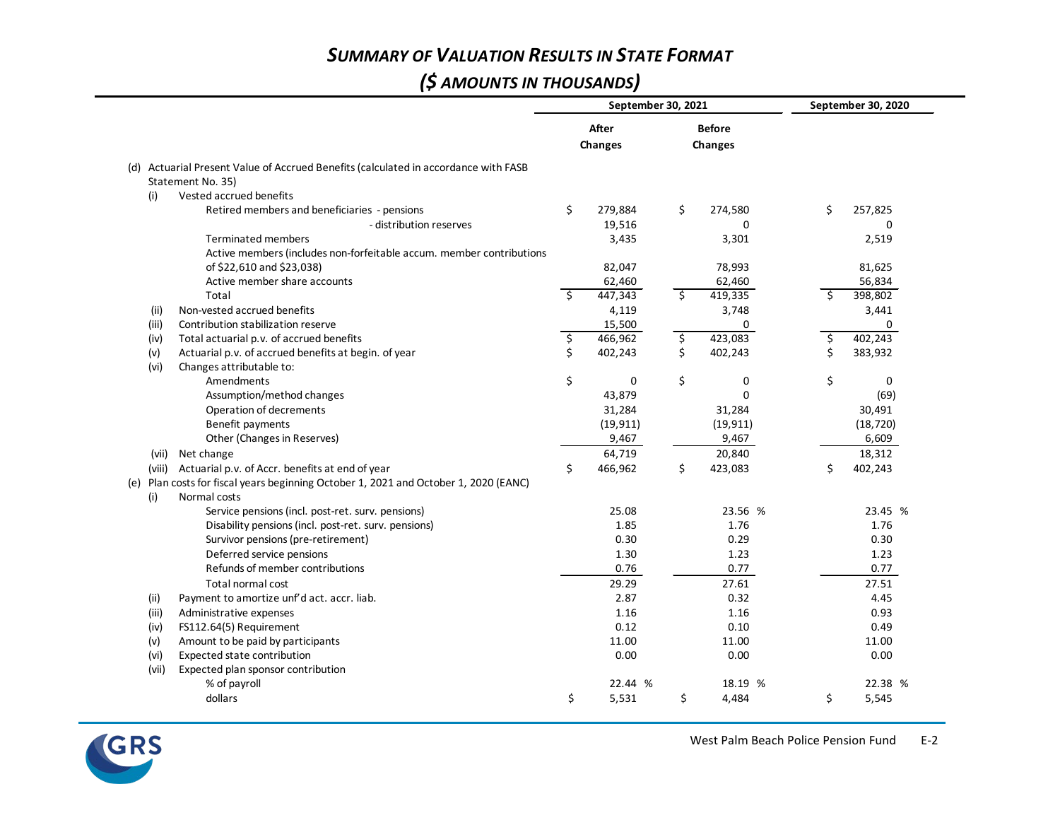# *Summary of Valuation Results in State Format*

## *($ Amounts in Thousands)*

| | September 30, 2021 | | September 30, 2020 |
|---|---|---|---|
| | After Changes | Before Changes | |
| (d) Actuarial Present Value of Accrued Benefits (calculated in accordance with FASB Statement No. 35) | | | |
| (i) Vested accrued benefits | | | |
| Retired members and beneficiaries - pensions | $ 279,884 | $ 274,580 | $ 257,825 |
| - distribution reserves | 19,516 | 0 | 0 |
| Terminated members | 3,435 | 3,301 | 2,519 |
| Active members (includes non-forfeitable accum. member contributions of $22,610 and $23,038) | 82,047 | 78,993 | 81,625 |
| Active member share accounts | 62,460 | 62,460 | 56,834 |
| Total | $ 447,343 | $ 419,335 | $ 398,802 |
| (ii) Non-vested accrued benefits | 4,119 | 3,748 | 3,441 |
| (iii) Contribution stabilization reserve | 15,500 | 0 | 0 |
| (iv) Total actuarial p.v. of accrued benefits | $ 466,962 | $ 423,083 | $ 402,243 |
| (v) Actuarial p.v. of accrued benefits at begin. of year | $ 402,243 | $ 402,243 | $ 383,932 |
| (vi) Changes attributable to: | | | |
| Amendments | $ 0 | $ 0 | $ 0 |
| Assumption/method changes | 43,879 | 0 | (69) |
| Operation of decrements | 31,284 | 31,284 | 30,491 |
| Benefit payments | (19,911) | (19,911) | (18,720) |
| Other (Changes in Reserves) | 9,467 | 9,467 | 6,609 |
| (vii) Net change | 64,719 | 20,840 | 18,312 |
| (viii) Actuarial p.v. of Accr. benefits at end of year | $ 466,962 | $ 423,083 | $ 402,243 |
| (e) Plan costs for fiscal years beginning October 1, 2021 and October 1, 2020 (EANC) | | | |
| (i) Normal costs | | | |
| Service pensions (incl. post-ret. surv. pensions) | 25.08 | 23.56 % | 23.45 % |
| Disability pensions (incl. post-ret. surv. pensions) | 1.85 | 1.76 | 1.76 |
| Survivor pensions (pre-retirement) | 0.30 | 0.29 | 0.30 |
| Deferred service pensions | 1.30 | 1.23 | 1.23 |
| Refunds of member contributions | 0.76 | 0.77 | 0.77 |
| Total normal cost | 29.29 | 27.61 | 27.51 |
| (ii) Payment to amortize unf'd act. accr. liab. | 2.87 | 0.32 | 4.45 |
| (iii) Administrative expenses | 1.16 | 1.16 | 0.93 |
| (iv) FS112.64(5) Requirement | 0.12 | 0.10 | 0.49 |
| (v) Amount to be paid by participants | 11.00 | 11.00 | 11.00 |
| (vi) Expected state contribution | 0.00 | 0.00 | 0.00 |
| (vii) Expected plan sponsor contribution | | | |
| % of payroll | 22.44 % | 18.19 % | 22.38 % |
| dollars | $ 5,531 | $ 4,484 | $ 5,545 |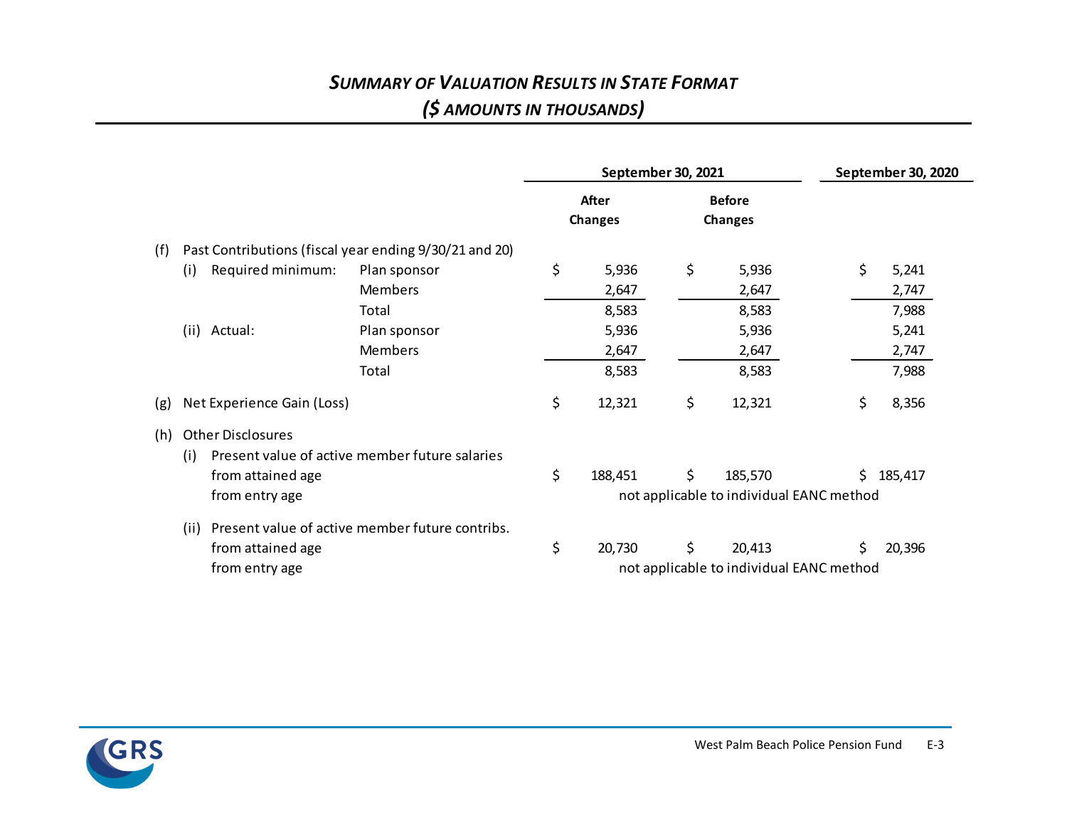# *SUMMARY OF VALUATION RESULTS IN STATE FORMAT*
## *($ AMOUNTS IN THOUSANDS)*

| | | | September 30, 2021 After Changes | September 30, 2021 Before Changes | September 30, 2020 |
|---|---|---|---|---|---|
| (f) | Past Contributions (fiscal year ending 9/30/21 and 20) | | | | |
| | (i) Required minimum: | Plan sponsor | $ 5,936 | $ 5,936 | $ 5,241 |
| | | Members | 2,647 | 2,647 | 2,747 |
| | | Total | 8,583 | 8,583 | 7,988 |
| | (ii) Actual: | Plan sponsor | 5,936 | 5,936 | 5,241 |
| | | Members | 2,647 | 2,647 | 2,747 |
| | | Total | 8,583 | 8,583 | 7,988 |
| (g) | Net Experience Gain (Loss) | | $ 12,321 | $ 12,321 | $ 8,356 |
| (h) | Other Disclosures | | | | |
| | (i) Present value of active member future salaries | | | | |
| | from attained age | | $ 188,451 | $ 185,570 | $ 185,417 |
| | from entry age | | not applicable to individual EANC method | | |
| | (ii) Present value of active member future contribs. | | | | |
| | from attained age | | $ 20,730 | $ 20,413 | $ 20,396 |
| | from entry age | | not applicable to individual EANC method | | |